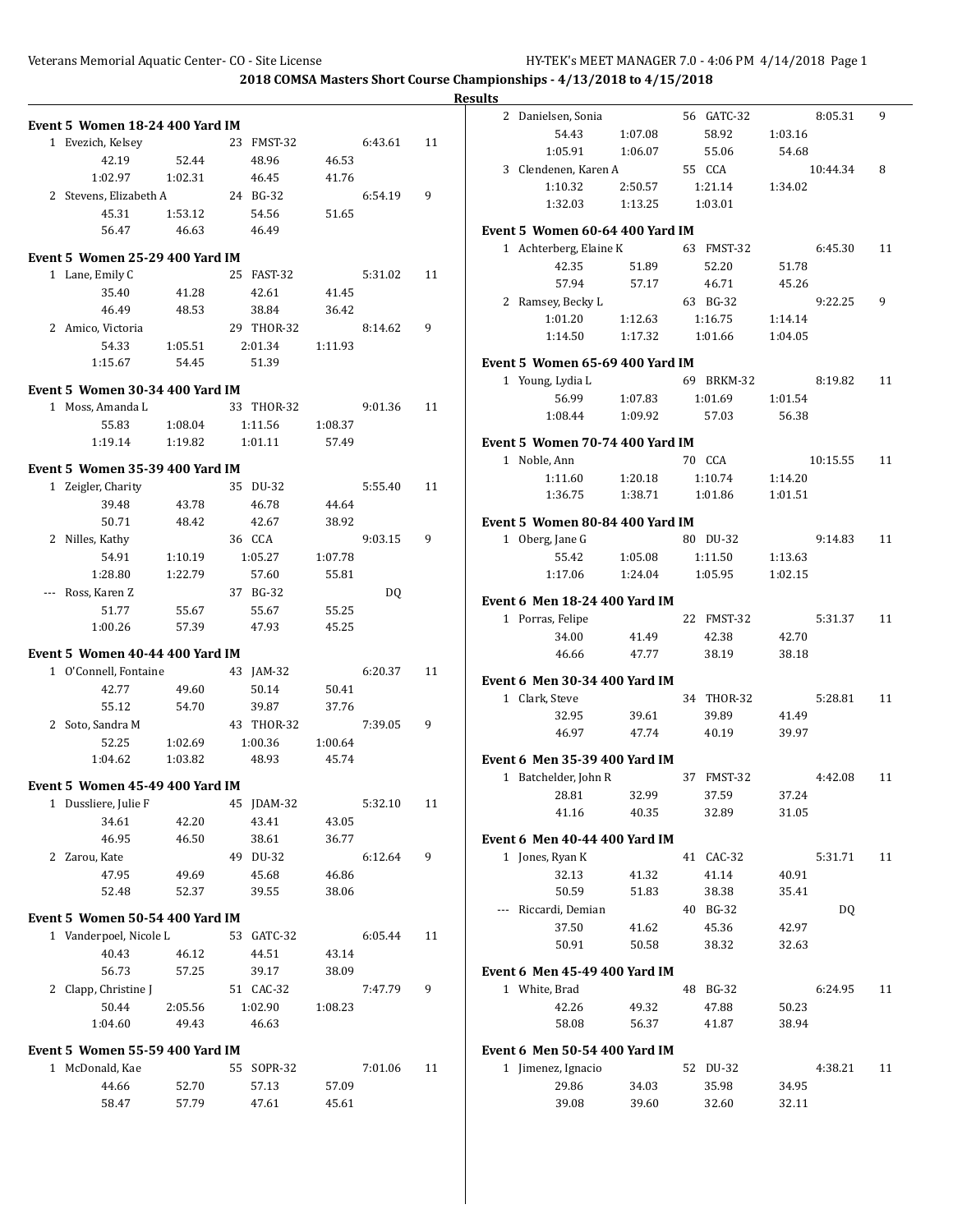Veterans Memorial Aquatic Center- CO - Site License HY-TEK's MEET MANAGER 7.0 - 4:06 PM 4/14/2018

**2018 COMSA Masters Short Course Championships - 4/13/2018 to 4/15/2018**

**Results**

### Event 5 Women 18-24 400 Yard IM

```
  1 Evezich, Kelsey           23 FMST-32          6:43.61   11
       42.19      52.44      48.96      46.53
     1:02.97    1:02.31      46.45      41.76
  2 Stevens, Elizabeth A      24 BG-32            6:54.19    9
       45.31    1:53.12      54.56      51.65
       56.47      46.63      46.49
```

### Event 5 Women 25-29 400 Yard IM

```
  1 Lane, Emily C             25 FAST-32          5:31.02   11
       35.40      41.28      42.61      41.45
       46.49      48.53      38.84      36.42
  2 Amico, Victoria           29 THOR-32          8:14.62    9
       54.33    1:05.51    2:01.34    1:11.93
     1:15.67      54.45      51.39
```

### Event 5 Women 30-34 400 Yard IM

```
  1 Moss, Amanda L            33 THOR-32          9:01.36   11
       55.83    1:08.04    1:11.56    1:08.37
     1:19.14    1:19.82    1:01.11      57.49
```

### Event 5 Women 35-39 400 Yard IM

```
  1 Zeigler, Charity          35 DU-32            5:55.40   11
       39.48      43.78      46.78      44.64
       50.71      48.42      42.67      38.92
  2 Nilles, Kathy             36 CCA              9:03.15    9
       54.91    1:10.19    1:05.27    1:07.78
     1:28.80    1:22.79      57.60      55.81
--- Ross, Karen Z             37 BG-32                 DQ
       51.77      55.67      55.67      55.25
     1:00.26      57.39      47.93      45.25
```

### Event 5 Women 40-44 400 Yard IM

```
  1 O'Connell, Fontaine       43 JAM-32           6:20.37   11
       42.77      49.60      50.14      50.41
       55.12      54.70      39.87      37.76
  2 Soto, Sandra M            43 THOR-32          7:39.05    9
       52.25    1:02.69    1:00.36    1:00.64
     1:04.62    1:03.82      48.93      45.74
```

### Event 5 Women 45-49 400 Yard IM

```
  1 Dussliere, Julie F        45 JDAM-32          5:32.10   11
       34.61      42.20      43.41      43.05
       46.95      46.50      38.61      36.77
  2 Zarou, Kate               49 DU-32            6:12.64    9
       47.95      49.69      45.68      46.86
       52.48      52.37      39.55      38.06
```

### Event 5 Women 50-54 400 Yard IM

```
  1 Vanderpoel, Nicole L      53 GATC-32          6:05.44   11
       40.43      46.12      44.51      43.14
       56.73      57.25      39.17      38.09
  2 Clapp, Christine J        51 CAC-32           7:47.79    9
       50.44    2:05.56    1:02.90    1:08.23
     1:04.60      49.43      46.63
```

### Event 5 Women 55-59 400 Yard IM

```
  1 McDonald, Kae             55 SOPR-32          7:01.06   11
       44.66      52.70      57.13      57.09
       58.47      57.79      47.61      45.61
  2 Danielsen, Sonia          56 GATC-32          8:05.31    9
       54.43    1:07.08      58.92    1:03.16
     1:05.91    1:06.07      55.06      54.68
  3 Clendenen, Karen A        55 CCA             10:44.34    8
     1:10.32    2:50.57    1:21.14    1:34.02
     1:32.03    1:13.25    1:03.01
```

### Event 5 Women 60-64 400 Yard IM

```
  1 Achterberg, Elaine K      63 FMST-32          6:45.30   11
       42.35      51.89      52.20      51.78
       57.94      57.17      46.71      45.26
  2 Ramsey, Becky L           63 BG-32            9:22.25    9
     1:01.20    1:12.63    1:16.75    1:14.14
     1:14.50    1:17.32    1:01.66    1:04.05
```

### Event 5 Women 65-69 400 Yard IM

```
  1 Young, Lydia L            69 BRKM-32          8:19.82   11
       56.99    1:07.83    1:01.69    1:01.54
     1:08.44    1:09.92      57.03      56.38
```

### Event 5 Women 70-74 400 Yard IM

```
  1 Noble, Ann                70 CCA             10:15.55   11
     1:11.60    1:20.18    1:10.74    1:14.20
     1:36.75    1:38.71    1:01.86    1:01.51
```

### Event 5 Women 80-84 400 Yard IM

```
  1 Oberg, Jane G             80 DU-32            9:14.83   11
       55.42    1:05.08    1:11.50    1:13.63
     1:17.06    1:24.04    1:05.95    1:02.15
```

### Event 6 Men 18-24 400 Yard IM

```
  1 Porras, Felipe            22 FMST-32          5:31.37   11
       34.00      41.49      42.38      42.70
       46.66      47.77      38.19      38.18
```

### Event 6 Men 30-34 400 Yard IM

```
  1 Clark, Steve              34 THOR-32          5:28.81   11
       32.95      39.61      39.89      41.49
       46.97      47.74      40.19      39.97
```

### Event 6 Men 35-39 400 Yard IM

```
  1 Batchelder, John R        37 FMST-32          4:42.08   11
       28.81      32.99      37.59      37.24
       41.16      40.35      32.89      31.05
```

### Event 6 Men 40-44 400 Yard IM

```
  1 Jones, Ryan K             41 CAC-32           5:31.71   11
       32.13      41.32      41.14      40.91
       50.59      51.83      38.38      35.41
--- Riccardi, Demian          40 BG-32                 DQ
       37.50      41.62      45.36      42.97
       50.91      50.58      38.32      32.63
```

### Event 6 Men 45-49 400 Yard IM

```
  1 White, Brad               48 BG-32            6:24.95   11
       42.26      49.32      47.88      50.23
       58.08      56.37      41.87      38.94
```

### Event 6 Men 50-54 400 Yard IM

```
  1 Jimenez, Ignacio          52 DU-32            4:38.21   11
       29.86      34.03      35.98      34.95
       39.08      39.60      32.60      32.11
```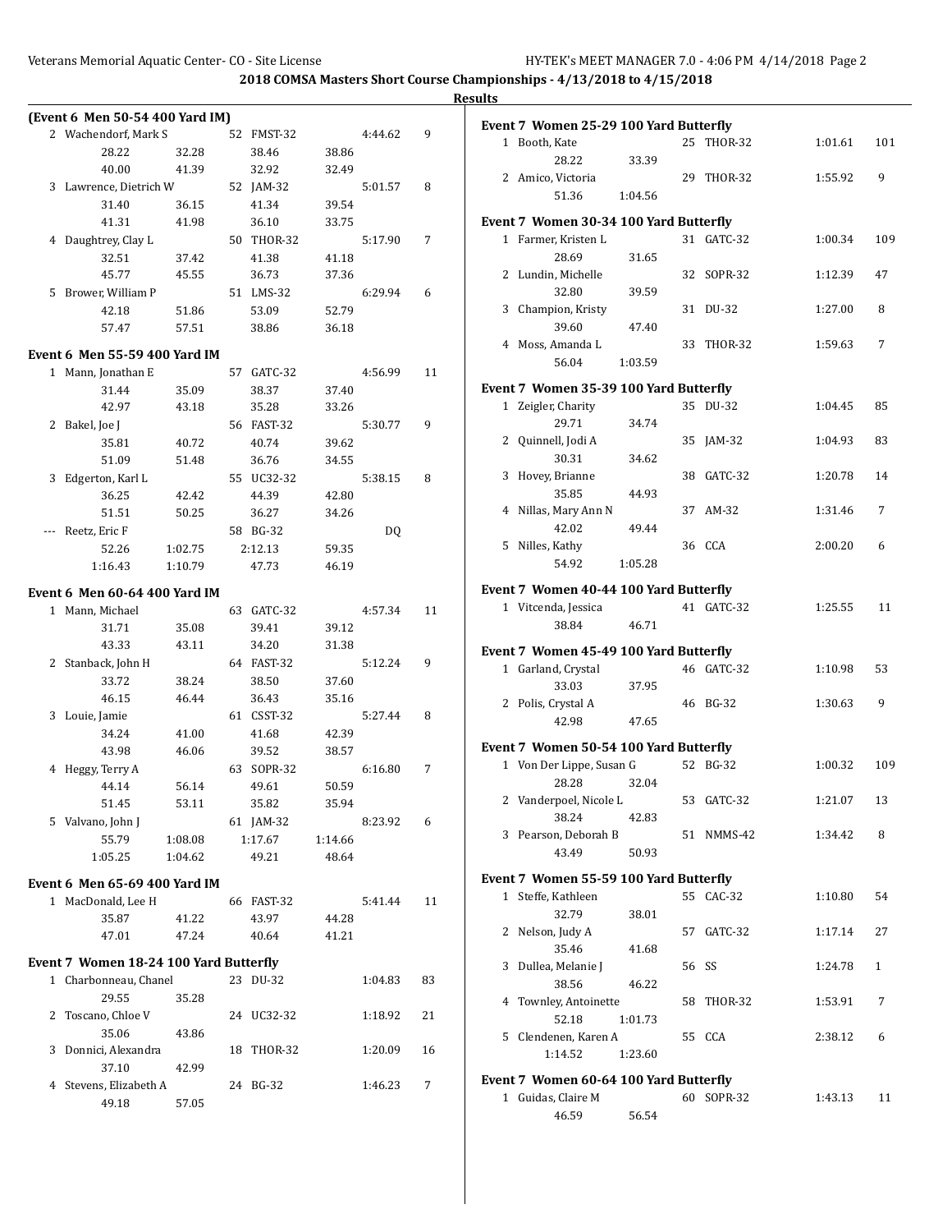## 2018 COMSA Masters Short Course Championships - 4/13/2018 to 4/15/2018

### Results

**(Event 6 Men 50-54 400 Yard IM)**

| Place | Name | Age | Team | Time | Points |
|---|---|---|---|---|---|
| 2 | Wachendorf, Mark S | 52 | FMST-32 | 4:44.62 | 9 |
| | 28.22 / 32.28 / 38.46 / 38.86 / 40.00 / 41.39 / 32.92 / 32.49 | | | | |
| 3 | Lawrence, Dietrich W | 52 | JAM-32 | 5:01.57 | 8 |
| | 31.40 / 36.15 / 41.34 / 39.54 / 41.31 / 41.98 / 36.10 / 33.75 | | | | |
| 4 | Daughtrey, Clay L | 50 | THOR-32 | 5:17.90 | 7 |
| | 32.51 / 37.42 / 41.38 / 41.18 / 45.77 / 45.55 / 36.73 / 37.36 | | | | |
| 5 | Brower, William P | 51 | LMS-32 | 6:29.94 | 6 |
| | 42.18 / 51.86 / 53.09 / 52.79 / 57.47 / 57.51 / 38.86 / 36.18 | | | | |

**Event 6 Men 55-59 400 Yard IM**

| Place | Name | Age | Team | Time | Points |
|---|---|---|---|---|---|
| 1 | Mann, Jonathan E | 57 | GATC-32 | 4:56.99 | 11 |
| | 31.44 / 35.09 / 38.37 / 37.40 / 42.97 / 43.18 / 35.28 / 33.26 | | | | |
| 2 | Bakel, Joe J | 56 | FAST-32 | 5:30.77 | 9 |
| | 35.81 / 40.72 / 40.74 / 39.62 / 51.09 / 51.48 / 36.76 / 34.55 | | | | |
| 3 | Edgerton, Karl L | 55 | UC32-32 | 5:38.15 | 8 |
| | 36.25 / 42.42 / 44.39 / 42.80 / 51.51 / 50.25 / 36.27 / 34.26 | | | | |
| --- | Reetz, Eric F | 58 | BG-32 | DQ | |
| | 52.26 / 1:02.75 / 2:12.13 / 59.35 / 1:16.43 / 1:10.79 / 47.73 / 46.19 | | | | |

**Event 6 Men 60-64 400 Yard IM**

| Place | Name | Age | Team | Time | Points |
|---|---|---|---|---|---|
| 1 | Mann, Michael | 63 | GATC-32 | 4:57.34 | 11 |
| | 31.71 / 35.08 / 39.41 / 39.12 / 43.33 / 43.11 / 34.20 / 31.38 | | | | |
| 2 | Stanback, John H | 64 | FAST-32 | 5:12.24 | 9 |
| | 33.72 / 38.24 / 38.50 / 37.60 / 46.15 / 46.44 / 36.43 / 35.16 | | | | |
| 3 | Louie, Jamie | 61 | CSST-32 | 5:27.44 | 8 |
| | 34.24 / 41.00 / 41.68 / 42.39 / 43.98 / 46.06 / 39.52 / 38.57 | | | | |
| 4 | Heggy, Terry A | 63 | SOPR-32 | 6:16.80 | 7 |
| | 44.14 / 56.14 / 49.61 / 50.59 / 51.45 / 53.11 / 35.82 / 35.94 | | | | |
| 5 | Valvano, John J | 61 | JAM-32 | 8:23.92 | 6 |
| | 55.79 / 1:08.08 / 1:17.67 / 1:14.66 / 1:05.25 / 1:04.62 / 49.21 / 48.64 | | | | |

**Event 6 Men 65-69 400 Yard IM**

| Place | Name | Age | Team | Time | Points |
|---|---|---|---|---|---|
| 1 | MacDonald, Lee H | 66 | FAST-32 | 5:41.44 | 11 |
| | 35.87 / 41.22 / 43.97 / 44.28 / 47.01 / 47.24 / 40.64 / 41.21 | | | | |

**Event 7 Women 18-24 100 Yard Butterfly**

| Place | Name | Age | Team | Time | Points |
|---|---|---|---|---|---|
| 1 | Charbonneau, Chanel | 23 | DU-32 | 1:04.83 | 83 |
| | 29.55 / 35.28 | | | | |
| 2 | Toscano, Chloe V | 24 | UC32-32 | 1:18.92 | 21 |
| | 35.06 / 43.86 | | | | |
| 3 | Donnici, Alexandra | 18 | THOR-32 | 1:20.09 | 16 |
| | 37.10 / 42.99 | | | | |
| 4 | Stevens, Elizabeth A | 24 | BG-32 | 1:46.23 | 7 |
| | 49.18 / 57.05 | | | | |

**Event 7 Women 25-29 100 Yard Butterfly**

| Place | Name | Age | Team | Time | Points |
|---|---|---|---|---|---|
| 1 | Booth, Kate | 25 | THOR-32 | 1:01.61 | 101 |
| | 28.22 / 33.39 | | | | |
| 2 | Amico, Victoria | 29 | THOR-32 | 1:55.92 | 9 |
| | 51.36 / 1:04.56 | | | | |

**Event 7 Women 30-34 100 Yard Butterfly**

| Place | Name | Age | Team | Time | Points |
|---|---|---|---|---|---|
| 1 | Farmer, Kristen L | 31 | GATC-32 | 1:00.34 | 109 |
| | 28.69 / 31.65 | | | | |
| 2 | Lundin, Michelle | 32 | SOPR-32 | 1:12.39 | 47 |
| | 32.80 / 39.59 | | | | |
| 3 | Champion, Kristy | 31 | DU-32 | 1:27.00 | 8 |
| | 39.60 / 47.40 | | | | |
| 4 | Moss, Amanda L | 33 | THOR-32 | 1:59.63 | 7 |
| | 56.04 / 1:03.59 | | | | |

**Event 7 Women 35-39 100 Yard Butterfly**

| Place | Name | Age | Team | Time | Points |
|---|---|---|---|---|---|
| 1 | Zeigler, Charity | 35 | DU-32 | 1:04.45 | 85 |
| | 29.71 / 34.74 | | | | |
| 2 | Quinnell, Jodi A | 35 | JAM-32 | 1:04.93 | 83 |
| | 30.31 / 34.62 | | | | |
| 3 | Hovey, Brianne | 38 | GATC-32 | 1:20.78 | 14 |
| | 35.85 / 44.93 | | | | |
| 4 | Nillas, Mary Ann N | 37 | AM-32 | 1:31.46 | 7 |
| | 42.02 / 49.44 | | | | |
| 5 | Nilles, Kathy | 36 | CCA | 2:00.20 | 6 |
| | 54.92 / 1:05.28 | | | | |

**Event 7 Women 40-44 100 Yard Butterfly**

| Place | Name | Age | Team | Time | Points |
|---|---|---|---|---|---|
| 1 | Vitcenda, Jessica | 41 | GATC-32 | 1:25.55 | 11 |
| | 38.84 / 46.71 | | | | |

**Event 7 Women 45-49 100 Yard Butterfly**

| Place | Name | Age | Team | Time | Points |
|---|---|---|---|---|---|
| 1 | Garland, Crystal | 46 | GATC-32 | 1:10.98 | 53 |
| | 33.03 / 37.95 | | | | |
| 2 | Polis, Crystal A | 46 | BG-32 | 1:30.63 | 9 |
| | 42.98 / 47.65 | | | | |

**Event 7 Women 50-54 100 Yard Butterfly**

| Place | Name | Age | Team | Time | Points |
|---|---|---|---|---|---|
| 1 | Von Der Lippe, Susan G | 52 | BG-32 | 1:00.32 | 109 |
| | 28.28 / 32.04 | | | | |
| 2 | Vanderpoel, Nicole L | 53 | GATC-32 | 1:21.07 | 13 |
| | 38.24 / 42.83 | | | | |
| 3 | Pearson, Deborah B | 51 | NMMS-42 | 1:34.42 | 8 |
| | 43.49 / 50.93 | | | | |

**Event 7 Women 55-59 100 Yard Butterfly**

| Place | Name | Age | Team | Time | Points |
|---|---|---|---|---|---|
| 1 | Steffe, Kathleen | 55 | CAC-32 | 1:10.80 | 54 |
| | 32.79 / 38.01 | | | | |
| 2 | Nelson, Judy A | 57 | GATC-32 | 1:17.14 | 27 |
| | 35.46 / 41.68 | | | | |
| 3 | Dullea, Melanie J | 56 | SS | 1:24.78 | 1 |
| | 38.56 / 46.22 | | | | |
| 4 | Townley, Antoinette | 58 | THOR-32 | 1:53.91 | 7 |
| | 52.18 / 1:01.73 | | | | |
| 5 | Clendenen, Karen A | 55 | CCA | 2:38.12 | 6 |
| | 1:14.52 / 1:23.60 | | | | |

**Event 7 Women 60-64 100 Yard Butterfly**

| Place | Name | Age | Team | Time | Points |
|---|---|---|---|---|---|
| 1 | Guidas, Claire M | 60 | SOPR-32 | 1:43.13 | 11 |
| | 46.59 / 56.54 | | | | |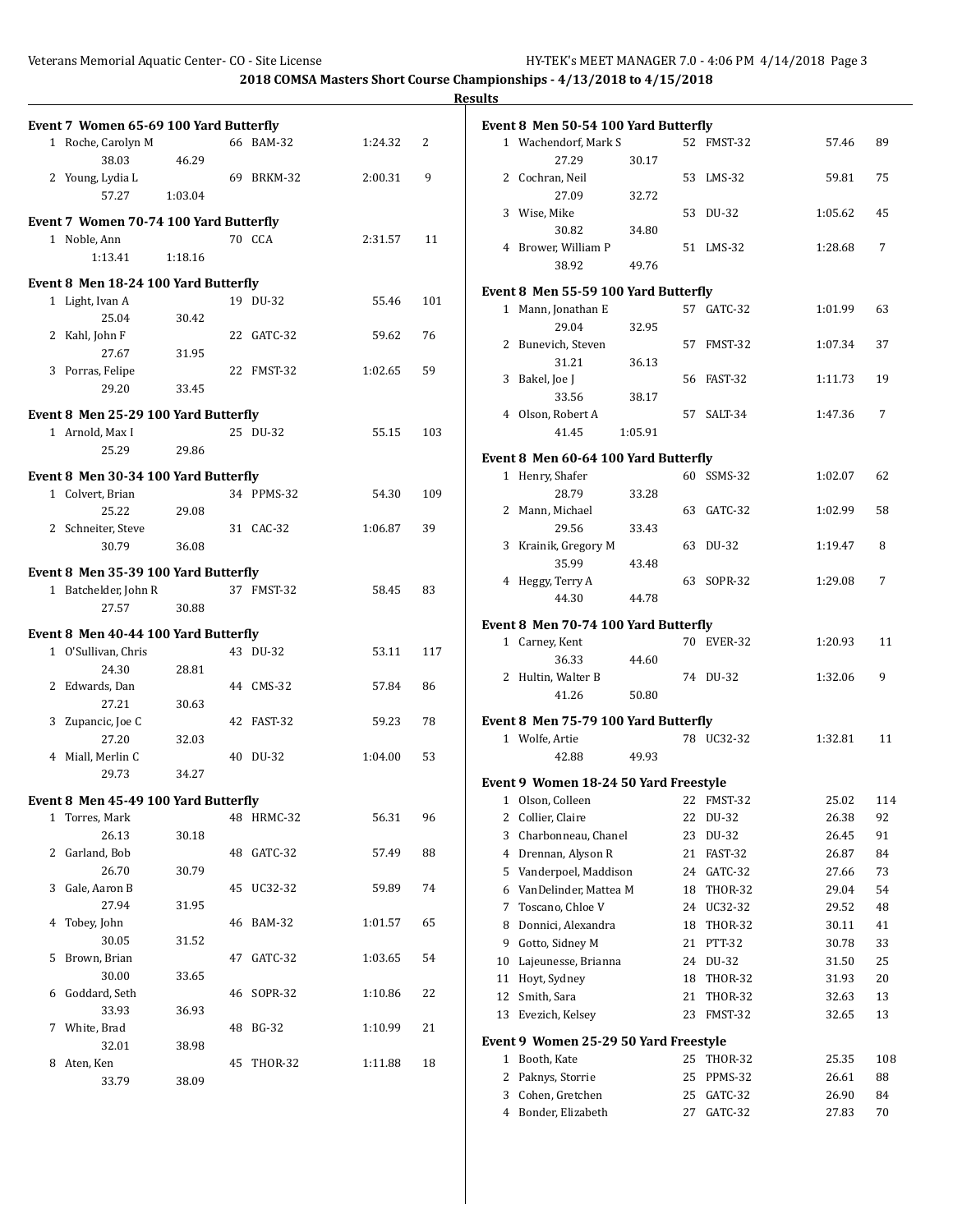**2018 COMSA Masters Short Course Championships - 4/13/2018 to 4/15/2018**

**Results**

### Event 7 Women 65-69 100 Yard Butterfly

| Place | Name | Age | Team | Time | Points |
|---|---|---|---|---|---|
| 1 | Roche, Carolyn M | 66 | BAM-32 | 1:24.32 | 2 |
| | 38.03 | 46.29 | | | |
| 2 | Young, Lydia L | 69 | BRKM-32 | 2:00.31 | 9 |
| | 57.27 | 1:03.04 | | | |

### Event 7 Women 70-74 100 Yard Butterfly

| Place | Name | Age | Team | Time | Points |
|---|---|---|---|---|---|
| 1 | Noble, Ann | 70 | CCA | 2:31.57 | 11 |
| | 1:13.41 | 1:18.16 | | | |

### Event 8 Men 18-24 100 Yard Butterfly

| Place | Name | Age | Team | Time | Points |
|---|---|---|---|---|---|
| 1 | Light, Ivan A | 19 | DU-32 | 55.46 | 101 |
| | 25.04 | 30.42 | | | |
| 2 | Kahl, John F | 22 | GATC-32 | 59.62 | 76 |
| | 27.67 | 31.95 | | | |
| 3 | Porras, Felipe | 22 | FMST-32 | 1:02.65 | 59 |
| | 29.20 | 33.45 | | | |

### Event 8 Men 25-29 100 Yard Butterfly

| Place | Name | Age | Team | Time | Points |
|---|---|---|---|---|---|
| 1 | Arnold, Max I | 25 | DU-32 | 55.15 | 103 |
| | 25.29 | 29.86 | | | |

### Event 8 Men 30-34 100 Yard Butterfly

| Place | Name | Age | Team | Time | Points |
|---|---|---|---|---|---|
| 1 | Colvert, Brian | 34 | PPMS-32 | 54.30 | 109 |
| | 25.22 | 29.08 | | | |
| 2 | Schneiter, Steve | 31 | CAC-32 | 1:06.87 | 39 |
| | 30.79 | 36.08 | | | |

### Event 8 Men 35-39 100 Yard Butterfly

| Place | Name | Age | Team | Time | Points |
|---|---|---|---|---|---|
| 1 | Batchelder, John R | 37 | FMST-32 | 58.45 | 83 |
| | 27.57 | 30.88 | | | |

### Event 8 Men 40-44 100 Yard Butterfly

| Place | Name | Age | Team | Time | Points |
|---|---|---|---|---|---|
| 1 | O'Sullivan, Chris | 43 | DU-32 | 53.11 | 117 |
| | 24.30 | 28.81 | | | |
| 2 | Edwards, Dan | 44 | CMS-32 | 57.84 | 86 |
| | 27.21 | 30.63 | | | |
| 3 | Zupancic, Joe C | 42 | FAST-32 | 59.23 | 78 |
| | 27.20 | 32.03 | | | |
| 4 | Miall, Merlin C | 40 | DU-32 | 1:04.00 | 53 |
| | 29.73 | 34.27 | | | |

### Event 8 Men 45-49 100 Yard Butterfly

| Place | Name | Age | Team | Time | Points |
|---|---|---|---|---|---|
| 1 | Torres, Mark | 48 | HRMC-32 | 56.31 | 96 |
| | 26.13 | 30.18 | | | |
| 2 | Garland, Bob | 48 | GATC-32 | 57.49 | 88 |
| | 26.70 | 30.79 | | | |
| 3 | Gale, Aaron B | 45 | UC32-32 | 59.89 | 74 |
| | 27.94 | 31.95 | | | |
| 4 | Tobey, John | 46 | BAM-32 | 1:01.57 | 65 |
| | 30.05 | 31.52 | | | |
| 5 | Brown, Brian | 47 | GATC-32 | 1:03.65 | 54 |
| | 30.00 | 33.65 | | | |
| 6 | Goddard, Seth | 46 | SOPR-32 | 1:10.86 | 22 |
| | 33.93 | 36.93 | | | |
| 7 | White, Brad | 48 | BG-32 | 1:10.99 | 21 |
| | 32.01 | 38.98 | | | |
| 8 | Aten, Ken | 45 | THOR-32 | 1:11.88 | 18 |
| | 33.79 | 38.09 | | | |

### Event 8 Men 50-54 100 Yard Butterfly

| Place | Name | Age | Team | Time | Points |
|---|---|---|---|---|---|
| 1 | Wachendorf, Mark S | 52 | FMST-32 | 57.46 | 89 |
| | 27.29 | 30.17 | | | |
| 2 | Cochran, Neil | 53 | LMS-32 | 59.81 | 75 |
| | 27.09 | 32.72 | | | |
| 3 | Wise, Mike | 53 | DU-32 | 1:05.62 | 45 |
| | 30.82 | 34.80 | | | |
| 4 | Brower, William P | 51 | LMS-32 | 1:28.68 | 7 |
| | 38.92 | 49.76 | | | |

### Event 8 Men 55-59 100 Yard Butterfly

| Place | Name | Age | Team | Time | Points |
|---|---|---|---|---|---|
| 1 | Mann, Jonathan E | 57 | GATC-32 | 1:01.99 | 63 |
| | 29.04 | 32.95 | | | |
| 2 | Bunevich, Steven | 57 | FMST-32 | 1:07.34 | 37 |
| | 31.21 | 36.13 | | | |
| 3 | Bakel, Joe J | 56 | FAST-32 | 1:11.73 | 19 |
| | 33.56 | 38.17 | | | |
| 4 | Olson, Robert A | 57 | SALT-34 | 1:47.36 | 7 |
| | 41.45 | 1:05.91 | | | |

### Event 8 Men 60-64 100 Yard Butterfly

| Place | Name | Age | Team | Time | Points |
|---|---|---|---|---|---|
| 1 | Henry, Shafer | 60 | SSMS-32 | 1:02.07 | 62 |
| | 28.79 | 33.28 | | | |
| 2 | Mann, Michael | 63 | GATC-32 | 1:02.99 | 58 |
| | 29.56 | 33.43 | | | |
| 3 | Krainik, Gregory M | 63 | DU-32 | 1:19.47 | 8 |
| | 35.99 | 43.48 | | | |
| 4 | Heggy, Terry A | 63 | SOPR-32 | 1:29.08 | 7 |
| | 44.30 | 44.78 | | | |

### Event 8 Men 70-74 100 Yard Butterfly

| Place | Name | Age | Team | Time | Points |
|---|---|---|---|---|---|
| 1 | Carney, Kent | 70 | EVER-32 | 1:20.93 | 11 |
| | 36.33 | 44.60 | | | |
| 2 | Hultin, Walter B | 74 | DU-32 | 1:32.06 | 9 |
| | 41.26 | 50.80 | | | |

### Event 8 Men 75-79 100 Yard Butterfly

| Place | Name | Age | Team | Time | Points |
|---|---|---|---|---|---|
| 1 | Wolfe, Artie | 78 | UC32-32 | 1:32.81 | 11 |
| | 42.88 | 49.93 | | | |

### Event 9 Women 18-24 50 Yard Freestyle

| Place | Name | Age | Team | Time | Points |
|---|---|---|---|---|---|
| 1 | Olson, Colleen | 22 | FMST-32 | 25.02 | 114 |
| 2 | Collier, Claire | 22 | DU-32 | 26.38 | 92 |
| 3 | Charbonneau, Chanel | 23 | DU-32 | 26.45 | 91 |
| 4 | Drennan, Alyson R | 21 | FAST-32 | 26.87 | 84 |
| 5 | Vanderpoel, Maddison | 24 | GATC-32 | 27.66 | 73 |
| 6 | VanDelinder, Mattea M | 18 | THOR-32 | 29.04 | 54 |
| 7 | Toscano, Chloe V | 24 | UC32-32 | 29.52 | 48 |
| 8 | Donnici, Alexandra | 18 | THOR-32 | 30.11 | 41 |
| 9 | Gotto, Sidney M | 21 | PTT-32 | 30.78 | 33 |
| 10 | Lajeunesse, Brianna | 24 | DU-32 | 31.50 | 25 |
| 11 | Hoyt, Sydney | 18 | THOR-32 | 31.93 | 20 |
| 12 | Smith, Sara | 21 | THOR-32 | 32.63 | 13 |
| 13 | Evezich, Kelsey | 23 | FMST-32 | 32.65 | 13 |

### Event 9 Women 25-29 50 Yard Freestyle

| Place | Name | Age | Team | Time | Points |
|---|---|---|---|---|---|
| 1 | Booth, Kate | 25 | THOR-32 | 25.35 | 108 |
| 2 | Paknys, Storrie | 25 | PPMS-32 | 26.61 | 88 |
| 3 | Cohen, Gretchen | 25 | GATC-32 | 26.90 | 84 |
| 4 | Bonder, Elizabeth | 27 | GATC-32 | 27.83 | 70 |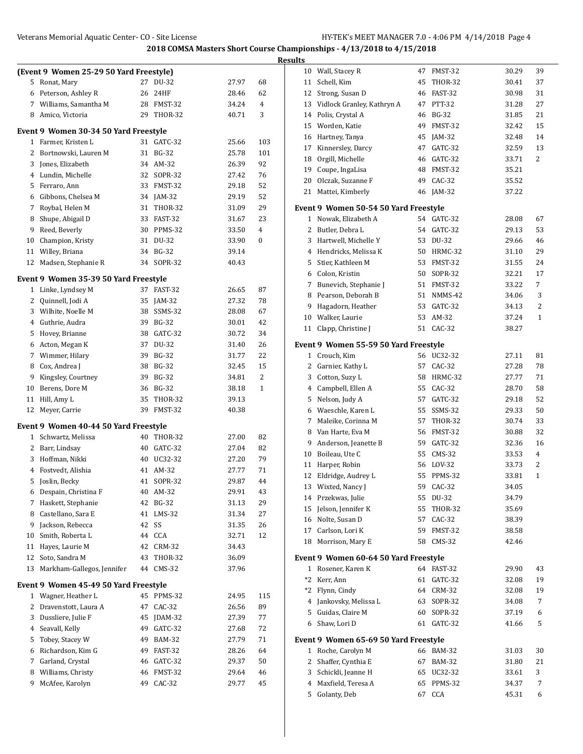2018 COMSA Masters Short Course Championships - 4/13/2018 to 4/15/2018

Results

### (Event 9 Women 25-29 50 Yard Freestyle)

| | Name | Age | Team | Time | Points |
|---|---|---|---|---|---|
| 5 | Ronat, Mary | 27 | DU-32 | 27.97 | 68 |
| 6 | Peterson, Ashley R | 26 | 24HF | 28.46 | 62 |
| 7 | Williams, Samantha M | 28 | FMST-32 | 34.24 | 4 |
| 8 | Amico, Victoria | 29 | THOR-32 | 40.71 | 3 |

### Event 9 Women 30-34 50 Yard Freestyle

| | Name | Age | Team | Time | Points |
|---|---|---|---|---|---|
| 1 | Farmer, Kristen L | 31 | GATC-32 | 25.66 | 103 |
| 2 | Bortnowski, Lauren M | 31 | BG-32 | 25.78 | 101 |
| 3 | Jones, Elizabeth | 34 | AM-32 | 26.39 | 92 |
| 4 | Lundin, Michelle | 32 | SOPR-32 | 27.42 | 76 |
| 5 | Ferraro, Ann | 33 | FMST-32 | 29.18 | 52 |
| 6 | Gibbons, Chelsea M | 34 | JAM-32 | 29.19 | 52 |
| 7 | Roybal, Helen M | 31 | THOR-32 | 31.09 | 29 |
| 8 | Shupe, Abigail D | 33 | FAST-32 | 31.67 | 23 |
| 9 | Reed, Beverly | 30 | PPMS-32 | 33.50 | 4 |
| 10 | Champion, Kristy | 31 | DU-32 | 33.90 | 0 |
| 11 | Willey, Briana | 34 | BG-32 | 39.14 | |
| 12 | Madsen, Stephanie R | 34 | SOPR-32 | 40.43 | |

### Event 9 Women 35-39 50 Yard Freestyle

| | Name | Age | Team | Time | Points |
|---|---|---|---|---|---|
| 1 | Linke, Lyndsey M | 37 | FAST-32 | 26.65 | 87 |
| 2 | Quinnell, Jodi A | 35 | JAM-32 | 27.32 | 78 |
| 3 | Wilhite, Noelle M | 38 | SSMS-32 | 28.08 | 67 |
| 4 | Guthrie, Audra | 39 | BG-32 | 30.01 | 42 |
| 5 | Hovey, Brianne | 38 | GATC-32 | 30.72 | 34 |
| 6 | Acton, Megan K | 37 | DU-32 | 31.40 | 26 |
| 7 | Wimmer, Hilary | 39 | BG-32 | 31.77 | 22 |
| 8 | Cox, Andrea J | 38 | BG-32 | 32.45 | 15 |
| 9 | Kingsley, Courtney | 39 | BG-32 | 34.81 | 2 |
| 10 | Berens, Dore M | 36 | BG-32 | 38.18 | 1 |
| 11 | Hill, Amy L | 35 | THOR-32 | 39.13 | |
| 12 | Meyer, Carrie | 39 | FMST-32 | 40.38 | |

### Event 9 Women 40-44 50 Yard Freestyle

| | Name | Age | Team | Time | Points |
|---|---|---|---|---|---|
| 1 | Schwartz, Melissa | 40 | THOR-32 | 27.00 | 82 |
| 2 | Barr, Lindsay | 40 | GATC-32 | 27.04 | 82 |
| 3 | Hoffman, Nikki | 40 | UC32-32 | 27.20 | 79 |
| 4 | Fostvedt, Alishia | 41 | AM-32 | 27.77 | 71 |
| 5 | Joslin, Becky | 41 | SOPR-32 | 29.87 | 44 |
| 6 | Despain, Christina F | 40 | AM-32 | 29.91 | 43 |
| 7 | Haskett, Stephanie | 42 | BG-32 | 31.13 | 29 |
| 8 | Castellano, Sara E | 41 | LMS-32 | 31.34 | 27 |
| 9 | Jackson, Rebecca | 42 | SS | 31.35 | 26 |
| 10 | Smith, Roberta L | 44 | CCA | 32.71 | 12 |
| 11 | Hayes, Laurie M | 42 | CRM-32 | 34.43 | |
| 12 | Soto, Sandra M | 43 | THOR-32 | 36.09 | |
| 13 | Markham-Gallegos, Jennifer | 44 | CMS-32 | 37.96 | |

### Event 9 Women 45-49 50 Yard Freestyle

| | Name | Age | Team | Time | Points |
|---|---|---|---|---|---|
| 1 | Wagner, Heather L | 45 | PPMS-32 | 24.95 | 115 |
| 2 | Dravenstott, Laura A | 47 | CAC-32 | 26.56 | 89 |
| 3 | Dussliere, Julie F | 45 | JDAM-32 | 27.39 | 77 |
| 4 | Seavall, Kelly | 49 | GATC-32 | 27.68 | 72 |
| 5 | Tobey, Stacey W | 49 | BAM-32 | 27.79 | 71 |
| 6 | Richardson, Kim G | 49 | FAST-32 | 28.26 | 64 |
| 7 | Garland, Crystal | 46 | GATC-32 | 29.37 | 50 |
| 8 | Williams, Christy | 46 | FMST-32 | 29.64 | 46 |
| 9 | McAfee, Karolyn | 49 | CAC-32 | 29.77 | 45 |
| 10 | Wall, Stacey R | 47 | FMST-32 | 30.29 | 39 |
| 11 | Schell, Kim | 45 | THOR-32 | 30.41 | 37 |
| 12 | Strong, Susan D | 46 | FAST-32 | 30.98 | 31 |
| 13 | Vidlock Granley, Kathryn A | 47 | PTT-32 | 31.28 | 27 |
| 14 | Polis, Crystal A | 46 | BG-32 | 31.85 | 21 |
| 15 | Worden, Katie | 49 | FMST-32 | 32.42 | 15 |
| 16 | Hartney, Tanya | 45 | JAM-32 | 32.48 | 14 |
| 17 | Kinnersley, Darcy | 47 | GATC-32 | 32.59 | 13 |
| 18 | Orgill, Michelle | 46 | GATC-32 | 33.71 | 2 |
| 19 | Coupe, IngaLisa | 48 | FMST-32 | 35.21 | |
| 20 | Olczak, Suzanne F | 49 | CAC-32 | 35.52 | |
| 21 | Mattei, Kimberly | 46 | JAM-32 | 37.22 | |

### Event 9 Women 50-54 50 Yard Freestyle

| | Name | Age | Team | Time | Points |
|---|---|---|---|---|---|
| 1 | Nowak, Elizabeth A | 54 | GATC-32 | 28.08 | 67 |
| 2 | Butler, Debra L | 54 | GATC-32 | 29.13 | 53 |
| 3 | Hartwell, Michelle Y | 53 | DU-32 | 29.66 | 46 |
| 4 | Hendricks, Melissa K | 50 | HRMC-32 | 31.10 | 29 |
| 5 | Stier, Kathleen M | 53 | FMST-32 | 31.55 | 24 |
| 6 | Colon, Kristin | 50 | SOPR-32 | 32.21 | 17 |
| 7 | Bunevich, Stephanie J | 51 | FMST-32 | 33.22 | 7 |
| 8 | Pearson, Deborah B | 51 | NMMS-42 | 34.06 | 3 |
| 9 | Hagadorn, Heather | 53 | GATC-32 | 34.13 | 2 |
| 10 | Walker, Laurie | 53 | AM-32 | 37.24 | 1 |
| 11 | Clapp, Christine J | 51 | CAC-32 | 38.27 | |

### Event 9 Women 55-59 50 Yard Freestyle

| | Name | Age | Team | Time | Points |
|---|---|---|---|---|---|
| 1 | Crouch, Kim | 56 | UC32-32 | 27.11 | 81 |
| 2 | Garnier, Kathy L | 57 | CAC-32 | 27.28 | 78 |
| 3 | Cotton, Suzy L | 58 | HRMC-32 | 27.77 | 71 |
| 4 | Campbell, Ellen A | 55 | CAC-32 | 28.70 | 58 |
| 5 | Nelson, Judy A | 57 | GATC-32 | 29.18 | 52 |
| 6 | Waeschle, Karen L | 55 | SSMS-32 | 29.33 | 50 |
| 7 | Maleike, Corinna M | 57 | THOR-32 | 30.74 | 33 |
| 8 | Van Harte, Eva M | 56 | FMST-32 | 30.88 | 32 |
| 9 | Anderson, Jeanette B | 59 | GATC-32 | 32.36 | 16 |
| 10 | Boileau, Ute C | 55 | CMS-32 | 33.53 | 4 |
| 11 | Harper, Robin | 56 | LOV-32 | 33.73 | 2 |
| 12 | Eldridge, Audrey L | 55 | PPMS-32 | 33.81 | 1 |
| 13 | Wixted, Nancy J | 59 | CAC-32 | 34.05 | |
| 14 | Przekwas, Julie | 55 | DU-32 | 34.79 | |
| 15 | Jelson, Jennifer K | 55 | THOR-32 | 35.69 | |
| 16 | Nolte, Susan D | 57 | CAC-32 | 38.39 | |
| 17 | Carlson, Lori K | 59 | FMST-32 | 38.58 | |
| 18 | Morrison, Mary E | 58 | CMS-32 | 42.46 | |

### Event 9 Women 60-64 50 Yard Freestyle

| | Name | Age | Team | Time | Points |
|---|---|---|---|---|---|
| 1 | Rosener, Karen K | 64 | FAST-32 | 29.90 | 43 |
| *2 | Kerr, Ann | 61 | GATC-32 | 32.08 | 19 |
| *2 | Flynn, Cindy | 64 | CRM-32 | 32.08 | 19 |
| 4 | Jankovsky, Melissa L | 63 | SOPR-32 | 34.08 | 7 |
| 5 | Guidas, Claire M | 60 | SOPR-32 | 37.19 | 6 |
| 6 | Shaw, Lori D | 61 | GATC-32 | 41.66 | 5 |

### Event 9 Women 65-69 50 Yard Freestyle

| | Name | Age | Team | Time | Points |
|---|---|---|---|---|---|
| 1 | Roche, Carolyn M | 66 | BAM-32 | 31.03 | 30 |
| 2 | Shaffer, Cynthia E | 67 | BAM-32 | 31.80 | 21 |
| 3 | Schickli, Jeanne H | 65 | UC32-32 | 33.61 | 3 |
| 4 | Maxfield, Teresa A | 65 | PPMS-32 | 34.37 | 7 |
| 5 | Golanty, Deb | 67 | CCA | 45.31 | 6 |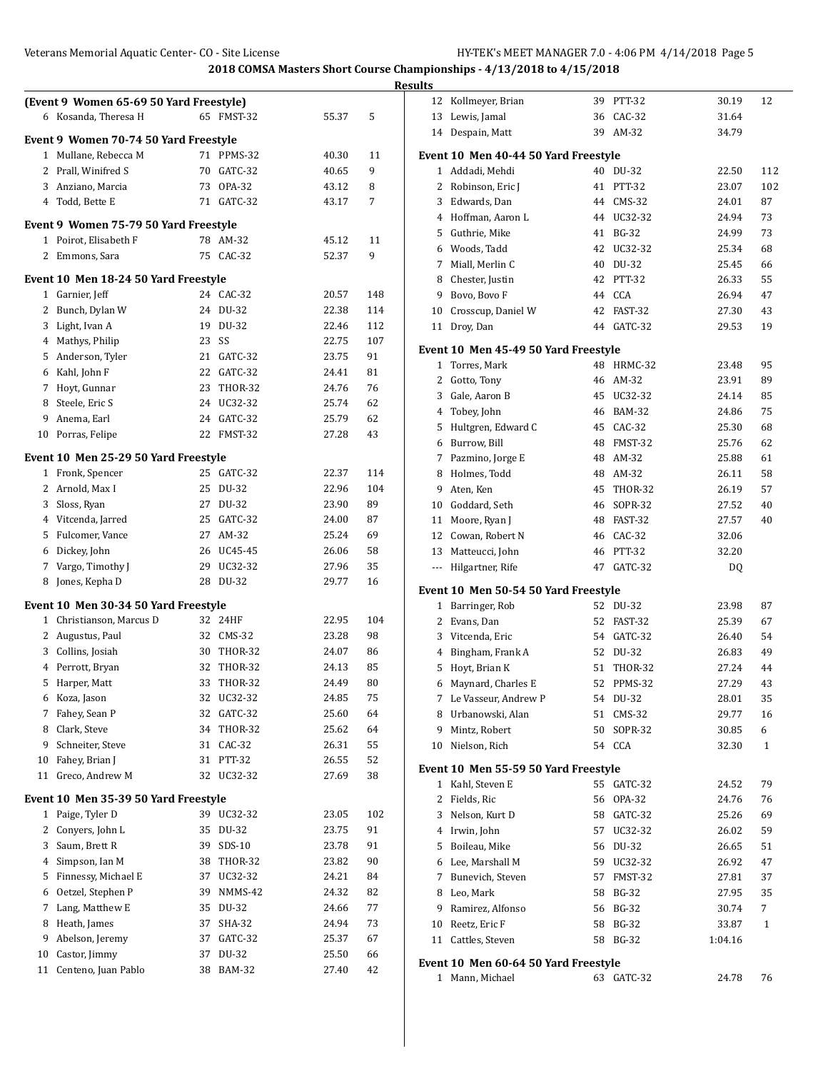# 2018 COMSA Masters Short Course Championships - 4/13/2018 to 4/15/2018

## Results

### (Event 9 Women 65-69 50 Yard Freestyle)

| Place | Name | Age | Team | Time | Points |
|---|---|---|---|---|---|
| 6 | Kosanda, Theresa H | 65 | FMST-32 | 55.37 | 5 |

### Event 9 Women 70-74 50 Yard Freestyle

| Place | Name | Age | Team | Time | Points |
|---|---|---|---|---|---|
| 1 | Mullane, Rebecca M | 71 | PPMS-32 | 40.30 | 11 |
| 2 | Prall, Winifred S | 70 | GATC-32 | 40.65 | 9 |
| 3 | Anziano, Marcia | 73 | OPA-32 | 43.12 | 8 |
| 4 | Todd, Bette E | 71 | GATC-32 | 43.17 | 7 |

### Event 9 Women 75-79 50 Yard Freestyle

| Place | Name | Age | Team | Time | Points |
|---|---|---|---|---|---|
| 1 | Poirot, Elisabeth F | 78 | AM-32 | 45.12 | 11 |
| 2 | Emmons, Sara | 75 | CAC-32 | 52.37 | 9 |

### Event 10 Men 18-24 50 Yard Freestyle

| Place | Name | Age | Team | Time | Points |
|---|---|---|---|---|---|
| 1 | Garnier, Jeff | 24 | CAC-32 | 20.57 | 148 |
| 2 | Bunch, Dylan W | 24 | DU-32 | 22.38 | 114 |
| 3 | Light, Ivan A | 19 | DU-32 | 22.46 | 112 |
| 4 | Mathys, Philip | 23 | SS | 22.75 | 107 |
| 5 | Anderson, Tyler | 21 | GATC-32 | 23.75 | 91 |
| 6 | Kahl, John F | 22 | GATC-32 | 24.41 | 81 |
| 7 | Hoyt, Gunnar | 23 | THOR-32 | 24.76 | 76 |
| 8 | Steele, Eric S | 24 | UC32-32 | 25.74 | 62 |
| 9 | Anema, Earl | 24 | GATC-32 | 25.79 | 62 |
| 10 | Porras, Felipe | 22 | FMST-32 | 27.28 | 43 |

### Event 10 Men 25-29 50 Yard Freestyle

| Place | Name | Age | Team | Time | Points |
|---|---|---|---|---|---|
| 1 | Fronk, Spencer | 25 | GATC-32 | 22.37 | 114 |
| 2 | Arnold, Max I | 25 | DU-32 | 22.96 | 104 |
| 3 | Sloss, Ryan | 27 | DU-32 | 23.90 | 89 |
| 4 | Vitcenda, Jarred | 25 | GATC-32 | 24.00 | 87 |
| 5 | Fulcomer, Vance | 27 | AM-32 | 25.24 | 69 |
| 6 | Dickey, John | 26 | UC45-45 | 26.06 | 58 |
| 7 | Vargo, Timothy J | 29 | UC32-32 | 27.96 | 35 |
| 8 | Jones, Kepha D | 28 | DU-32 | 29.77 | 16 |

### Event 10 Men 30-34 50 Yard Freestyle

| Place | Name | Age | Team | Time | Points |
|---|---|---|---|---|---|
| 1 | Christianson, Marcus D | 32 | 24HF | 22.95 | 104 |
| 2 | Augustus, Paul | 32 | CMS-32 | 23.28 | 98 |
| 3 | Collins, Josiah | 30 | THOR-32 | 24.07 | 86 |
| 4 | Perrott, Bryan | 32 | THOR-32 | 24.13 | 85 |
| 5 | Harper, Matt | 33 | THOR-32 | 24.49 | 80 |
| 6 | Koza, Jason | 32 | UC32-32 | 24.85 | 75 |
| 7 | Fahey, Sean P | 32 | GATC-32 | 25.60 | 64 |
| 8 | Clark, Steve | 34 | THOR-32 | 25.62 | 64 |
| 9 | Schneiter, Steve | 31 | CAC-32 | 26.31 | 55 |
| 10 | Fahey, Brian J | 31 | PTT-32 | 26.55 | 52 |
| 11 | Greco, Andrew M | 32 | UC32-32 | 27.69 | 38 |

### Event 10 Men 35-39 50 Yard Freestyle

| Place | Name | Age | Team | Time | Points |
|---|---|---|---|---|---|
| 1 | Paige, Tyler D | 39 | UC32-32 | 23.05 | 102 |
| 2 | Conyers, John L | 35 | DU-32 | 23.75 | 91 |
| 3 | Saum, Brett R | 39 | SDS-10 | 23.78 | 91 |
| 4 | Simpson, Ian M | 38 | THOR-32 | 23.82 | 90 |
| 5 | Finnessy, Michael E | 37 | UC32-32 | 24.21 | 84 |
| 6 | Oetzel, Stephen P | 39 | NMMS-42 | 24.32 | 82 |
| 7 | Lang, Matthew E | 35 | DU-32 | 24.66 | 77 |
| 8 | Heath, James | 37 | SHA-32 | 24.94 | 73 |
| 9 | Abelson, Jeremy | 37 | GATC-32 | 25.37 | 67 |
| 10 | Castor, Jimmy | 37 | DU-32 | 25.50 | 66 |
| 11 | Centeno, Juan Pablo | 38 | BAM-32 | 27.40 | 42 |
| 12 | Kollmeyer, Brian | 39 | PTT-32 | 30.19 | 12 |
| 13 | Lewis, Jamal | 36 | CAC-32 | 31.64 | |
| 14 | Despain, Matt | 39 | AM-32 | 34.79 | |

### Event 10 Men 40-44 50 Yard Freestyle

| Place | Name | Age | Team | Time | Points |
|---|---|---|---|---|---|
| 1 | Addadi, Mehdi | 40 | DU-32 | 22.50 | 112 |
| 2 | Robinson, Eric J | 41 | PTT-32 | 23.07 | 102 |
| 3 | Edwards, Dan | 44 | CMS-32 | 24.01 | 87 |
| 4 | Hoffman, Aaron L | 44 | UC32-32 | 24.94 | 73 |
| 5 | Guthrie, Mike | 41 | BG-32 | 24.99 | 73 |
| 6 | Woods, Tadd | 42 | UC32-32 | 25.34 | 68 |
| 7 | Miall, Merlin C | 40 | DU-32 | 25.45 | 66 |
| 8 | Chester, Justin | 42 | PTT-32 | 26.33 | 55 |
| 9 | Bovo, Bovo F | 44 | CCA | 26.94 | 47 |
| 10 | Crosscup, Daniel W | 42 | FAST-32 | 27.30 | 43 |
| 11 | Droy, Dan | 44 | GATC-32 | 29.53 | 19 |

### Event 10 Men 45-49 50 Yard Freestyle

| Place | Name | Age | Team | Time | Points |
|---|---|---|---|---|---|
| 1 | Torres, Mark | 48 | HRMC-32 | 23.48 | 95 |
| 2 | Gotto, Tony | 46 | AM-32 | 23.91 | 89 |
| 3 | Gale, Aaron B | 45 | UC32-32 | 24.14 | 85 |
| 4 | Tobey, John | 46 | BAM-32 | 24.86 | 75 |
| 5 | Hultgren, Edward C | 45 | CAC-32 | 25.30 | 68 |
| 6 | Burrow, Bill | 48 | FMST-32 | 25.76 | 62 |
| 7 | Pazmino, Jorge E | 48 | AM-32 | 25.88 | 61 |
| 8 | Holmes, Todd | 48 | AM-32 | 26.11 | 58 |
| 9 | Aten, Ken | 45 | THOR-32 | 26.19 | 57 |
| 10 | Goddard, Seth | 46 | SOPR-32 | 27.52 | 40 |
| 11 | Moore, Ryan J | 48 | FAST-32 | 27.57 | 40 |
| 12 | Cowan, Robert N | 46 | CAC-32 | 32.06 | |
| 13 | Matteucci, John | 46 | PTT-32 | 32.20 | |
| --- | Hilgartner, Rife | 47 | GATC-32 | DQ | |

### Event 10 Men 50-54 50 Yard Freestyle

| Place | Name | Age | Team | Time | Points |
|---|---|---|---|---|---|
| 1 | Barringer, Rob | 52 | DU-32 | 23.98 | 87 |
| 2 | Evans, Dan | 52 | FAST-32 | 25.39 | 67 |
| 3 | Vitcenda, Eric | 54 | GATC-32 | 26.40 | 54 |
| 4 | Bingham, Frank A | 52 | DU-32 | 26.83 | 49 |
| 5 | Hoyt, Brian K | 51 | THOR-32 | 27.24 | 44 |
| 6 | Maynard, Charles E | 52 | PPMS-32 | 27.29 | 43 |
| 7 | Le Vasseur, Andrew P | 54 | DU-32 | 28.01 | 35 |
| 8 | Urbanowski, Alan | 51 | CMS-32 | 29.77 | 16 |
| 9 | Mintz, Robert | 50 | SOPR-32 | 30.85 | 6 |
| 10 | Nielson, Rich | 54 | CCA | 32.30 | 1 |

### Event 10 Men 55-59 50 Yard Freestyle

| Place | Name | Age | Team | Time | Points |
|---|---|---|---|---|---|
| 1 | Kahl, Steven E | 55 | GATC-32 | 24.52 | 79 |
| 2 | Fields, Ric | 56 | OPA-32 | 24.76 | 76 |
| 3 | Nelson, Kurt D | 58 | GATC-32 | 25.26 | 69 |
| 4 | Irwin, John | 57 | UC32-32 | 26.02 | 59 |
| 5 | Boileau, Mike | 56 | DU-32 | 26.65 | 51 |
| 6 | Lee, Marshall M | 59 | UC32-32 | 26.92 | 47 |
| 7 | Bunevich, Steven | 57 | FMST-32 | 27.81 | 37 |
| 8 | Leo, Mark | 58 | BG-32 | 27.95 | 35 |
| 9 | Ramirez, Alfonso | 56 | BG-32 | 30.74 | 7 |
| 10 | Reetz, Eric F | 58 | BG-32 | 33.87 | 1 |
| 11 | Cattles, Steven | 58 | BG-32 | 1:04.16 | |

### Event 10 Men 60-64 50 Yard Freestyle

| Place | Name | Age | Team | Time | Points |
|---|---|---|---|---|---|
| 1 | Mann, Michael | 63 | GATC-32 | 24.78 | 76 |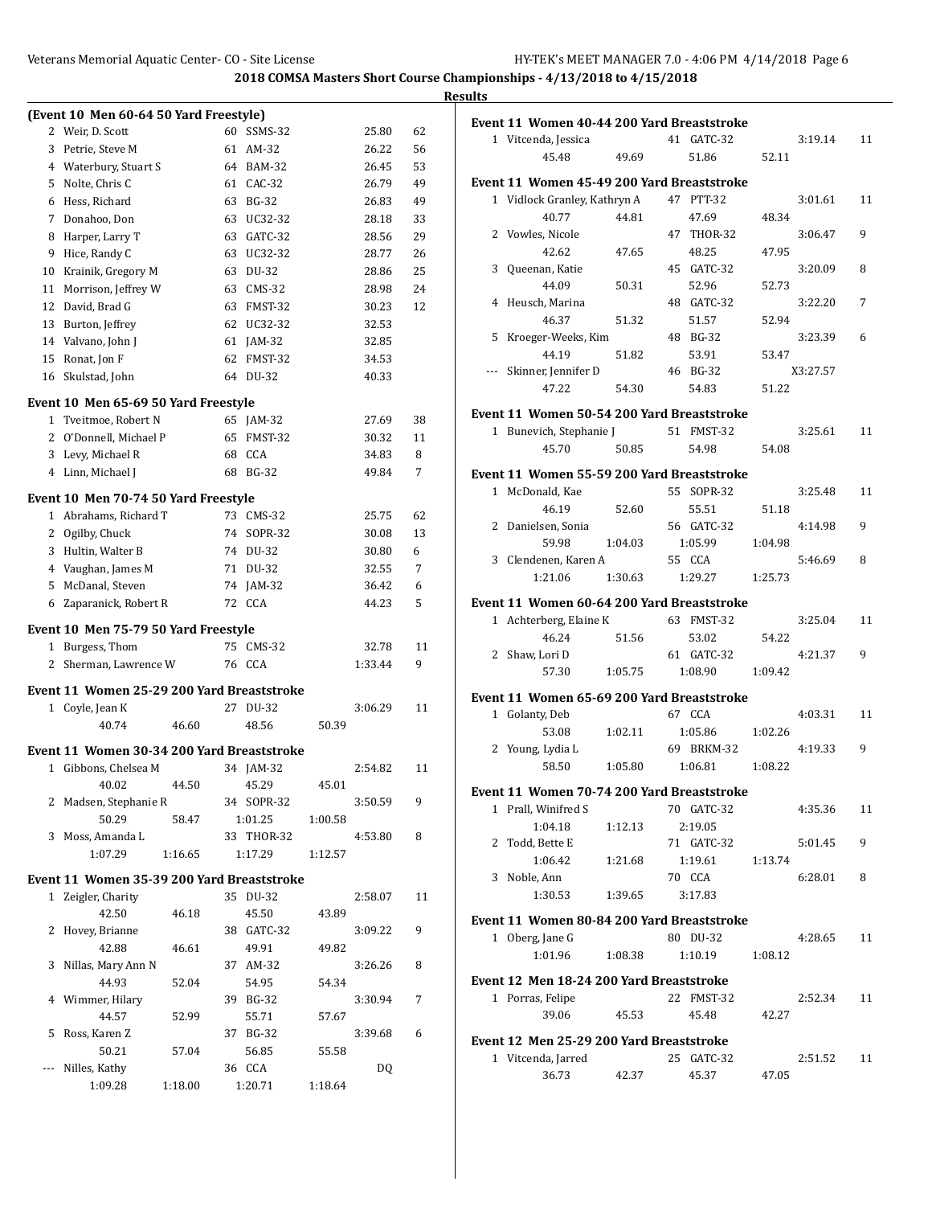## 2018 COMSA Masters Short Course Championships - 4/13/2018 to 4/15/2018

### Results

**(Event 10 Men 60-64 50 Yard Freestyle)**

| | Name | Age | Team | Time | Points |
|---|---|---|---|---|---|
| 2 | Weir, D. Scott | 60 | SSMS-32 | 25.80 | 62 |
| 3 | Petrie, Steve M | 61 | AM-32 | 26.22 | 56 |
| 4 | Waterbury, Stuart S | 64 | BAM-32 | 26.45 | 53 |
| 5 | Nolte, Chris C | 61 | CAC-32 | 26.79 | 49 |
| 6 | Hess, Richard | 63 | BG-32 | 26.83 | 49 |
| 7 | Donahoo, Don | 63 | UC32-32 | 28.18 | 33 |
| 8 | Harper, Larry T | 63 | GATC-32 | 28.56 | 29 |
| 9 | Hice, Randy C | 63 | UC32-32 | 28.77 | 26 |
| 10 | Krainik, Gregory M | 63 | DU-32 | 28.86 | 25 |
| 11 | Morrison, Jeffrey W | 63 | CMS-32 | 28.98 | 24 |
| 12 | David, Brad G | 63 | FMST-32 | 30.23 | 12 |
| 13 | Burton, Jeffrey | 62 | UC32-32 | 32.53 | |
| 14 | Valvano, John J | 61 | JAM-32 | 32.85 | |
| 15 | Ronat, Jon F | 62 | FMST-32 | 34.53 | |
| 16 | Skulstad, John | 64 | DU-32 | 40.33 | |

**Event 10 Men 65-69 50 Yard Freestyle**

| | Name | Age | Team | Time | Points |
|---|---|---|---|---|---|
| 1 | Tveitmoe, Robert N | 65 | JAM-32 | 27.69 | 38 |
| 2 | O'Donnell, Michael P | 65 | FMST-32 | 30.32 | 11 |
| 3 | Levy, Michael R | 68 | CCA | 34.83 | 8 |
| 4 | Linn, Michael J | 68 | BG-32 | 49.84 | 7 |

**Event 10 Men 70-74 50 Yard Freestyle**

| | Name | Age | Team | Time | Points |
|---|---|---|---|---|---|
| 1 | Abrahams, Richard T | 73 | CMS-32 | 25.75 | 62 |
| 2 | Ogilby, Chuck | 74 | SOPR-32 | 30.08 | 13 |
| 3 | Hultin, Walter B | 74 | DU-32 | 30.80 | 6 |
| 4 | Vaughan, James M | 71 | DU-32 | 32.55 | 7 |
| 5 | McDanal, Steven | 74 | JAM-32 | 36.42 | 6 |
| 6 | Zaparanick, Robert R | 72 | CCA | 44.23 | 5 |

**Event 10 Men 75-79 50 Yard Freestyle**

| | Name | Age | Team | Time | Points |
|---|---|---|---|---|---|
| 1 | Burgess, Thom | 75 | CMS-32 | 32.78 | 11 |
| 2 | Sherman, Lawrence W | 76 | CCA | 1:33.44 | 9 |

**Event 11 Women 25-29 200 Yard Breaststroke**

| | Name | Age | Team | Time | Points |
|---|---|---|---|---|---|
| 1 | Coyle, Jean K | 27 | DU-32 | 3:06.29 | 11 |
| | 40.74 | 46.60 | 48.56 | 50.39 | |

**Event 11 Women 30-34 200 Yard Breaststroke**

| | Name | Age | Team | Time | Points |
|---|---|---|---|---|---|
| 1 | Gibbons, Chelsea M | 34 | JAM-32 | 2:54.82 | 11 |
| | 40.02 | 44.50 | 45.29 | 45.01 | |
| 2 | Madsen, Stephanie R | 34 | SOPR-32 | 3:50.59 | 9 |
| | 50.29 | 58.47 | 1:01.25 | 1:00.58 | |
| 3 | Moss, Amanda L | 33 | THOR-32 | 4:53.80 | 8 |
| | 1:07.29 | 1:16.65 | 1:17.29 | 1:12.57 | |

**Event 11 Women 35-39 200 Yard Breaststroke**

| | Name | Age | Team | Time | Points |
|---|---|---|---|---|---|
| 1 | Zeigler, Charity | 35 | DU-32 | 2:58.07 | 11 |
| | 42.50 | 46.18 | 45.50 | 43.89 | |
| 2 | Hovey, Brianne | 38 | GATC-32 | 3:09.22 | 9 |
| | 42.88 | 46.61 | 49.91 | 49.82 | |
| 3 | Nillas, Mary Ann N | 37 | AM-32 | 3:26.26 | 8 |
| | 44.93 | 52.04 | 54.95 | 54.34 | |
| 4 | Wimmer, Hilary | 39 | BG-32 | 3:30.94 | 7 |
| | 44.57 | 52.99 | 55.71 | 57.67 | |
| 5 | Ross, Karen Z | 37 | BG-32 | 3:39.68 | 6 |
| | 50.21 | 57.04 | 56.85 | 55.58 | |
| --- | Nilles, Kathy | 36 | CCA | DQ | |
| | 1:09.28 | 1:18.00 | 1:20.71 | 1:18.64 | |

**Event 11 Women 40-44 200 Yard Breaststroke**

| | Name | Age | Team | Time | Points |
|---|---|---|---|---|---|
| 1 | Vitcenda, Jessica | 41 | GATC-32 | 3:19.14 | 11 |
| | 45.48 | 49.69 | 51.86 | 52.11 | |

**Event 11 Women 45-49 200 Yard Breaststroke**

| | Name | Age | Team | Time | Points |
|---|---|---|---|---|---|
| 1 | Vidlock Granley, Kathryn A | 47 | PTT-32 | 3:01.61 | 11 |
| | 40.77 | 44.81 | 47.69 | 48.34 | |
| 2 | Vowles, Nicole | 47 | THOR-32 | 3:06.47 | 9 |
| | 42.62 | 47.65 | 48.25 | 47.95 | |
| 3 | Queenan, Katie | 45 | GATC-32 | 3:20.09 | 8 |
| | 44.09 | 50.31 | 52.96 | 52.73 | |
| 4 | Heusch, Marina | 48 | GATC-32 | 3:22.20 | 7 |
| | 46.37 | 51.32 | 51.57 | 52.94 | |
| 5 | Kroeger-Weeks, Kim | 48 | BG-32 | 3:23.39 | 6 |
| | 44.19 | 51.82 | 53.91 | 53.47 | |
| --- | Skinner, Jennifer D | 46 | BG-32 | X3:27.57 | |
| | 47.22 | 54.30 | 54.83 | 51.22 | |

**Event 11 Women 50-54 200 Yard Breaststroke**

| | Name | Age | Team | Time | Points |
|---|---|---|---|---|---|
| 1 | Bunevich, Stephanie J | 51 | FMST-32 | 3:25.61 | 11 |
| | 45.70 | 50.85 | 54.98 | 54.08 | |

**Event 11 Women 55-59 200 Yard Breaststroke**

| | Name | Age | Team | Time | Points |
|---|---|---|---|---|---|
| 1 | McDonald, Kae | 55 | SOPR-32 | 3:25.48 | 11 |
| | 46.19 | 52.60 | 55.51 | 51.18 | |
| 2 | Danielsen, Sonia | 56 | GATC-32 | 4:14.98 | 9 |
| | 59.98 | 1:04.03 | 1:05.99 | 1:04.98 | |
| 3 | Clendenen, Karen A | 55 | CCA | 5:46.69 | 8 |
| | 1:21.06 | 1:30.63 | 1:29.27 | 1:25.73 | |

**Event 11 Women 60-64 200 Yard Breaststroke**

| | Name | Age | Team | Time | Points |
|---|---|---|---|---|---|
| 1 | Achterberg, Elaine K | 63 | FMST-32 | 3:25.04 | 11 |
| | 46.24 | 51.56 | 53.02 | 54.22 | |
| 2 | Shaw, Lori D | 61 | GATC-32 | 4:21.37 | 9 |
| | 57.30 | 1:05.75 | 1:08.90 | 1:09.42 | |

**Event 11 Women 65-69 200 Yard Breaststroke**

| | Name | Age | Team | Time | Points |
|---|---|---|---|---|---|
| 1 | Golanty, Deb | 67 | CCA | 4:03.31 | 11 |
| | 53.08 | 1:02.11 | 1:05.86 | 1:02.26 | |
| 2 | Young, Lydia L | 69 | BRKM-32 | 4:19.33 | 9 |
| | 58.50 | 1:05.80 | 1:06.81 | 1:08.22 | |

**Event 11 Women 70-74 200 Yard Breaststroke**

| | Name | Age | Team | Time | Points |
|---|---|---|---|---|---|
| 1 | Prall, Winifred S | 70 | GATC-32 | 4:35.36 | 11 |
| | 1:04.18 | 1:12.13 | 2:19.05 | | |
| 2 | Todd, Bette E | 71 | GATC-32 | 5:01.45 | 9 |
| | 1:06.42 | 1:21.68 | 1:19.61 | 1:13.74 | |
| 3 | Noble, Ann | 70 | CCA | 6:28.01 | 8 |
| | 1:30.53 | 1:39.65 | 3:17.83 | | |

**Event 11 Women 80-84 200 Yard Breaststroke**

| | Name | Age | Team | Time | Points |
|---|---|---|---|---|---|
| 1 | Oberg, Jane G | 80 | DU-32 | 4:28.65 | 11 |
| | 1:01.96 | 1:08.38 | 1:10.19 | 1:08.12 | |

**Event 12 Men 18-24 200 Yard Breaststroke**

| | Name | Age | Team | Time | Points |
|---|---|---|---|---|---|
| 1 | Porras, Felipe | 22 | FMST-32 | 2:52.34 | 11 |
| | 39.06 | 45.53 | 45.48 | 42.27 | |

**Event 12 Men 25-29 200 Yard Breaststroke**

| | Name | Age | Team | Time | Points |
|---|---|---|---|---|---|
| 1 | Vitcenda, Jarred | 25 | GATC-32 | 2:51.52 | 11 |
| | 36.73 | 42.37 | 45.37 | 47.05 | |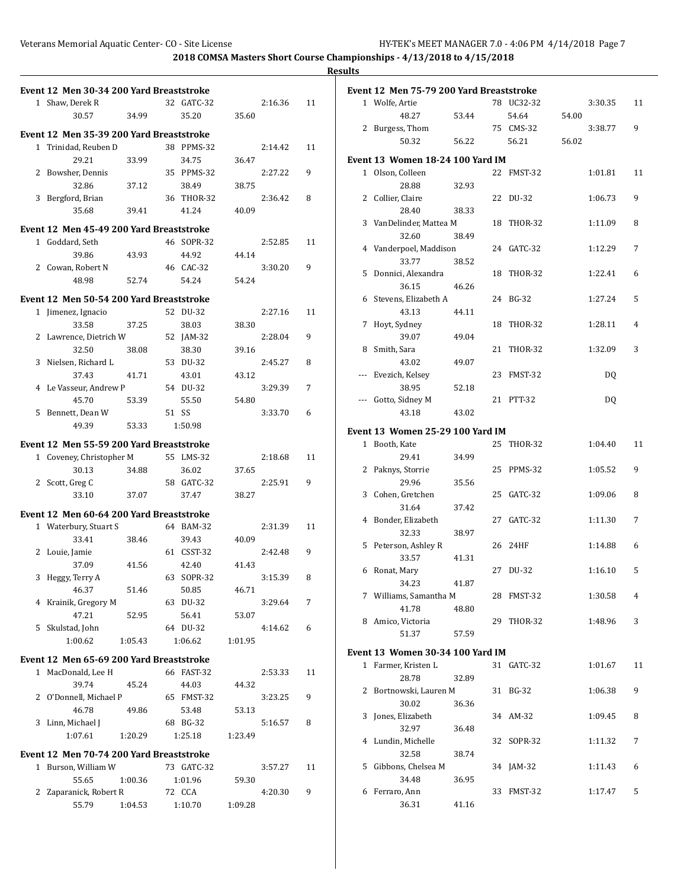2018 COMSA Masters Short Course Championships - 4/13/2018 to 4/15/2018

Results

### Event 12 Men 30-34 200 Yard Breaststroke

| Place | Name | Age | Team | Time | Points |
|---|---|---|---|---|---|
| 1 | Shaw, Derek R | 32 | GATC-32 | 2:16.36 | 11 |
| | 30.57 | 34.99 | 35.20 | 35.60 | |

### Event 12 Men 35-39 200 Yard Breaststroke

| Place | Name | Age | Team | Time | Points |
|---|---|---|---|---|---|
| 1 | Trinidad, Reuben D | 38 | PPMS-32 | 2:14.42 | 11 |
| | 29.21 | 33.99 | 34.75 | 36.47 | |
| 2 | Bowsher, Dennis | 35 | PPMS-32 | 2:27.22 | 9 |
| | 32.86 | 37.12 | 38.49 | 38.75 | |
| 3 | Bergford, Brian | 36 | THOR-32 | 2:36.42 | 8 |
| | 35.68 | 39.41 | 41.24 | 40.09 | |

### Event 12 Men 45-49 200 Yard Breaststroke

| Place | Name | Age | Team | Time | Points |
|---|---|---|---|---|---|
| 1 | Goddard, Seth | 46 | SOPR-32 | 2:52.85 | 11 |
| | 39.86 | 43.93 | 44.92 | 44.14 | |
| 2 | Cowan, Robert N | 46 | CAC-32 | 3:30.20 | 9 |
| | 48.98 | 52.74 | 54.24 | 54.24 | |

### Event 12 Men 50-54 200 Yard Breaststroke

| Place | Name | Age | Team | Time | Points |
|---|---|---|---|---|---|
| 1 | Jimenez, Ignacio | 52 | DU-32 | 2:27.16 | 11 |
| | 33.58 | 37.25 | 38.03 | 38.30 | |
| 2 | Lawrence, Dietrich W | 52 | JAM-32 | 2:28.04 | 9 |
| | 32.50 | 38.08 | 38.30 | 39.16 | |
| 3 | Nielsen, Richard L | 53 | DU-32 | 2:45.27 | 8 |
| | 37.43 | 41.71 | 43.01 | 43.12 | |
| 4 | Le Vasseur, Andrew P | 54 | DU-32 | 3:29.39 | 7 |
| | 45.70 | 53.39 | 55.50 | 54.80 | |
| 5 | Bennett, Dean W | 51 | SS | 3:33.70 | 6 |
| | 49.39 | 53.33 | 1:50.98 | | |

### Event 12 Men 55-59 200 Yard Breaststroke

| Place | Name | Age | Team | Time | Points |
|---|---|---|---|---|---|
| 1 | Coveney, Christopher M | 55 | LMS-32 | 2:18.68 | 11 |
| | 30.13 | 34.88 | 36.02 | 37.65 | |
| 2 | Scott, Greg C | 58 | GATC-32 | 2:25.91 | 9 |
| | 33.10 | 37.07 | 37.47 | 38.27 | |

### Event 12 Men 60-64 200 Yard Breaststroke

| Place | Name | Age | Team | Time | Points |
|---|---|---|---|---|---|
| 1 | Waterbury, Stuart S | 64 | BAM-32 | 2:31.39 | 11 |
| | 33.41 | 38.46 | 39.43 | 40.09 | |
| 2 | Louie, Jamie | 61 | CSST-32 | 2:42.48 | 9 |
| | 37.09 | 41.56 | 42.40 | 41.43 | |
| 3 | Heggy, Terry A | 63 | SOPR-32 | 3:15.39 | 8 |
| | 46.37 | 51.46 | 50.85 | 46.71 | |
| 4 | Krainik, Gregory M | 63 | DU-32 | 3:29.64 | 7 |
| | 47.21 | 52.95 | 56.41 | 53.07 | |
| 5 | Skulstad, John | 64 | DU-32 | 4:14.62 | 6 |
| | 1:00.62 | 1:05.43 | 1:06.62 | 1:01.95 | |

### Event 12 Men 65-69 200 Yard Breaststroke

| Place | Name | Age | Team | Time | Points |
|---|---|---|---|---|---|
| 1 | MacDonald, Lee H | 66 | FAST-32 | 2:53.33 | 11 |
| | 39.74 | 45.24 | 44.03 | 44.32 | |
| 2 | O'Donnell, Michael P | 65 | FMST-32 | 3:23.25 | 9 |
| | 46.78 | 49.86 | 53.48 | 53.13 | |
| 3 | Linn, Michael J | 68 | BG-32 | 5:16.57 | 8 |
| | 1:07.61 | 1:20.29 | 1:25.18 | 1:23.49 | |

### Event 12 Men 70-74 200 Yard Breaststroke

| Place | Name | Age | Team | Time | Points |
|---|---|---|---|---|---|
| 1 | Burson, William W | 73 | GATC-32 | 3:57.27 | 11 |
| | 55.65 | 1:00.36 | 1:01.96 | 59.30 | |
| 2 | Zaparanick, Robert R | 72 | CCA | 4:20.30 | 9 |
| | 55.79 | 1:04.53 | 1:10.70 | 1:09.28 | |

### Event 12 Men 75-79 200 Yard Breaststroke

| Place | Name | Age | Team | Time | Points |
|---|---|---|---|---|---|
| 1 | Wolfe, Artie | 78 | UC32-32 | 3:30.35 | 11 |
| | 48.27 | 53.44 | 54.64 | 54.00 | |
| 2 | Burgess, Thom | 75 | CMS-32 | 3:38.77 | 9 |
| | 50.32 | 56.22 | 56.21 | 56.02 | |

### Event 13 Women 18-24 100 Yard IM

| Place | Name | Age | Team | Time | Points |
|---|---|---|---|---|---|
| 1 | Olson, Colleen | 22 | FMST-32 | 1:01.81 | 11 |
| | 28.88 | 32.93 | | | |
| 2 | Collier, Claire | 22 | DU-32 | 1:06.73 | 9 |
| | 28.40 | 38.33 | | | |
| 3 | VanDelinder, Mattea M | 18 | THOR-32 | 1:11.09 | 8 |
| | 32.60 | 38.49 | | | |
| 4 | Vanderpoel, Maddison | 24 | GATC-32 | 1:12.29 | 7 |
| | 33.77 | 38.52 | | | |
| 5 | Donnici, Alexandra | 18 | THOR-32 | 1:22.41 | 6 |
| | 36.15 | 46.26 | | | |
| 6 | Stevens, Elizabeth A | 24 | BG-32 | 1:27.24 | 5 |
| | 43.13 | 44.11 | | | |
| 7 | Hoyt, Sydney | 18 | THOR-32 | 1:28.11 | 4 |
| | 39.07 | 49.04 | | | |
| 8 | Smith, Sara | 21 | THOR-32 | 1:32.09 | 3 |
| | 43.02 | 49.07 | | | |
| --- | Evezich, Kelsey | 23 | FMST-32 | DQ | |
| | 38.95 | 52.18 | | | |
| --- | Gotto, Sidney M | 21 | PTT-32 | DQ | |
| | 43.18 | 43.02 | | | |

### Event 13 Women 25-29 100 Yard IM

| Place | Name | Age | Team | Time | Points |
|---|---|---|---|---|---|
| 1 | Booth, Kate | 25 | THOR-32 | 1:04.40 | 11 |
| | 29.41 | 34.99 | | | |
| 2 | Paknys, Storrie | 25 | PPMS-32 | 1:05.52 | 9 |
| | 29.96 | 35.56 | | | |
| 3 | Cohen, Gretchen | 25 | GATC-32 | 1:09.06 | 8 |
| | 31.64 | 37.42 | | | |
| 4 | Bonder, Elizabeth | 27 | GATC-32 | 1:11.30 | 7 |
| | 32.33 | 38.97 | | | |
| 5 | Peterson, Ashley R | 26 | 24HF | 1:14.88 | 6 |
| | 33.57 | 41.31 | | | |
| 6 | Ronat, Mary | 27 | DU-32 | 1:16.10 | 5 |
| | 34.23 | 41.87 | | | |
| 7 | Williams, Samantha M | 28 | FMST-32 | 1:30.58 | 4 |
| | 41.78 | 48.80 | | | |
| 8 | Amico, Victoria | 29 | THOR-32 | 1:48.96 | 3 |
| | 51.37 | 57.59 | | | |

### Event 13 Women 30-34 100 Yard IM

| Place | Name | Age | Team | Time | Points |
|---|---|---|---|---|---|
| 1 | Farmer, Kristen L | 31 | GATC-32 | 1:01.67 | 11 |
| | 28.78 | 32.89 | | | |
| 2 | Bortnowski, Lauren M | 31 | BG-32 | 1:06.38 | 9 |
| | 30.02 | 36.36 | | | |
| 3 | Jones, Elizabeth | 34 | AM-32 | 1:09.45 | 8 |
| | 32.97 | 36.48 | | | |
| 4 | Lundin, Michelle | 32 | SOPR-32 | 1:11.32 | 7 |
| | 32.58 | 38.74 | | | |
| 5 | Gibbons, Chelsea M | 34 | JAM-32 | 1:11.43 | 6 |
| | 34.48 | 36.95 | | | |
| 6 | Ferraro, Ann | 33 | FMST-32 | 1:17.47 | 5 |
| | 36.31 | 41.16 | | | |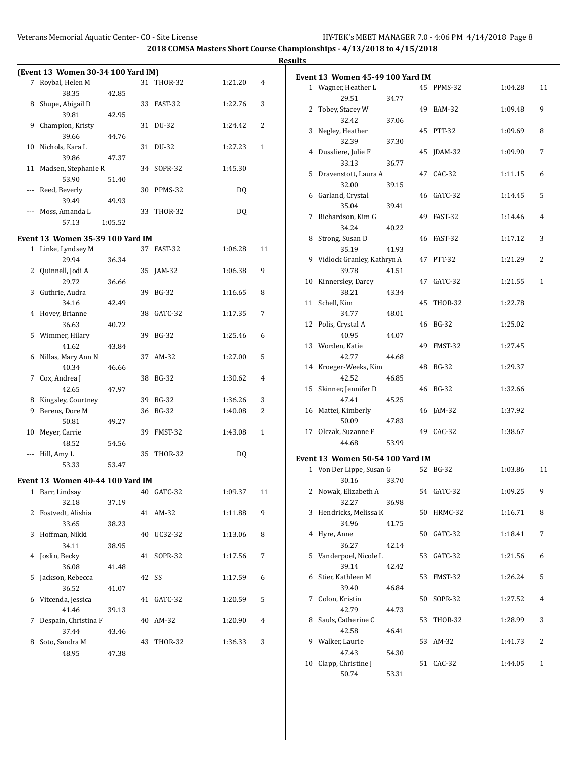# 2018 COMSA Masters Short Course Championships - 4/13/2018 to 4/15/2018

## Results

### (Event 13 Women 30-34 100 Yard IM)

| Place | Name | Age | Team | Finals Time | Points |
|---|---|---|---|---|---|
| 7 | Roybal, Helen M | 31 | THOR-32 | 1:21.20 | 4 |
| | 38.35 / 42.85 | | | | |
| 8 | Shupe, Abigail D | 33 | FAST-32 | 1:22.76 | 3 |
| | 39.81 / 42.95 | | | | |
| 9 | Champion, Kristy | 31 | DU-32 | 1:24.42 | 2 |
| | 39.66 / 44.76 | | | | |
| 10 | Nichols, Kara L | 31 | DU-32 | 1:27.23 | 1 |
| | 39.86 / 47.37 | | | | |
| 11 | Madsen, Stephanie R | 34 | SOPR-32 | 1:45.30 | |
| | 53.90 / 51.40 | | | | |
| --- | Reed, Beverly | 30 | PPMS-32 | DQ | |
| | 39.49 / 49.93 | | | | |
| --- | Moss, Amanda L | 33 | THOR-32 | DQ | |
| | 57.13 / 1:05.52 | | | | |

### Event 13 Women 35-39 100 Yard IM

| Place | Name | Age | Team | Finals Time | Points |
|---|---|---|---|---|---|
| 1 | Linke, Lyndsey M | 37 | FAST-32 | 1:06.28 | 11 |
| | 29.94 / 36.34 | | | | |
| 2 | Quinnell, Jodi A | 35 | JAM-32 | 1:06.38 | 9 |
| | 29.72 / 36.66 | | | | |
| 3 | Guthrie, Audra | 39 | BG-32 | 1:16.65 | 8 |
| | 34.16 / 42.49 | | | | |
| 4 | Hovey, Brianne | 38 | GATC-32 | 1:17.35 | 7 |
| | 36.63 / 40.72 | | | | |
| 5 | Wimmer, Hilary | 39 | BG-32 | 1:25.46 | 6 |
| | 41.62 / 43.84 | | | | |
| 6 | Nillas, Mary Ann N | 37 | AM-32 | 1:27.00 | 5 |
| | 40.34 / 46.66 | | | | |
| 7 | Cox, Andrea J | 38 | BG-32 | 1:30.62 | 4 |
| | 42.65 / 47.97 | | | | |
| 8 | Kingsley, Courtney | 39 | BG-32 | 1:36.26 | 3 |
| 9 | Berens, Dore M | 36 | BG-32 | 1:40.08 | 2 |
| | 50.81 / 49.27 | | | | |
| 10 | Meyer, Carrie | 39 | FMST-32 | 1:43.08 | 1 |
| | 48.52 / 54.56 | | | | |
| --- | Hill, Amy L | 35 | THOR-32 | DQ | |
| | 53.33 / 53.47 | | | | |

### Event 13 Women 40-44 100 Yard IM

| Place | Name | Age | Team | Finals Time | Points |
|---|---|---|---|---|---|
| 1 | Barr, Lindsay | 40 | GATC-32 | 1:09.37 | 11 |
| | 32.18 / 37.19 | | | | |
| 2 | Fostvedt, Alishia | 41 | AM-32 | 1:11.88 | 9 |
| | 33.65 / 38.23 | | | | |
| 3 | Hoffman, Nikki | 40 | UC32-32 | 1:13.06 | 8 |
| | 34.11 / 38.95 | | | | |
| 4 | Joslin, Becky | 41 | SOPR-32 | 1:17.56 | 7 |
| | 36.08 / 41.48 | | | | |
| 5 | Jackson, Rebecca | 42 | SS | 1:17.59 | 6 |
| | 36.52 / 41.07 | | | | |
| 6 | Vitcenda, Jessica | 41 | GATC-32 | 1:20.59 | 5 |
| | 41.46 / 39.13 | | | | |
| 7 | Despain, Christina F | 40 | AM-32 | 1:20.90 | 4 |
| | 37.44 / 43.46 | | | | |
| 8 | Soto, Sandra M | 43 | THOR-32 | 1:36.33 | 3 |
| | 48.95 / 47.38 | | | | |

### Event 13 Women 45-49 100 Yard IM

| Place | Name | Age | Team | Finals Time | Points |
|---|---|---|---|---|---|
| 1 | Wagner, Heather L | 45 | PPMS-32 | 1:04.28 | 11 |
| | 29.51 / 34.77 | | | | |
| 2 | Tobey, Stacey W | 49 | BAM-32 | 1:09.48 | 9 |
| | 32.42 / 37.06 | | | | |
| 3 | Negley, Heather | 45 | PTT-32 | 1:09.69 | 8 |
| | 32.39 / 37.30 | | | | |
| 4 | Dussliere, Julie F | 45 | JDAM-32 | 1:09.90 | 7 |
| | 33.13 / 36.77 | | | | |
| 5 | Dravenstott, Laura A | 47 | CAC-32 | 1:11.15 | 6 |
| | 32.00 / 39.15 | | | | |
| 6 | Garland, Crystal | 46 | GATC-32 | 1:14.45 | 5 |
| | 35.04 / 39.41 | | | | |
| 7 | Richardson, Kim G | 49 | FAST-32 | 1:14.46 | 4 |
| | 34.24 / 40.22 | | | | |
| 8 | Strong, Susan D | 46 | FAST-32 | 1:17.12 | 3 |
| | 35.19 / 41.93 | | | | |
| 9 | Vidlock Granley, Kathryn A | 47 | PTT-32 | 1:21.29 | 2 |
| | 39.78 / 41.51 | | | | |
| 10 | Kinnersley, Darcy | 47 | GATC-32 | 1:21.55 | 1 |
| | 38.21 / 43.34 | | | | |
| 11 | Schell, Kim | 45 | THOR-32 | 1:22.78 | |
| | 34.77 / 48.01 | | | | |
| 12 | Polis, Crystal A | 46 | BG-32 | 1:25.02 | |
| | 40.95 / 44.07 | | | | |
| 13 | Worden, Katie | 49 | FMST-32 | 1:27.45 | |
| | 42.77 / 44.68 | | | | |
| 14 | Kroeger-Weeks, Kim | 48 | BG-32 | 1:29.37 | |
| | 42.52 / 46.85 | | | | |
| 15 | Skinner, Jennifer D | 46 | BG-32 | 1:32.66 | |
| | 47.41 / 45.25 | | | | |
| 16 | Mattei, Kimberly | 46 | JAM-32 | 1:37.92 | |
| | 50.09 / 47.83 | | | | |
| 17 | Olczak, Suzanne F | 49 | CAC-32 | 1:38.67 | |
| | 44.68 / 53.99 | | | | |

### Event 13 Women 50-54 100 Yard IM

| Place | Name | Age | Team | Finals Time | Points |
|---|---|---|---|---|---|
| 1 | Von Der Lippe, Susan G | 52 | BG-32 | 1:03.86 | 11 |
| | 30.16 / 33.70 | | | | |
| 2 | Nowak, Elizabeth A | 54 | GATC-32 | 1:09.25 | 9 |
| | 32.27 / 36.98 | | | | |
| 3 | Hendricks, Melissa K | 50 | HRMC-32 | 1:16.71 | 8 |
| | 34.96 / 41.75 | | | | |
| 4 | Hyre, Anne | 50 | GATC-32 | 1:18.41 | 7 |
| | 36.27 / 42.14 | | | | |
| 5 | Vanderpoel, Nicole L | 53 | GATC-32 | 1:21.56 | 6 |
| | 39.14 / 42.42 | | | | |
| 6 | Stier, Kathleen M | 53 | FMST-32 | 1:26.24 | 5 |
| | 39.40 / 46.84 | | | | |
| 7 | Colon, Kristin | 50 | SOPR-32 | 1:27.52 | 4 |
| | 42.79 / 44.73 | | | | |
| 8 | Sauls, Catherine C | 53 | THOR-32 | 1:28.99 | 3 |
| | 42.58 / 46.41 | | | | |
| 9 | Walker, Laurie | 53 | AM-32 | 1:41.73 | 2 |
| | 47.43 / 54.30 | | | | |
| 10 | Clapp, Christine J | 51 | CAC-32 | 1:44.05 | 1 |
| | 50.74 / 53.31 | | | | |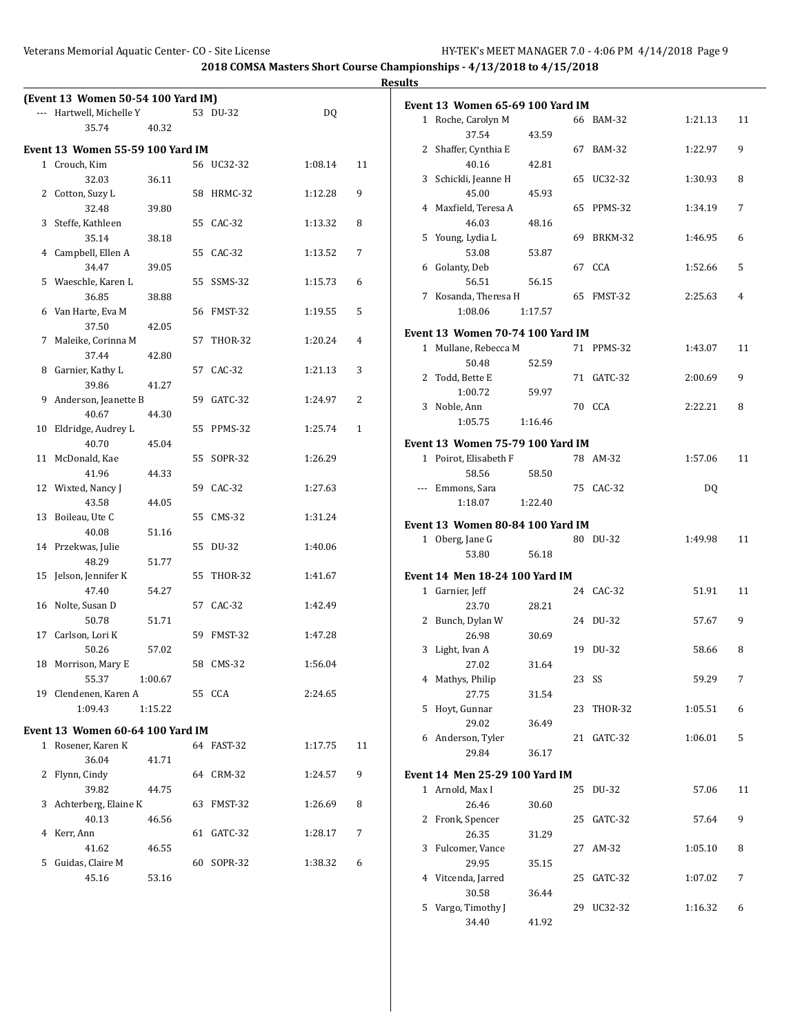2018 COMSA Masters Short Course Championships - 4/13/2018 to 4/15/2018

Results

### (Event 13 Women 50-54 100 Yard IM)

| Place | Name | Age | Team | Time | Points |
|---|---|---|---|---|---|
| --- | Hartwell, Michelle Y | 53 | DU-32 | DQ | |
| | 35.74 40.32 | | | | |

### Event 13 Women 55-59 100 Yard IM

| Place | Name | Age | Team | Time | Points |
|---|---|---|---|---|---|
| 1 | Crouch, Kim | 56 | UC32-32 | 1:08.14 | 11 |
| | 32.03 36.11 | | | | |
| 2 | Cotton, Suzy L | 58 | HRMC-32 | 1:12.28 | 9 |
| | 32.48 39.80 | | | | |
| 3 | Steffe, Kathleen | 55 | CAC-32 | 1:13.32 | 8 |
| | 35.14 38.18 | | | | |
| 4 | Campbell, Ellen A | 55 | CAC-32 | 1:13.52 | 7 |
| | 34.47 39.05 | | | | |
| 5 | Waeschle, Karen L | 55 | SSMS-32 | 1:15.73 | 6 |
| | 36.85 38.88 | | | | |
| 6 | Van Harte, Eva M | 56 | FMST-32 | 1:19.55 | 5 |
| | 37.50 42.05 | | | | |
| 7 | Maleike, Corinna M | 57 | THOR-32 | 1:20.24 | 4 |
| | 37.44 42.80 | | | | |
| 8 | Garnier, Kathy L | 57 | CAC-32 | 1:21.13 | 3 |
| | 39.86 41.27 | | | | |
| 9 | Anderson, Jeanette B | 59 | GATC-32 | 1:24.97 | 2 |
| | 40.67 44.30 | | | | |
| 10 | Eldridge, Audrey L | 55 | PPMS-32 | 1:25.74 | 1 |
| | 40.70 45.04 | | | | |
| 11 | McDonald, Kae | 55 | SOPR-32 | 1:26.29 | |
| | 41.96 44.33 | | | | |
| 12 | Wixted, Nancy J | 59 | CAC-32 | 1:27.63 | |
| | 43.58 44.05 | | | | |
| 13 | Boileau, Ute C | 55 | CMS-32 | 1:31.24 | |
| | 40.08 51.16 | | | | |
| 14 | Przekwas, Julie | 55 | DU-32 | 1:40.06 | |
| | 48.29 51.77 | | | | |
| 15 | Jelson, Jennifer K | 55 | THOR-32 | 1:41.67 | |
| | 47.40 54.27 | | | | |
| 16 | Nolte, Susan D | 57 | CAC-32 | 1:42.49 | |
| | 50.78 51.71 | | | | |
| 17 | Carlson, Lori K | 59 | FMST-32 | 1:47.28 | |
| | 50.26 57.02 | | | | |
| 18 | Morrison, Mary E | 58 | CMS-32 | 1:56.04 | |
| | 55.37 1:00.67 | | | | |
| 19 | Clendenen, Karen A | 55 | CCA | 2:24.65 | |
| | 1:09.43 1:15.22 | | | | |

### Event 13 Women 60-64 100 Yard IM

| Place | Name | Age | Team | Time | Points |
|---|---|---|---|---|---|
| 1 | Rosener, Karen K | 64 | FAST-32 | 1:17.75 | 11 |
| | 36.04 41.71 | | | | |
| 2 | Flynn, Cindy | 64 | CRM-32 | 1:24.57 | 9 |
| | 39.82 44.75 | | | | |
| 3 | Achterberg, Elaine K | 63 | FMST-32 | 1:26.69 | 8 |
| | 40.13 46.56 | | | | |
| 4 | Kerr, Ann | 61 | GATC-32 | 1:28.17 | 7 |
| | 41.62 46.55 | | | | |
| 5 | Guidas, Claire M | 60 | SOPR-32 | 1:38.32 | 6 |
| | 45.16 53.16 | | | | |

### Event 13 Women 65-69 100 Yard IM

| Place | Name | Age | Team | Time | Points |
|---|---|---|---|---|---|
| 1 | Roche, Carolyn M | 66 | BAM-32 | 1:21.13 | 11 |
| | 37.54 43.59 | | | | |
| 2 | Shaffer, Cynthia E | 67 | BAM-32 | 1:22.97 | 9 |
| | 40.16 42.81 | | | | |
| 3 | Schickli, Jeanne H | 65 | UC32-32 | 1:30.93 | 8 |
| | 45.00 45.93 | | | | |
| 4 | Maxfield, Teresa A | 65 | PPMS-32 | 1:34.19 | 7 |
| | 46.03 48.16 | | | | |
| 5 | Young, Lydia L | 69 | BRKM-32 | 1:46.95 | 6 |
| | 53.08 53.87 | | | | |
| 6 | Golanty, Deb | 67 | CCA | 1:52.66 | 5 |
| | 56.51 56.15 | | | | |
| 7 | Kosanda, Theresa H | 65 | FMST-32 | 2:25.63 | 4 |
| | 1:08.06 1:17.57 | | | | |

### Event 13 Women 70-74 100 Yard IM

| Place | Name | Age | Team | Time | Points |
|---|---|---|---|---|---|
| 1 | Mullane, Rebecca M | 71 | PPMS-32 | 1:43.07 | 11 |
| | 50.48 52.59 | | | | |
| 2 | Todd, Bette E | 71 | GATC-32 | 2:00.69 | 9 |
| | 1:00.72 59.97 | | | | |
| 3 | Noble, Ann | 70 | CCA | 2:22.21 | 8 |
| | 1:05.75 1:16.46 | | | | |

### Event 13 Women 75-79 100 Yard IM

| Place | Name | Age | Team | Time | Points |
|---|---|---|---|---|---|
| 1 | Poirot, Elisabeth F | 78 | AM-32 | 1:57.06 | 11 |
| | 58.56 58.50 | | | | |
| --- | Emmons, Sara | 75 | CAC-32 | DQ | |
| | 1:18.07 1:22.40 | | | | |

### Event 13 Women 80-84 100 Yard IM

| Place | Name | Age | Team | Time | Points |
|---|---|---|---|---|---|
| 1 | Oberg, Jane G | 80 | DU-32 | 1:49.98 | 11 |
| | 53.80 56.18 | | | | |

### Event 14 Men 18-24 100 Yard IM

| Place | Name | Age | Team | Time | Points |
|---|---|---|---|---|---|
| 1 | Garnier, Jeff | 24 | CAC-32 | 51.91 | 11 |
| | 23.70 28.21 | | | | |
| 2 | Bunch, Dylan W | 24 | DU-32 | 57.67 | 9 |
| | 26.98 30.69 | | | | |
| 3 | Light, Ivan A | 19 | DU-32 | 58.66 | 8 |
| | 27.02 31.64 | | | | |
| 4 | Mathys, Philip | 23 | SS | 59.29 | 7 |
| | 27.75 31.54 | | | | |
| 5 | Hoyt, Gunnar | 23 | THOR-32 | 1:05.51 | 6 |
| | 29.02 36.49 | | | | |
| 6 | Anderson, Tyler | 21 | GATC-32 | 1:06.01 | 5 |
| | 29.84 36.17 | | | | |

### Event 14 Men 25-29 100 Yard IM

| Place | Name | Age | Team | Time | Points |
|---|---|---|---|---|---|
| 1 | Arnold, Max I | 25 | DU-32 | 57.06 | 11 |
| | 26.46 30.60 | | | | |
| 2 | Fronk, Spencer | 25 | GATC-32 | 57.64 | 9 |
| | 26.35 31.29 | | | | |
| 3 | Fulcomer, Vance | 27 | AM-32 | 1:05.10 | 8 |
| | 29.95 35.15 | | | | |
| 4 | Vitcenda, Jarred | 25 | GATC-32 | 1:07.02 | 7 |
| | 30.58 36.44 | | | | |
| 5 | Vargo, Timothy J | 29 | UC32-32 | 1:16.32 | 6 |
| | 34.40 41.92 | | | | |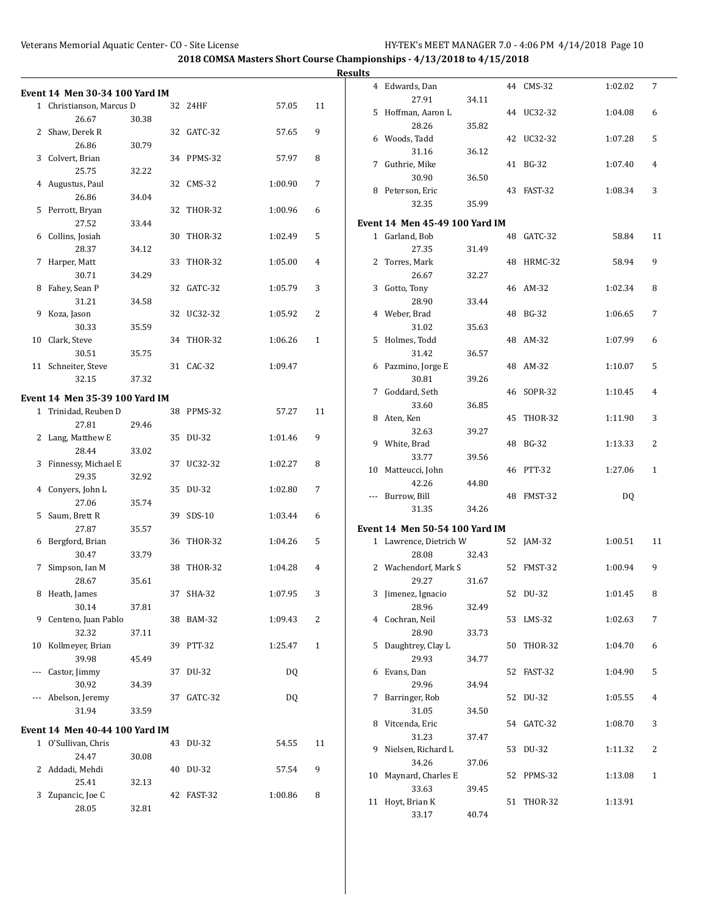2018 COMSA Masters Short Course Championships - 4/13/2018 to 4/15/2018

Results

### Event 14 Men 30-34 100 Yard IM

| Place | Name | Age | Team | Finals Time | Points |
|---|---|---|---|---|---|
| 1 | Christianson, Marcus D | 32 | 24HF | 57.05 | 11 |
| | 26.67 | 30.38 | | | |
| 2 | Shaw, Derek R | 32 | GATC-32 | 57.65 | 9 |
| | 26.86 | 30.79 | | | |
| 3 | Colvert, Brian | 34 | PPMS-32 | 57.97 | 8 |
| | 25.75 | 32.22 | | | |
| 4 | Augustus, Paul | 32 | CMS-32 | 1:00.90 | 7 |
| | 26.86 | 34.04 | | | |
| 5 | Perrott, Bryan | 32 | THOR-32 | 1:00.96 | 6 |
| | 27.52 | 33.44 | | | |
| 6 | Collins, Josiah | 30 | THOR-32 | 1:02.49 | 5 |
| | 28.37 | 34.12 | | | |
| 7 | Harper, Matt | 33 | THOR-32 | 1:05.00 | 4 |
| | 30.71 | 34.29 | | | |
| 8 | Fahey, Sean P | 32 | GATC-32 | 1:05.79 | 3 |
| | 31.21 | 34.58 | | | |
| 9 | Koza, Jason | 32 | UC32-32 | 1:05.92 | 2 |
| | 30.33 | 35.59 | | | |
| 10 | Clark, Steve | 34 | THOR-32 | 1:06.26 | 1 |
| | 30.51 | 35.75 | | | |
| 11 | Schneiter, Steve | 31 | CAC-32 | 1:09.47 | |
| | 32.15 | 37.32 | | | |

### Event 14 Men 35-39 100 Yard IM

| Place | Name | Age | Team | Finals Time | Points |
|---|---|---|---|---|---|
| 1 | Trinidad, Reuben D | 38 | PPMS-32 | 57.27 | 11 |
| | 27.81 | 29.46 | | | |
| 2 | Lang, Matthew E | 35 | DU-32 | 1:01.46 | 9 |
| | 28.44 | 33.02 | | | |
| 3 | Finnessy, Michael E | 37 | UC32-32 | 1:02.27 | 8 |
| | 29.35 | 32.92 | | | |
| 4 | Conyers, John L | 35 | DU-32 | 1:02.80 | 7 |
| | 27.06 | 35.74 | | | |
| 5 | Saum, Brett R | 39 | SDS-10 | 1:03.44 | 6 |
| | 27.87 | 35.57 | | | |
| 6 | Bergford, Brian | 36 | THOR-32 | 1:04.26 | 5 |
| | 30.47 | 33.79 | | | |
| 7 | Simpson, Ian M | 38 | THOR-32 | 1:04.28 | 4 |
| | 28.67 | 35.61 | | | |
| 8 | Heath, James | 37 | SHA-32 | 1:07.95 | 3 |
| | 30.14 | 37.81 | | | |
| 9 | Centeno, Juan Pablo | 38 | BAM-32 | 1:09.43 | 2 |
| | 32.32 | 37.11 | | | |
| 10 | Kollmeyer, Brian | 39 | PTT-32 | 1:25.47 | 1 |
| | 39.98 | 45.49 | | | |
| --- | Castor, Jimmy | 37 | DU-32 | DQ | |
| | 30.92 | 34.39 | | | |
| --- | Abelson, Jeremy | 37 | GATC-32 | DQ | |
| | 31.94 | 33.59 | | | |

### Event 14 Men 40-44 100 Yard IM

| Place | Name | Age | Team | Finals Time | Points |
|---|---|---|---|---|---|
| 1 | O'Sullivan, Chris | 43 | DU-32 | 54.55 | 11 |
| | 24.47 | 30.08 | | | |
| 2 | Addadi, Mehdi | 40 | DU-32 | 57.54 | 9 |
| | 25.41 | 32.13 | | | |
| 3 | Zupancic, Joe C | 42 | FAST-32 | 1:00.86 | 8 |
| | 28.05 | 32.81 | | | |
| 4 | Edwards, Dan | 44 | CMS-32 | 1:02.02 | 7 |
| | 27.91 | 34.11 | | | |
| 5 | Hoffman, Aaron L | 44 | UC32-32 | 1:04.08 | 6 |
| | 28.26 | 35.82 | | | |
| 6 | Woods, Tadd | 42 | UC32-32 | 1:07.28 | 5 |
| | 31.16 | 36.12 | | | |
| 7 | Guthrie, Mike | 41 | BG-32 | 1:07.40 | 4 |
| | 30.90 | 36.50 | | | |
| 8 | Peterson, Eric | 43 | FAST-32 | 1:08.34 | 3 |
| | 32.35 | 35.99 | | | |

### Event 14 Men 45-49 100 Yard IM

| Place | Name | Age | Team | Finals Time | Points |
|---|---|---|---|---|---|
| 1 | Garland, Bob | 48 | GATC-32 | 58.84 | 11 |
| | 27.35 | 31.49 | | | |
| 2 | Torres, Mark | 48 | HRMC-32 | 58.94 | 9 |
| | 26.67 | 32.27 | | | |
| 3 | Gotto, Tony | 46 | AM-32 | 1:02.34 | 8 |
| | 28.90 | 33.44 | | | |
| 4 | Weber, Brad | 48 | BG-32 | 1:06.65 | 7 |
| | 31.02 | 35.63 | | | |
| 5 | Holmes, Todd | 48 | AM-32 | 1:07.99 | 6 |
| | 31.42 | 36.57 | | | |
| 6 | Pazmino, Jorge E | 48 | AM-32 | 1:10.07 | 5 |
| | 30.81 | 39.26 | | | |
| 7 | Goddard, Seth | 46 | SOPR-32 | 1:10.45 | 4 |
| | 33.60 | 36.85 | | | |
| 8 | Aten, Ken | 45 | THOR-32 | 1:11.90 | 3 |
| | 32.63 | 39.27 | | | |
| 9 | White, Brad | 48 | BG-32 | 1:13.33 | 2 |
| | 33.77 | 39.56 | | | |
| 10 | Matteucci, John | 46 | PTT-32 | 1:27.06 | 1 |
| | 42.26 | 44.80 | | | |
| --- | Burrow, Bill | 48 | FMST-32 | DQ | |
| | 31.35 | 34.26 | | | |

### Event 14 Men 50-54 100 Yard IM

| Place | Name | Age | Team | Finals Time | Points |
|---|---|---|---|---|---|
| 1 | Lawrence, Dietrich W | 52 | JAM-32 | 1:00.51 | 11 |
| | 28.08 | 32.43 | | | |
| 2 | Wachendorf, Mark S | 52 | FMST-32 | 1:00.94 | 9 |
| | 29.27 | 31.67 | | | |
| 3 | Jimenez, Ignacio | 52 | DU-32 | 1:01.45 | 8 |
| | 28.96 | 32.49 | | | |
| 4 | Cochran, Neil | 53 | LMS-32 | 1:02.63 | 7 |
| | 28.90 | 33.73 | | | |
| 5 | Daughtrey, Clay L | 50 | THOR-32 | 1:04.70 | 6 |
| | 29.93 | 34.77 | | | |
| 6 | Evans, Dan | 52 | FAST-32 | 1:04.90 | 5 |
| | 29.96 | 34.94 | | | |
| 7 | Barringer, Rob | 52 | DU-32 | 1:05.55 | 4 |
| | 31.05 | 34.50 | | | |
| 8 | Vitcenda, Eric | 54 | GATC-32 | 1:08.70 | 3 |
| | 31.23 | 37.47 | | | |
| 9 | Nielsen, Richard L | 53 | DU-32 | 1:11.32 | 2 |
| | 34.26 | 37.06 | | | |
| 10 | Maynard, Charles E | 52 | PPMS-32 | 1:13.08 | 1 |
| | 33.63 | 39.45 | | | |
| 11 | Hoyt, Brian K | 51 | THOR-32 | 1:13.91 | |
| | 33.17 | 40.74 | | | |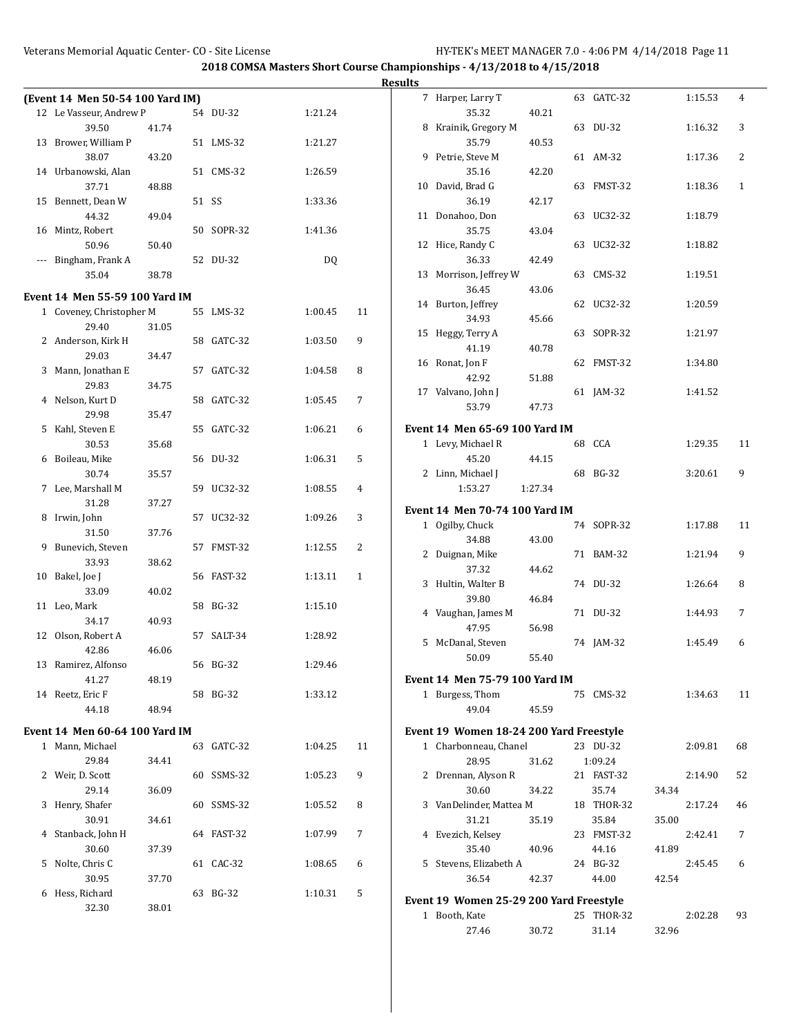## 2018 COMSA Masters Short Course Championships - 4/13/2018 to 4/15/2018

**Results**

### (Event 14 Men 50-54 100 Yard IM)

| Place | Name | Age | Team | Finals Time | Points |
|---|---|---|---|---|---|
| 12 | Le Vasseur, Andrew P | 54 | DU-32 | 1:21.24 | |
| | 39.50 41.74 | | | | |
| 13 | Brower, William P | 51 | LMS-32 | 1:21.27 | |
| | 38.07 43.20 | | | | |
| 14 | Urbanowski, Alan | 51 | CMS-32 | 1:26.59 | |
| | 37.71 48.88 | | | | |
| 15 | Bennett, Dean W | 51 | SS | 1:33.36 | |
| | 44.32 49.04 | | | | |
| 16 | Mintz, Robert | 50 | SOPR-32 | 1:41.36 | |
| | 50.96 50.40 | | | | |
| --- | Bingham, Frank A | 52 | DU-32 | DQ | |
| | 35.04 38.78 | | | | |

### Event 14 Men 55-59 100 Yard IM

| Place | Name | Age | Team | Finals Time | Points |
|---|---|---|---|---|---|
| 1 | Coveney, Christopher M | 55 | LMS-32 | 1:00.45 | 11 |
| | 29.40 31.05 | | | | |
| 2 | Anderson, Kirk H | 58 | GATC-32 | 1:03.50 | 9 |
| | 29.03 34.47 | | | | |
| 3 | Mann, Jonathan E | 57 | GATC-32 | 1:04.58 | 8 |
| | 29.83 34.75 | | | | |
| 4 | Nelson, Kurt D | 58 | GATC-32 | 1:05.45 | 7 |
| | 29.98 35.47 | | | | |
| 5 | Kahl, Steven E | 55 | GATC-32 | 1:06.21 | 6 |
| | 30.53 35.68 | | | | |
| 6 | Boileau, Mike | 56 | DU-32 | 1:06.31 | 5 |
| | 30.74 35.57 | | | | |
| 7 | Lee, Marshall M | 59 | UC32-32 | 1:08.55 | 4 |
| | 31.28 37.27 | | | | |
| 8 | Irwin, John | 57 | UC32-32 | 1:09.26 | 3 |
| | 31.50 37.76 | | | | |
| 9 | Bunevich, Steven | 57 | FMST-32 | 1:12.55 | 2 |
| | 33.93 38.62 | | | | |
| 10 | Bakel, Joe J | 56 | FAST-32 | 1:13.11 | 1 |
| | 33.09 40.02 | | | | |
| 11 | Leo, Mark | 58 | BG-32 | 1:15.10 | |
| | 34.17 40.93 | | | | |
| 12 | Olson, Robert A | 57 | SALT-34 | 1:28.92 | |
| | 42.86 46.06 | | | | |
| 13 | Ramirez, Alfonso | 56 | BG-32 | 1:29.46 | |
| | 41.27 48.19 | | | | |
| 14 | Reetz, Eric F | 58 | BG-32 | 1:33.12 | |
| | 44.18 48.94 | | | | |

### Event 14 Men 60-64 100 Yard IM

| Place | Name | Age | Team | Finals Time | Points |
|---|---|---|---|---|---|
| 1 | Mann, Michael | 63 | GATC-32 | 1:04.25 | 11 |
| | 29.84 34.41 | | | | |
| 2 | Weir, D. Scott | 60 | SSMS-32 | 1:05.23 | 9 |
| | 29.14 36.09 | | | | |
| 3 | Henry, Shafer | 60 | SSMS-32 | 1:05.52 | 8 |
| | 30.91 34.61 | | | | |
| 4 | Stanback, John H | 64 | FAST-32 | 1:07.99 | 7 |
| | 30.60 37.39 | | | | |
| 5 | Nolte, Chris C | 61 | CAC-32 | 1:08.65 | 6 |
| | 30.95 37.70 | | | | |
| 6 | Hess, Richard | 63 | BG-32 | 1:10.31 | 5 |
| | 32.30 38.01 | | | | |
| 7 | Harper, Larry T | 63 | GATC-32 | 1:15.53 | 4 |
| | 35.32 40.21 | | | | |
| 8 | Krainik, Gregory M | 63 | DU-32 | 1:16.32 | 3 |
| | 35.79 40.53 | | | | |
| 9 | Petrie, Steve M | 61 | AM-32 | 1:17.36 | 2 |
| | 35.16 42.20 | | | | |
| 10 | David, Brad G | 63 | FMST-32 | 1:18.36 | 1 |
| | 36.19 42.17 | | | | |
| 11 | Donahoo, Don | 63 | UC32-32 | 1:18.79 | |
| | 35.75 43.04 | | | | |
| 12 | Hice, Randy C | 63 | UC32-32 | 1:18.82 | |
| | 36.33 42.49 | | | | |
| 13 | Morrison, Jeffrey W | 63 | CMS-32 | 1:19.51 | |
| | 36.45 43.06 | | | | |
| 14 | Burton, Jeffrey | 62 | UC32-32 | 1:20.59 | |
| | 34.93 45.66 | | | | |
| 15 | Heggy, Terry A | 63 | SOPR-32 | 1:21.97 | |
| | 41.19 40.78 | | | | |
| 16 | Ronat, Jon F | 62 | FMST-32 | 1:34.80 | |
| | 42.92 51.88 | | | | |
| 17 | Valvano, John J | 61 | JAM-32 | 1:41.52 | |
| | 53.79 47.73 | | | | |

### Event 14 Men 65-69 100 Yard IM

| Place | Name | Age | Team | Finals Time | Points |
|---|---|---|---|---|---|
| 1 | Levy, Michael R | 68 | CCA | 1:29.35 | 11 |
| | 45.20 44.15 | | | | |
| 2 | Linn, Michael J | 68 | BG-32 | 3:20.61 | 9 |
| | 1:53.27 1:27.34 | | | | |

### Event 14 Men 70-74 100 Yard IM

| Place | Name | Age | Team | Finals Time | Points |
|---|---|---|---|---|---|
| 1 | Ogilby, Chuck | 74 | SOPR-32 | 1:17.88 | 11 |
| | 34.88 43.00 | | | | |
| 2 | Duignan, Mike | 71 | BAM-32 | 1:21.94 | 9 |
| | 37.32 44.62 | | | | |
| 3 | Hultin, Walter B | 74 | DU-32 | 1:26.64 | 8 |
| | 39.80 46.84 | | | | |
| 4 | Vaughan, James M | 71 | DU-32 | 1:44.93 | 7 |
| | 47.95 56.98 | | | | |
| 5 | McDanal, Steven | 74 | JAM-32 | 1:45.49 | 6 |
| | 50.09 55.40 | | | | |

### Event 14 Men 75-79 100 Yard IM

| Place | Name | Age | Team | Finals Time | Points |
|---|---|---|---|---|---|
| 1 | Burgess, Thom | 75 | CMS-32 | 1:34.63 | 11 |
| | 49.04 45.59 | | | | |

### Event 19 Women 18-24 200 Yard Freestyle

| Place | Name | Age | Team | Finals Time | Points |
|---|---|---|---|---|---|
| 1 | Charbonneau, Chanel | 23 | DU-32 | 2:09.81 | 68 |
| | 28.95 31.62 1:09.24 | | | | |
| 2 | Drennan, Alyson R | 21 | FAST-32 | 2:14.90 | 52 |
| | 30.60 34.22 35.74 34.34 | | | | |
| 3 | VanDelinder, Mattea M | 18 | THOR-32 | 2:17.24 | 46 |
| | 31.21 35.19 35.84 35.00 | | | | |
| 4 | Evezich, Kelsey | 23 | FMST-32 | 2:42.41 | 7 |
| | 35.40 40.96 44.16 41.89 | | | | |
| 5 | Stevens, Elizabeth A | 24 | BG-32 | 2:45.45 | 6 |
| | 36.54 42.37 44.00 42.54 | | | | |

### Event 19 Women 25-29 200 Yard Freestyle

| Place | Name | Age | Team | Finals Time | Points |
|---|---|---|---|---|---|
| 1 | Booth, Kate | 25 | THOR-32 | 2:02.28 | 93 |
| | 27.46 30.72 31.14 32.96 | | | | |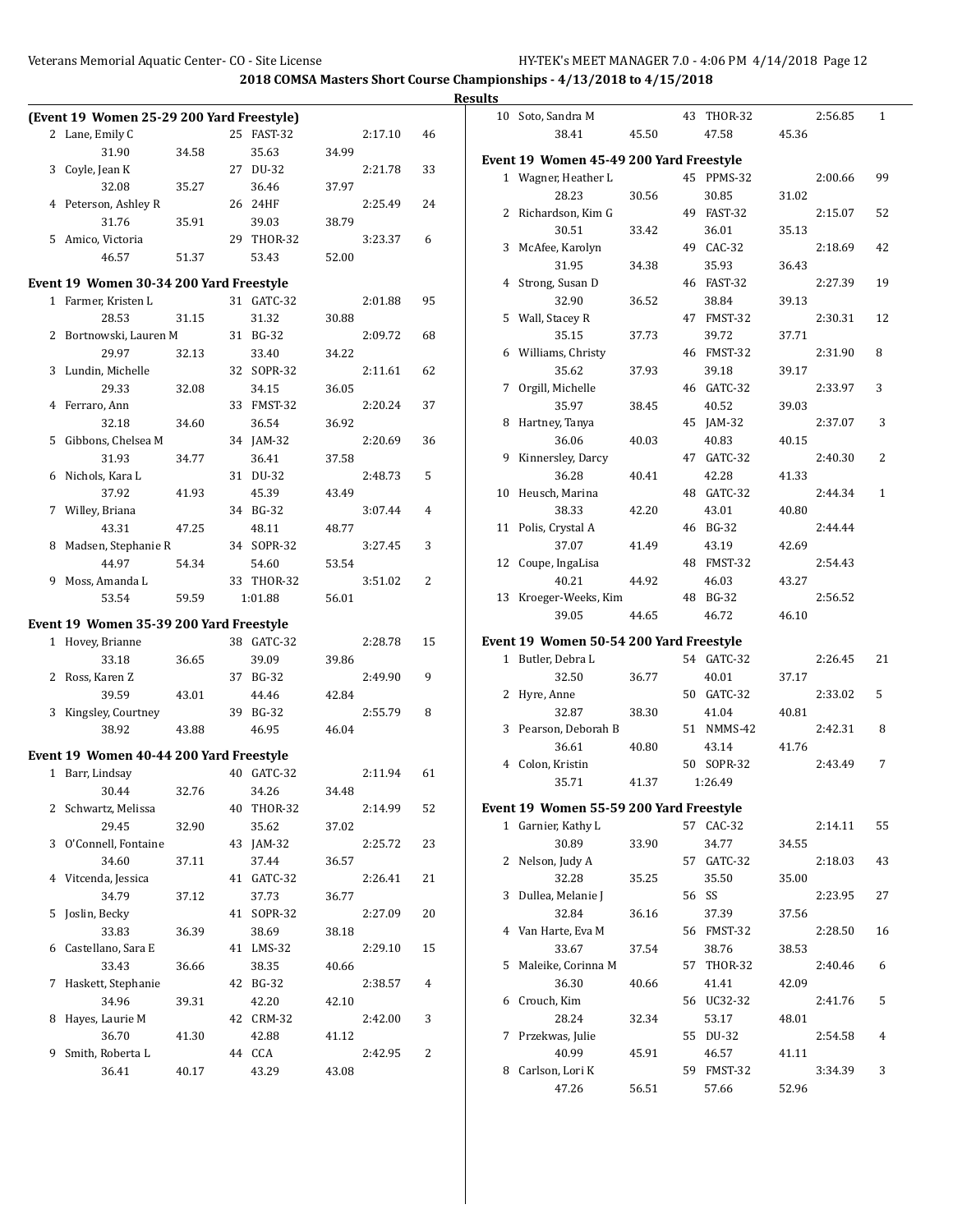**2018 COMSA Masters Short Course Championships - 4/13/2018 to 4/15/2018**

**Results**

### (Event 19 Women 25-29 200 Yard Freestyle)

| Place | Name | Age | Team | Finals Time | Points |
|---|---|---|---|---|---|
| 2 | Lane, Emily C | 25 | FAST-32 | 2:17.10 | 46 |
| | 31.90 | 34.58 | 35.63 | 34.99 | |
| 3 | Coyle, Jean K | 27 | DU-32 | 2:21.78 | 33 |
| | 32.08 | 35.27 | 36.46 | 37.97 | |
| 4 | Peterson, Ashley R | 26 | 24HF | 2:25.49 | 24 |
| | 31.76 | 35.91 | 39.03 | 38.79 | |
| 5 | Amico, Victoria | 29 | THOR-32 | 3:23.37 | 6 |
| | 46.57 | 51.37 | 53.43 | 52.00 | |

### Event 19 Women 30-34 200 Yard Freestyle

| Place | Name | Age | Team | Finals Time | Points |
|---|---|---|---|---|---|
| 1 | Farmer, Kristen L | 31 | GATC-32 | 2:01.88 | 95 |
| | 28.53 | 31.15 | 31.32 | 30.88 | |
| 2 | Bortnowski, Lauren M | 31 | BG-32 | 2:09.72 | 68 |
| | 29.97 | 32.13 | 33.40 | 34.22 | |
| 3 | Lundin, Michelle | 32 | SOPR-32 | 2:11.61 | 62 |
| | 29.33 | 32.08 | 34.15 | 36.05 | |
| 4 | Ferraro, Ann | 33 | FMST-32 | 2:20.24 | 37 |
| | 32.18 | 34.60 | 36.54 | 36.92 | |
| 5 | Gibbons, Chelsea M | 34 | JAM-32 | 2:20.69 | 36 |
| | 31.93 | 34.77 | 36.41 | 37.58 | |
| 6 | Nichols, Kara L | 31 | DU-32 | 2:48.73 | 5 |
| | 37.92 | 41.93 | 45.39 | 43.49 | |
| 7 | Willey, Briana | 34 | BG-32 | 3:07.44 | 4 |
| | 43.31 | 47.25 | 48.11 | 48.77 | |
| 8 | Madsen, Stephanie R | 34 | SOPR-32 | 3:27.45 | 3 |
| | 44.97 | 54.34 | 54.60 | 53.54 | |
| 9 | Moss, Amanda L | 33 | THOR-32 | 3:51.02 | 2 |
| | 53.54 | 59.59 | 1:01.88 | 56.01 | |

### Event 19 Women 35-39 200 Yard Freestyle

| Place | Name | Age | Team | Finals Time | Points |
|---|---|---|---|---|---|
| 1 | Hovey, Brianne | 38 | GATC-32 | 2:28.78 | 15 |
| | 33.18 | 36.65 | 39.09 | 39.86 | |
| 2 | Ross, Karen Z | 37 | BG-32 | 2:49.90 | 9 |
| | 39.59 | 43.01 | 44.46 | 42.84 | |
| 3 | Kingsley, Courtney | 39 | BG-32 | 2:55.79 | 8 |
| | 38.92 | 43.88 | 46.95 | 46.04 | |

### Event 19 Women 40-44 200 Yard Freestyle

| Place | Name | Age | Team | Finals Time | Points |
|---|---|---|---|---|---|
| 1 | Barr, Lindsay | 40 | GATC-32 | 2:11.94 | 61 |
| | 30.44 | 32.76 | 34.26 | 34.48 | |
| 2 | Schwartz, Melissa | 40 | THOR-32 | 2:14.99 | 52 |
| | 29.45 | 32.90 | 35.62 | 37.02 | |
| 3 | O'Connell, Fontaine | 43 | JAM-32 | 2:25.72 | 23 |
| | 34.60 | 37.11 | 37.44 | 36.57 | |
| 4 | Vitcenda, Jessica | 41 | GATC-32 | 2:26.41 | 21 |
| | 34.79 | 37.12 | 37.73 | 36.77 | |
| 5 | Joslin, Becky | 41 | SOPR-32 | 2:27.09 | 20 |
| | 33.83 | 36.39 | 38.69 | 38.18 | |
| 6 | Castellano, Sara E | 41 | LMS-32 | 2:29.10 | 15 |
| | 33.43 | 36.66 | 38.35 | 40.66 | |
| 7 | Haskett, Stephanie | 42 | BG-32 | 2:38.57 | 4 |
| | 34.96 | 39.31 | 42.20 | 42.10 | |
| 8 | Hayes, Laurie M | 42 | CRM-32 | 2:42.00 | 3 |
| | 36.70 | 41.30 | 42.88 | 41.12 | |
| 9 | Smith, Roberta L | 44 | CCA | 2:42.95 | 2 |
| | 36.41 | 40.17 | 43.29 | 43.08 | |
| 10 | Soto, Sandra M | 43 | THOR-32 | 2:56.85 | 1 |
| | 38.41 | 45.50 | 47.58 | 45.36 | |

### Event 19 Women 45-49 200 Yard Freestyle

| Place | Name | Age | Team | Finals Time | Points |
|---|---|---|---|---|---|
| 1 | Wagner, Heather L | 45 | PPMS-32 | 2:00.66 | 99 |
| | 28.23 | 30.56 | 30.85 | 31.02 | |
| 2 | Richardson, Kim G | 49 | FAST-32 | 2:15.07 | 52 |
| | 30.51 | 33.42 | 36.01 | 35.13 | |
| 3 | McAfee, Karolyn | 49 | CAC-32 | 2:18.69 | 42 |
| | 31.95 | 34.38 | 35.93 | 36.43 | |
| 4 | Strong, Susan D | 46 | FAST-32 | 2:27.39 | 19 |
| | 32.90 | 36.52 | 38.84 | 39.13 | |
| 5 | Wall, Stacey R | 47 | FMST-32 | 2:30.31 | 12 |
| | 35.15 | 37.73 | 39.72 | 37.71 | |
| 6 | Williams, Christy | 46 | FMST-32 | 2:31.90 | 8 |
| | 35.62 | 37.93 | 39.18 | 39.17 | |
| 7 | Orgill, Michelle | 46 | GATC-32 | 2:33.97 | 3 |
| | 35.97 | 38.45 | 40.52 | 39.03 | |
| 8 | Hartney, Tanya | 45 | JAM-32 | 2:37.07 | 3 |
| | 36.06 | 40.03 | 40.83 | 40.15 | |
| 9 | Kinnersley, Darcy | 47 | GATC-32 | 2:40.30 | 2 |
| | 36.28 | 40.41 | 42.28 | 41.33 | |
| 10 | Heusch, Marina | 48 | GATC-32 | 2:44.34 | 1 |
| | 38.33 | 42.20 | 43.01 | 40.80 | |
| 11 | Polis, Crystal A | 46 | BG-32 | 2:44.44 | |
| | 37.07 | 41.49 | 43.19 | 42.69 | |
| 12 | Coupe, IngaLisa | 48 | FMST-32 | 2:54.43 | |
| | 40.21 | 44.92 | 46.03 | 43.27 | |
| 13 | Kroeger-Weeks, Kim | 48 | BG-32 | 2:56.52 | |
| | 39.05 | 44.65 | 46.72 | 46.10 | |

### Event 19 Women 50-54 200 Yard Freestyle

| Place | Name | Age | Team | Finals Time | Points |
|---|---|---|---|---|---|
| 1 | Butler, Debra L | 54 | GATC-32 | 2:26.45 | 21 |
| | 32.50 | 36.77 | 40.01 | 37.17 | |
| 2 | Hyre, Anne | 50 | GATC-32 | 2:33.02 | 5 |
| | 32.87 | 38.30 | 41.04 | 40.81 | |
| 3 | Pearson, Deborah B | 51 | NMMS-42 | 2:42.31 | 8 |
| | 36.61 | 40.80 | 43.14 | 41.76 | |
| 4 | Colon, Kristin | 50 | SOPR-32 | 2:43.49 | 7 |
| | 35.71 | 41.37 | 1:26.49 | | |

### Event 19 Women 55-59 200 Yard Freestyle

| Place | Name | Age | Team | Finals Time | Points |
|---|---|---|---|---|---|
| 1 | Garnier, Kathy L | 57 | CAC-32 | 2:14.11 | 55 |
| | 30.89 | 33.90 | 34.77 | 34.55 | |
| 2 | Nelson, Judy A | 57 | GATC-32 | 2:18.03 | 43 |
| | 32.28 | 35.25 | 35.50 | 35.00 | |
| 3 | Dullea, Melanie J | 56 | SS | 2:23.95 | 27 |
| | 32.84 | 36.16 | 37.39 | 37.56 | |
| 4 | Van Harte, Eva M | 56 | FMST-32 | 2:28.50 | 16 |
| | 33.67 | 37.54 | 38.76 | 38.53 | |
| 5 | Maleike, Corinna M | 57 | THOR-32 | 2:40.46 | 6 |
| | 36.30 | 40.66 | 41.41 | 42.09 | |
| 6 | Crouch, Kim | 56 | UC32-32 | 2:41.76 | 5 |
| | 28.24 | 32.34 | 53.17 | 48.01 | |
| 7 | Przekwas, Julie | 55 | DU-32 | 2:54.58 | 4 |
| | 40.99 | 45.91 | 46.57 | 41.11 | |
| 8 | Carlson, Lori K | 59 | FMST-32 | 3:34.39 | 3 |
| | 47.26 | 56.51 | 57.66 | 52.96 | |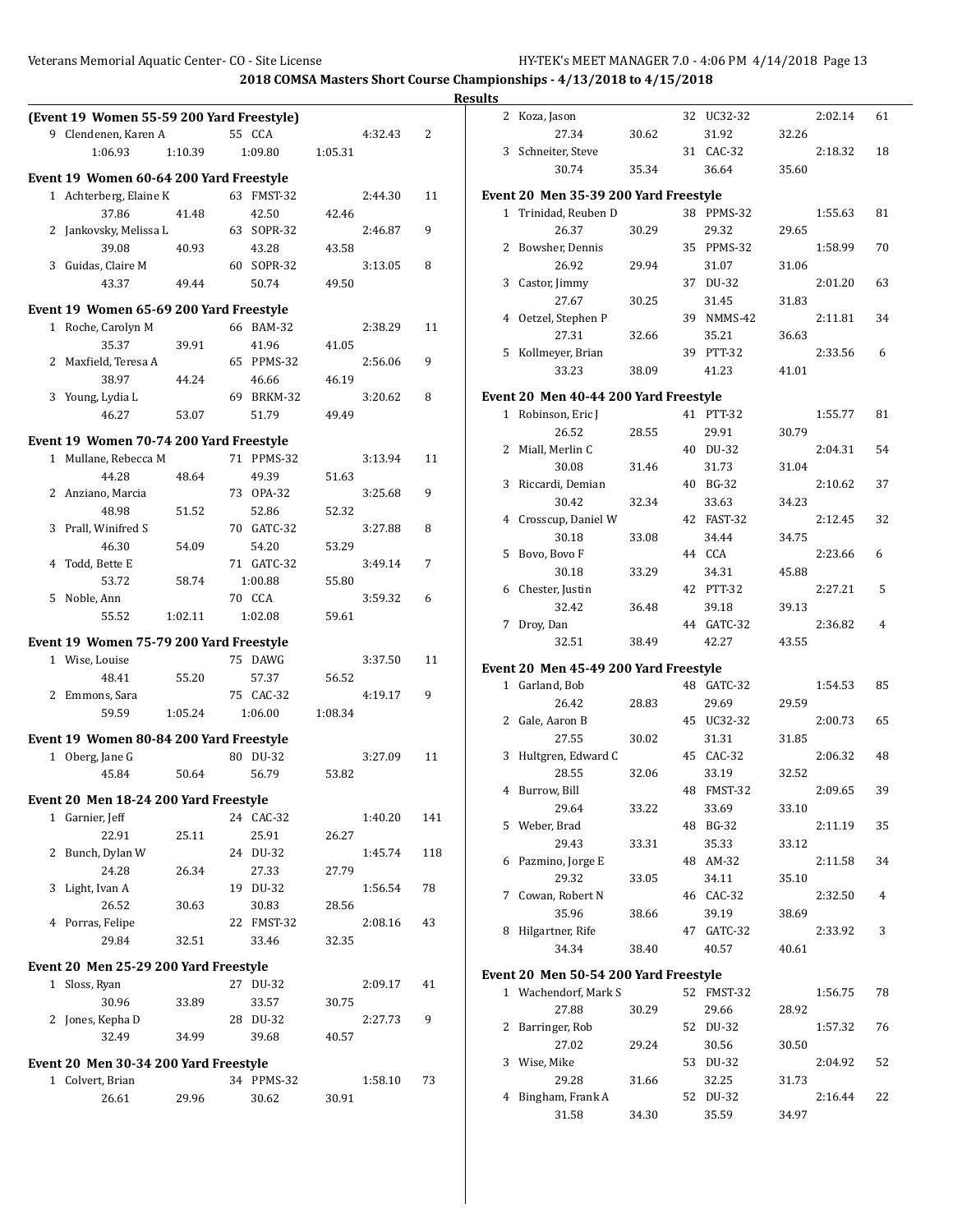**2018 COMSA Masters Short Course Championships - 4/13/2018 to 4/15/2018**

**Results**

### (Event 19 Women 55-59 200 Yard Freestyle)

| Place | Name | Age | Team | Time | Points |
|---|---|---|---|---|---|
| 9 | Clendenen, Karen A | 55 | CCA | 4:32.43 | 2 |
| | 1:06.93 / 1:10.39 / 1:09.80 / 1:05.31 | | | | |

### Event 19 Women 60-64 200 Yard Freestyle

| Place | Name | Age | Team | Time | Points |
|---|---|---|---|---|---|
| 1 | Achterberg, Elaine K | 63 | FMST-32 | 2:44.30 | 11 |
| | 37.86 / 41.48 / 42.50 / 42.46 | | | | |
| 2 | Jankovsky, Melissa L | 63 | SOPR-32 | 2:46.87 | 9 |
| | 39.08 / 40.93 / 43.28 / 43.58 | | | | |
| 3 | Guidas, Claire M | 60 | SOPR-32 | 3:13.05 | 8 |
| | 43.37 / 49.44 / 50.74 / 49.50 | | | | |

### Event 19 Women 65-69 200 Yard Freestyle

| Place | Name | Age | Team | Time | Points |
|---|---|---|---|---|---|
| 1 | Roche, Carolyn M | 66 | BAM-32 | 2:38.29 | 11 |
| | 35.37 / 39.91 / 41.96 / 41.05 | | | | |
| 2 | Maxfield, Teresa A | 65 | PPMS-32 | 2:56.06 | 9 |
| | 38.97 / 44.24 / 46.66 / 46.19 | | | | |
| 3 | Young, Lydia L | 69 | BRKM-32 | 3:20.62 | 8 |
| | 46.27 / 53.07 / 51.79 / 49.49 | | | | |

### Event 19 Women 70-74 200 Yard Freestyle

| Place | Name | Age | Team | Time | Points |
|---|---|---|---|---|---|
| 1 | Mullane, Rebecca M | 71 | PPMS-32 | 3:13.94 | 11 |
| | 44.28 / 48.64 / 49.39 / 51.63 | | | | |
| 2 | Anziano, Marcia | 73 | OPA-32 | 3:25.68 | 9 |
| | 48.98 / 51.52 / 52.86 / 52.32 | | | | |
| 3 | Prall, Winifred S | 70 | GATC-32 | 3:27.88 | 8 |
| | 46.30 / 54.09 / 54.20 / 53.29 | | | | |
| 4 | Todd, Bette E | 71 | GATC-32 | 3:49.14 | 7 |
| | 53.72 / 58.74 / 1:00.88 / 55.80 | | | | |
| 5 | Noble, Ann | 70 | CCA | 3:59.32 | 6 |
| | 55.52 / 1:02.11 / 1:02.08 / 59.61 | | | | |

### Event 19 Women 75-79 200 Yard Freestyle

| Place | Name | Age | Team | Time | Points |
|---|---|---|---|---|---|
| 1 | Wise, Louise | 75 | DAWG | 3:37.50 | 11 |
| | 48.41 / 55.20 / 57.37 / 56.52 | | | | |
| 2 | Emmons, Sara | 75 | CAC-32 | 4:19.17 | 9 |
| | 59.59 / 1:05.24 / 1:06.00 / 1:08.34 | | | | |

### Event 19 Women 80-84 200 Yard Freestyle

| Place | Name | Age | Team | Time | Points |
|---|---|---|---|---|---|
| 1 | Oberg, Jane G | 80 | DU-32 | 3:27.09 | 11 |
| | 45.84 / 50.64 / 56.79 / 53.82 | | | | |

### Event 20 Men 18-24 200 Yard Freestyle

| Place | Name | Age | Team | Time | Points |
|---|---|---|---|---|---|
| 1 | Garnier, Jeff | 24 | CAC-32 | 1:40.20 | 141 |
| | 22.91 / 25.11 / 25.91 / 26.27 | | | | |
| 2 | Bunch, Dylan W | 24 | DU-32 | 1:45.74 | 118 |
| | 24.28 / 26.34 / 27.33 / 27.79 | | | | |
| 3 | Light, Ivan A | 19 | DU-32 | 1:56.54 | 78 |
| | 26.52 / 30.63 / 30.83 / 28.56 | | | | |
| 4 | Porras, Felipe | 22 | FMST-32 | 2:08.16 | 43 |
| | 29.84 / 32.51 / 33.46 / 32.35 | | | | |

### Event 20 Men 25-29 200 Yard Freestyle

| Place | Name | Age | Team | Time | Points |
|---|---|---|---|---|---|
| 1 | Sloss, Ryan | 27 | DU-32 | 2:09.17 | 41 |
| | 30.96 / 33.89 / 33.57 / 30.75 | | | | |
| 2 | Jones, Kepha D | 28 | DU-32 | 2:27.73 | 9 |
| | 32.49 / 34.99 / 39.68 / 40.57 | | | | |

### Event 20 Men 30-34 200 Yard Freestyle

| Place | Name | Age | Team | Time | Points |
|---|---|---|---|---|---|
| 1 | Colvert, Brian | 34 | PPMS-32 | 1:58.10 | 73 |
| | 26.61 / 29.96 / 30.62 / 30.91 | | | | |
| 2 | Koza, Jason | 32 | UC32-32 | 2:02.14 | 61 |
| | 27.34 / 30.62 / 31.92 / 32.26 | | | | |
| 3 | Schneiter, Steve | 31 | CAC-32 | 2:18.32 | 18 |
| | 30.74 / 35.34 / 36.64 / 35.60 | | | | |

### Event 20 Men 35-39 200 Yard Freestyle

| Place | Name | Age | Team | Time | Points |
|---|---|---|---|---|---|
| 1 | Trinidad, Reuben D | 38 | PPMS-32 | 1:55.63 | 81 |
| | 26.37 / 30.29 / 29.32 / 29.65 | | | | |
| 2 | Bowsher, Dennis | 35 | PPMS-32 | 1:58.99 | 70 |
| | 26.92 / 29.94 / 31.07 / 31.06 | | | | |
| 3 | Castor, Jimmy | 37 | DU-32 | 2:01.20 | 63 |
| | 27.67 / 30.25 / 31.45 / 31.83 | | | | |
| 4 | Oetzel, Stephen P | 39 | NMMS-42 | 2:11.81 | 34 |
| | 27.31 / 32.66 / 35.21 / 36.63 | | | | |
| 5 | Kollmeyer, Brian | 39 | PTT-32 | 2:33.56 | 6 |
| | 33.23 / 38.09 / 41.23 / 41.01 | | | | |

### Event 20 Men 40-44 200 Yard Freestyle

| Place | Name | Age | Team | Time | Points |
|---|---|---|---|---|---|
| 1 | Robinson, Eric J | 41 | PTT-32 | 1:55.77 | 81 |
| | 26.52 / 28.55 / 29.91 / 30.79 | | | | |
| 2 | Miall, Merlin C | 40 | DU-32 | 2:04.31 | 54 |
| | 30.08 / 31.46 / 31.73 / 31.04 | | | | |
| 3 | Riccardi, Demian | 40 | BG-32 | 2:10.62 | 37 |
| | 30.42 / 32.34 / 33.63 / 34.23 | | | | |
| 4 | Crosscup, Daniel W | 42 | FAST-32 | 2:12.45 | 32 |
| | 30.18 / 33.08 / 34.44 / 34.75 | | | | |
| 5 | Bovo, Bovo F | 44 | CCA | 2:23.66 | 6 |
| | 30.18 / 33.29 / 34.31 / 45.88 | | | | |
| 6 | Chester, Justin | 42 | PTT-32 | 2:27.21 | 5 |
| | 32.42 / 36.48 / 39.18 / 39.13 | | | | |
| 7 | Droy, Dan | 44 | GATC-32 | 2:36.82 | 4 |
| | 32.51 / 38.49 / 42.27 / 43.55 | | | | |

### Event 20 Men 45-49 200 Yard Freestyle

| Place | Name | Age | Team | Time | Points |
|---|---|---|---|---|---|
| 1 | Garland, Bob | 48 | GATC-32 | 1:54.53 | 85 |
| | 26.42 / 28.83 / 29.69 / 29.59 | | | | |
| 2 | Gale, Aaron B | 45 | UC32-32 | 2:00.73 | 65 |
| | 27.55 / 30.02 / 31.31 / 31.85 | | | | |
| 3 | Hultgren, Edward C | 45 | CAC-32 | 2:06.32 | 48 |
| | 28.55 / 32.06 / 33.19 / 32.52 | | | | |
| 4 | Burrow, Bill | 48 | FMST-32 | 2:09.65 | 39 |
| | 29.64 / 33.22 / 33.69 / 33.10 | | | | |
| 5 | Weber, Brad | 48 | BG-32 | 2:11.19 | 35 |
| | 29.43 / 33.31 / 35.33 / 33.12 | | | | |
| 6 | Pazmino, Jorge E | 48 | AM-32 | 2:11.58 | 34 |
| | 29.32 / 33.05 / 34.11 / 35.10 | | | | |
| 7 | Cowan, Robert N | 46 | CAC-32 | 2:32.50 | 4 |
| | 35.96 / 38.66 / 39.19 / 38.69 | | | | |
| 8 | Hilgartner, Rife | 47 | GATC-32 | 2:33.92 | 3 |
| | 34.34 / 38.40 / 40.57 / 40.61 | | | | |

### Event 20 Men 50-54 200 Yard Freestyle

| Place | Name | Age | Team | Time | Points |
|---|---|---|---|---|---|
| 1 | Wachendorf, Mark S | 52 | FMST-32 | 1:56.75 | 78 |
| | 27.88 / 30.29 / 29.66 / 28.92 | | | | |
| 2 | Barringer, Rob | 52 | DU-32 | 1:57.32 | 76 |
| | 27.02 / 29.24 / 30.56 / 30.50 | | | | |
| 3 | Wise, Mike | 53 | DU-32 | 2:04.92 | 52 |
| | 29.28 / 31.66 / 32.25 / 31.73 | | | | |
| 4 | Bingham, Frank A | 52 | DU-32 | 2:16.44 | 22 |
| | 31.58 / 34.30 / 35.59 / 34.97 | | | | |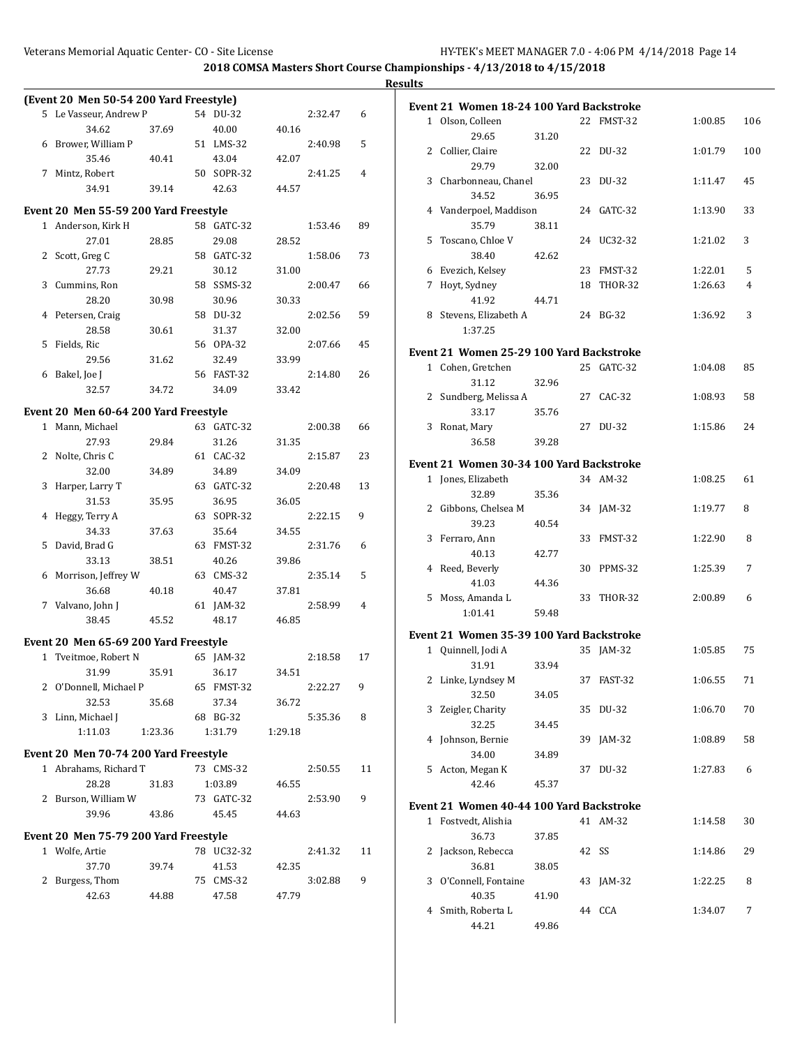## 2018 COMSA Masters Short Course Championships - 4/13/2018 to 4/15/2018

### Results

#### (Event 20 Men 50-54 200 Yard Freestyle)

| Place | Name | Age | Team | Time | Points |
|---|---|---|---|---|---|
| 5 | Le Vasseur, Andrew P | 54 | DU-32 | 2:32.47 | 6 |
| | 34.62 / 37.69 / 40.00 / 40.16 | | | | |
| 6 | Brower, William P | 51 | LMS-32 | 2:40.98 | 5 |
| | 35.46 / 40.41 / 43.04 / 42.07 | | | | |
| 7 | Mintz, Robert | 50 | SOPR-32 | 2:41.25 | 4 |
| | 34.91 / 39.14 / 42.63 / 44.57 | | | | |

#### Event 20 Men 55-59 200 Yard Freestyle

| Place | Name | Age | Team | Time | Points |
|---|---|---|---|---|---|
| 1 | Anderson, Kirk H | 58 | GATC-32 | 1:53.46 | 89 |
| | 27.01 / 28.85 / 29.08 / 28.52 | | | | |
| 2 | Scott, Greg C | 58 | GATC-32 | 1:58.06 | 73 |
| | 27.73 / 29.21 / 30.12 / 31.00 | | | | |
| 3 | Cummins, Ron | 58 | SSMS-32 | 2:00.47 | 66 |
| | 28.20 / 30.98 / 30.96 / 30.33 | | | | |
| 4 | Petersen, Craig | 58 | DU-32 | 2:02.56 | 59 |
| | 28.58 / 30.61 / 31.37 / 32.00 | | | | |
| 5 | Fields, Ric | 56 | OPA-32 | 2:07.66 | 45 |
| | 29.56 / 31.62 / 32.49 / 33.99 | | | | |
| 6 | Bakel, Joe J | 56 | FAST-32 | 2:14.80 | 26 |
| | 32.57 / 34.72 / 34.09 / 33.42 | | | | |

#### Event 20 Men 60-64 200 Yard Freestyle

| Place | Name | Age | Team | Time | Points |
|---|---|---|---|---|---|
| 1 | Mann, Michael | 63 | GATC-32 | 2:00.38 | 66 |
| | 27.93 / 29.84 / 31.26 / 31.35 | | | | |
| 2 | Nolte, Chris C | 61 | CAC-32 | 2:15.87 | 23 |
| | 32.00 / 34.89 / 34.89 / 34.09 | | | | |
| 3 | Harper, Larry T | 63 | GATC-32 | 2:20.48 | 13 |
| | 31.53 / 35.95 / 36.95 / 36.05 | | | | |
| 4 | Heggy, Terry A | 63 | SOPR-32 | 2:22.15 | 9 |
| | 34.33 / 37.63 / 35.64 / 34.55 | | | | |
| 5 | David, Brad G | 63 | FMST-32 | 2:31.76 | 6 |
| | 33.13 / 38.51 / 40.26 / 39.86 | | | | |
| 6 | Morrison, Jeffrey W | 63 | CMS-32 | 2:35.14 | 5 |
| | 36.68 / 40.18 / 40.47 / 37.81 | | | | |
| 7 | Valvano, John J | 61 | JAM-32 | 2:58.99 | 4 |
| | 38.45 / 45.52 / 48.17 / 46.85 | | | | |

#### Event 20 Men 65-69 200 Yard Freestyle

| Place | Name | Age | Team | Time | Points |
|---|---|---|---|---|---|
| 1 | Tveitmoe, Robert N | 65 | JAM-32 | 2:18.58 | 17 |
| | 31.99 / 35.91 / 36.17 / 34.51 | | | | |
| 2 | O'Donnell, Michael P | 65 | FMST-32 | 2:22.27 | 9 |
| | 32.53 / 35.68 / 37.34 / 36.72 | | | | |
| 3 | Linn, Michael J | 68 | BG-32 | 5:35.36 | 8 |
| | 1:11.03 / 1:23.36 / 1:31.79 / 1:29.18 | | | | |

#### Event 20 Men 70-74 200 Yard Freestyle

| Place | Name | Age | Team | Time | Points |
|---|---|---|---|---|---|
| 1 | Abrahams, Richard T | 73 | CMS-32 | 2:50.55 | 11 |
| | 28.28 / 31.83 / 1:03.89 / 46.55 | | | | |
| 2 | Burson, William W | 73 | GATC-32 | 2:53.90 | 9 |
| | 39.96 / 43.86 / 45.45 / 44.63 | | | | |

#### Event 20 Men 75-79 200 Yard Freestyle

| Place | Name | Age | Team | Time | Points |
|---|---|---|---|---|---|
| 1 | Wolfe, Artie | 78 | UC32-32 | 2:41.32 | 11 |
| | 37.70 / 39.74 / 41.53 / 42.35 | | | | |
| 2 | Burgess, Thom | 75 | CMS-32 | 3:02.88 | 9 |
| | 42.63 / 44.88 / 47.58 / 47.79 | | | | |

#### Event 21 Women 18-24 100 Yard Backstroke

| Place | Name | Age | Team | Time | Points |
|---|---|---|---|---|---|
| 1 | Olson, Colleen | 22 | FMST-32 | 1:00.85 | 106 |
| | 29.65 / 31.20 | | | | |
| 2 | Collier, Claire | 22 | DU-32 | 1:01.79 | 100 |
| | 29.79 / 32.00 | | | | |
| 3 | Charbonneau, Chanel | 23 | DU-32 | 1:11.47 | 45 |
| | 34.52 / 36.95 | | | | |
| 4 | Vanderpoel, Maddison | 24 | GATC-32 | 1:13.90 | 33 |
| | 35.79 / 38.11 | | | | |
| 5 | Toscano, Chloe V | 24 | UC32-32 | 1:21.02 | 3 |
| | 38.40 / 42.62 | | | | |
| 6 | Evezich, Kelsey | 23 | FMST-32 | 1:22.01 | 5 |
| 7 | Hoyt, Sydney | 18 | THOR-32 | 1:26.63 | 4 |
| | 41.92 / 44.71 | | | | |
| 8 | Stevens, Elizabeth A | 24 | BG-32 | 1:36.92 | 3 |
| | 1:37.25 | | | | |

#### Event 21 Women 25-29 100 Yard Backstroke

| Place | Name | Age | Team | Time | Points |
|---|---|---|---|---|---|
| 1 | Cohen, Gretchen | 25 | GATC-32 | 1:04.08 | 85 |
| | 31.12 / 32.96 | | | | |
| 2 | Sundberg, Melissa A | 27 | CAC-32 | 1:08.93 | 58 |
| | 33.17 / 35.76 | | | | |
| 3 | Ronat, Mary | 27 | DU-32 | 1:15.86 | 24 |
| | 36.58 / 39.28 | | | | |

#### Event 21 Women 30-34 100 Yard Backstroke

| Place | Name | Age | Team | Time | Points |
|---|---|---|---|---|---|
| 1 | Jones, Elizabeth | 34 | AM-32 | 1:08.25 | 61 |
| | 32.89 / 35.36 | | | | |
| 2 | Gibbons, Chelsea M | 34 | JAM-32 | 1:19.77 | 8 |
| | 39.23 / 40.54 | | | | |
| 3 | Ferraro, Ann | 33 | FMST-32 | 1:22.90 | 8 |
| | 40.13 / 42.77 | | | | |
| 4 | Reed, Beverly | 30 | PPMS-32 | 1:25.39 | 7 |
| | 41.03 / 44.36 | | | | |
| 5 | Moss, Amanda L | 33 | THOR-32 | 2:00.89 | 6 |
| | 1:01.41 / 59.48 | | | | |

#### Event 21 Women 35-39 100 Yard Backstroke

| Place | Name | Age | Team | Time | Points |
|---|---|---|---|---|---|
| 1 | Quinnell, Jodi A | 35 | JAM-32 | 1:05.85 | 75 |
| | 31.91 / 33.94 | | | | |
| 2 | Linke, Lyndsey M | 37 | FAST-32 | 1:06.55 | 71 |
| | 32.50 / 34.05 | | | | |
| 3 | Zeigler, Charity | 35 | DU-32 | 1:06.70 | 70 |
| | 32.25 / 34.45 | | | | |
| 4 | Johnson, Bernie | 39 | JAM-32 | 1:08.89 | 58 |
| | 34.00 / 34.89 | | | | |
| 5 | Acton, Megan K | 37 | DU-32 | 1:27.83 | 6 |
| | 42.46 / 45.37 | | | | |

#### Event 21 Women 40-44 100 Yard Backstroke

| Place | Name | Age | Team | Time | Points |
|---|---|---|---|---|---|
| 1 | Fostvedt, Alishia | 41 | AM-32 | 1:14.58 | 30 |
| | 36.73 / 37.85 | | | | |
| 2 | Jackson, Rebecca | 42 | SS | 1:14.86 | 29 |
| | 36.81 / 38.05 | | | | |
| 3 | O'Connell, Fontaine | 43 | JAM-32 | 1:22.25 | 8 |
| | 40.35 / 41.90 | | | | |
| 4 | Smith, Roberta L | 44 | CCA | 1:34.07 | 7 |
| | 44.21 / 49.86 | | | | |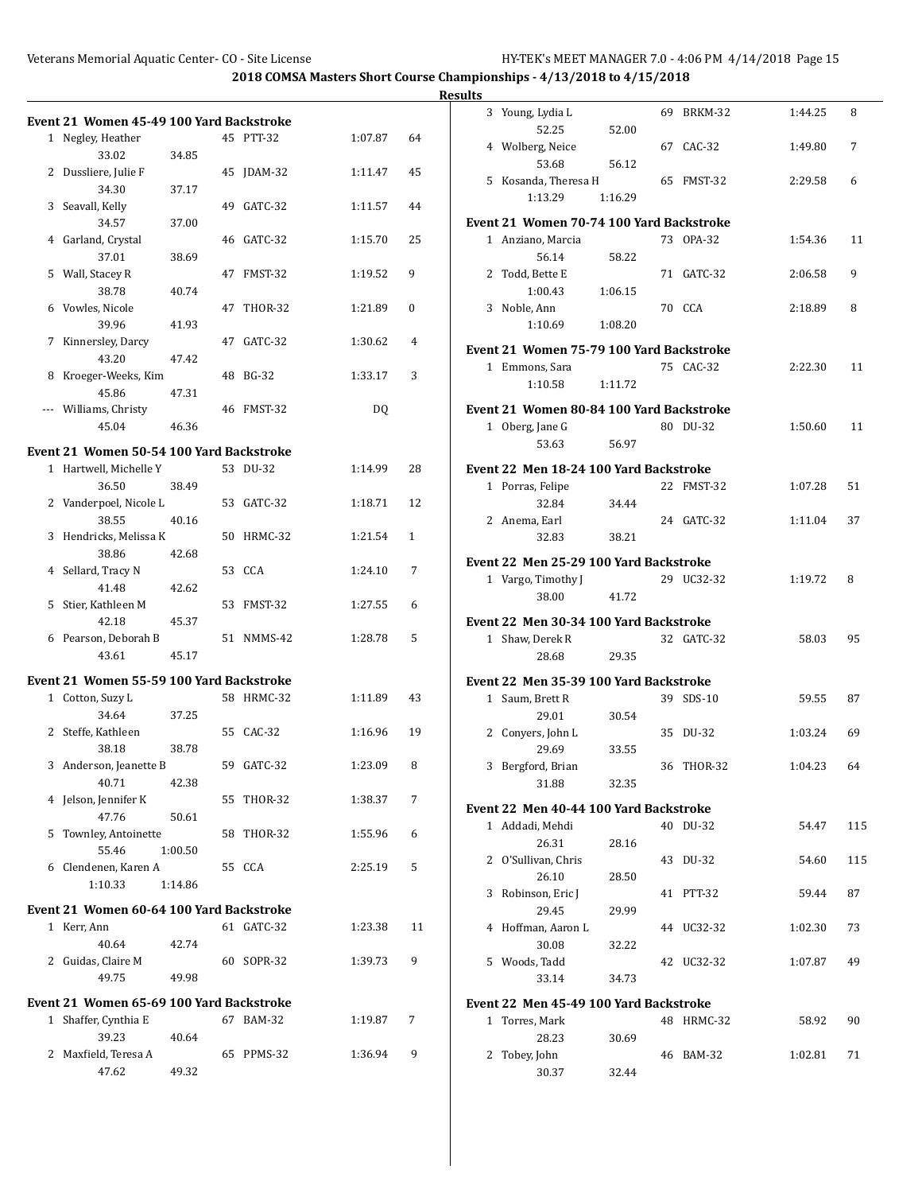## 2018 COMSA Masters Short Course Championships - 4/13/2018 to 4/15/2018

### Results

**Event 21 Women 45-49 100 Yard Backstroke**

| Place | Name | Age | Team | Time | Points |
|---|---|---|---|---|---|
| 1 | Negley, Heather | 45 | PTT-32 | 1:07.87 | 64 |
| | 33.02 34.85 | | | | |
| 2 | Dussliere, Julie F | 45 | JDAM-32 | 1:11.47 | 45 |
| | 34.30 37.17 | | | | |
| 3 | Seavall, Kelly | 49 | GATC-32 | 1:11.57 | 44 |
| | 34.57 37.00 | | | | |
| 4 | Garland, Crystal | 46 | GATC-32 | 1:15.70 | 25 |
| | 37.01 38.69 | | | | |
| 5 | Wall, Stacey R | 47 | FMST-32 | 1:19.52 | 9 |
| | 38.78 40.74 | | | | |
| 6 | Vowles, Nicole | 47 | THOR-32 | 1:21.89 | 0 |
| | 39.96 41.93 | | | | |
| 7 | Kinnersley, Darcy | 47 | GATC-32 | 1:30.62 | 4 |
| | 43.20 47.42 | | | | |
| 8 | Kroeger-Weeks, Kim | 48 | BG-32 | 1:33.17 | 3 |
| | 45.86 47.31 | | | | |
| --- | Williams, Christy | 46 | FMST-32 | DQ | |
| | 45.04 46.36 | | | | |

**Event 21 Women 50-54 100 Yard Backstroke**

| Place | Name | Age | Team | Time | Points |
|---|---|---|---|---|---|
| 1 | Hartwell, Michelle Y | 53 | DU-32 | 1:14.99 | 28 |
| | 36.50 38.49 | | | | |
| 2 | Vanderpoel, Nicole L | 53 | GATC-32 | 1:18.71 | 12 |
| | 38.55 40.16 | | | | |
| 3 | Hendricks, Melissa K | 50 | HRMC-32 | 1:21.54 | 1 |
| | 38.86 42.68 | | | | |
| 4 | Sellard, Tracy N | 53 | CCA | 1:24.10 | 7 |
| | 41.48 42.62 | | | | |
| 5 | Stier, Kathleen M | 53 | FMST-32 | 1:27.55 | 6 |
| | 42.18 45.37 | | | | |
| 6 | Pearson, Deborah B | 51 | NMMS-42 | 1:28.78 | 5 |
| | 43.61 45.17 | | | | |

**Event 21 Women 55-59 100 Yard Backstroke**

| Place | Name | Age | Team | Time | Points |
|---|---|---|---|---|---|
| 1 | Cotton, Suzy L | 58 | HRMC-32 | 1:11.89 | 43 |
| | 34.64 37.25 | | | | |
| 2 | Steffe, Kathleen | 55 | CAC-32 | 1:16.96 | 19 |
| | 38.18 38.78 | | | | |
| 3 | Anderson, Jeanette B | 59 | GATC-32 | 1:23.09 | 8 |
| | 40.71 42.38 | | | | |
| 4 | Jelson, Jennifer K | 55 | THOR-32 | 1:38.37 | 7 |
| | 47.76 50.61 | | | | |
| 5 | Townley, Antoinette | 58 | THOR-32 | 1:55.96 | 6 |
| | 55.46 1:00.50 | | | | |
| 6 | Clendenen, Karen A | 55 | CCA | 2:25.19 | 5 |
| | 1:10.33 1:14.86 | | | | |

**Event 21 Women 60-64 100 Yard Backstroke**

| Place | Name | Age | Team | Time | Points |
|---|---|---|---|---|---|
| 1 | Kerr, Ann | 61 | GATC-32 | 1:23.38 | 11 |
| | 40.64 42.74 | | | | |
| 2 | Guidas, Claire M | 60 | SOPR-32 | 1:39.73 | 9 |
| | 49.75 49.98 | | | | |

**Event 21 Women 65-69 100 Yard Backstroke**

| Place | Name | Age | Team | Time | Points |
|---|---|---|---|---|---|
| 1 | Shaffer, Cynthia E | 67 | BAM-32 | 1:19.87 | 7 |
| | 39.23 40.64 | | | | |
| 2 | Maxfield, Teresa A | 65 | PPMS-32 | 1:36.94 | 9 |
| | 47.62 49.32 | | | | |
| 3 | Young, Lydia L | 69 | BRKM-32 | 1:44.25 | 8 |
| | 52.25 52.00 | | | | |
| 4 | Wolberg, Neice | 67 | CAC-32 | 1:49.80 | 7 |
| | 53.68 56.12 | | | | |
| 5 | Kosanda, Theresa H | 65 | FMST-32 | 2:29.58 | 6 |
| | 1:13.29 1:16.29 | | | | |

**Event 21 Women 70-74 100 Yard Backstroke**

| Place | Name | Age | Team | Time | Points |
|---|---|---|---|---|---|
| 1 | Anziano, Marcia | 73 | OPA-32 | 1:54.36 | 11 |
| | 56.14 58.22 | | | | |
| 2 | Todd, Bette E | 71 | GATC-32 | 2:06.58 | 9 |
| | 1:00.43 1:06.15 | | | | |
| 3 | Noble, Ann | 70 | CCA | 2:18.89 | 8 |
| | 1:10.69 1:08.20 | | | | |

**Event 21 Women 75-79 100 Yard Backstroke**

| Place | Name | Age | Team | Time | Points |
|---|---|---|---|---|---|
| 1 | Emmons, Sara | 75 | CAC-32 | 2:22.30 | 11 |
| | 1:10.58 1:11.72 | | | | |

**Event 21 Women 80-84 100 Yard Backstroke**

| Place | Name | Age | Team | Time | Points |
|---|---|---|---|---|---|
| 1 | Oberg, Jane G | 80 | DU-32 | 1:50.60 | 11 |
| | 53.63 56.97 | | | | |

**Event 22 Men 18-24 100 Yard Backstroke**

| Place | Name | Age | Team | Time | Points |
|---|---|---|---|---|---|
| 1 | Porras, Felipe | 22 | FMST-32 | 1:07.28 | 51 |
| | 32.84 34.44 | | | | |
| 2 | Anema, Earl | 24 | GATC-32 | 1:11.04 | 37 |
| | 32.83 38.21 | | | | |

**Event 22 Men 25-29 100 Yard Backstroke**

| Place | Name | Age | Team | Time | Points |
|---|---|---|---|---|---|
| 1 | Vargo, Timothy J | 29 | UC32-32 | 1:19.72 | 8 |
| | 38.00 41.72 | | | | |

**Event 22 Men 30-34 100 Yard Backstroke**

| Place | Name | Age | Team | Time | Points |
|---|---|---|---|---|---|
| 1 | Shaw, Derek R | 32 | GATC-32 | 58.03 | 95 |
| | 28.68 29.35 | | | | |

**Event 22 Men 35-39 100 Yard Backstroke**

| Place | Name | Age | Team | Time | Points |
|---|---|---|---|---|---|
| 1 | Saum, Brett R | 39 | SDS-10 | 59.55 | 87 |
| | 29.01 30.54 | | | | |
| 2 | Conyers, John L | 35 | DU-32 | 1:03.24 | 69 |
| | 29.69 33.55 | | | | |
| 3 | Bergford, Brian | 36 | THOR-32 | 1:04.23 | 64 |
| | 31.88 32.35 | | | | |

**Event 22 Men 40-44 100 Yard Backstroke**

| Place | Name | Age | Team | Time | Points |
|---|---|---|---|---|---|
| 1 | Addadi, Mehdi | 40 | DU-32 | 54.47 | 115 |
| | 26.31 28.16 | | | | |
| 2 | O'Sullivan, Chris | 43 | DU-32 | 54.60 | 115 |
| | 26.10 28.50 | | | | |
| 3 | Robinson, Eric J | 41 | PTT-32 | 59.44 | 87 |
| | 29.45 29.99 | | | | |
| 4 | Hoffman, Aaron L | 44 | UC32-32 | 1:02.30 | 73 |
| | 30.08 32.22 | | | | |
| 5 | Woods, Tadd | 42 | UC32-32 | 1:07.87 | 49 |
| | 33.14 34.73 | | | | |

**Event 22 Men 45-49 100 Yard Backstroke**

| Place | Name | Age | Team | Time | Points |
|---|---|---|---|---|---|
| 1 | Torres, Mark | 48 | HRMC-32 | 58.92 | 90 |
| | 28.23 30.69 | | | | |
| 2 | Tobey, John | 46 | BAM-32 | 1:02.81 | 71 |
| | 30.37 32.44 | | | | |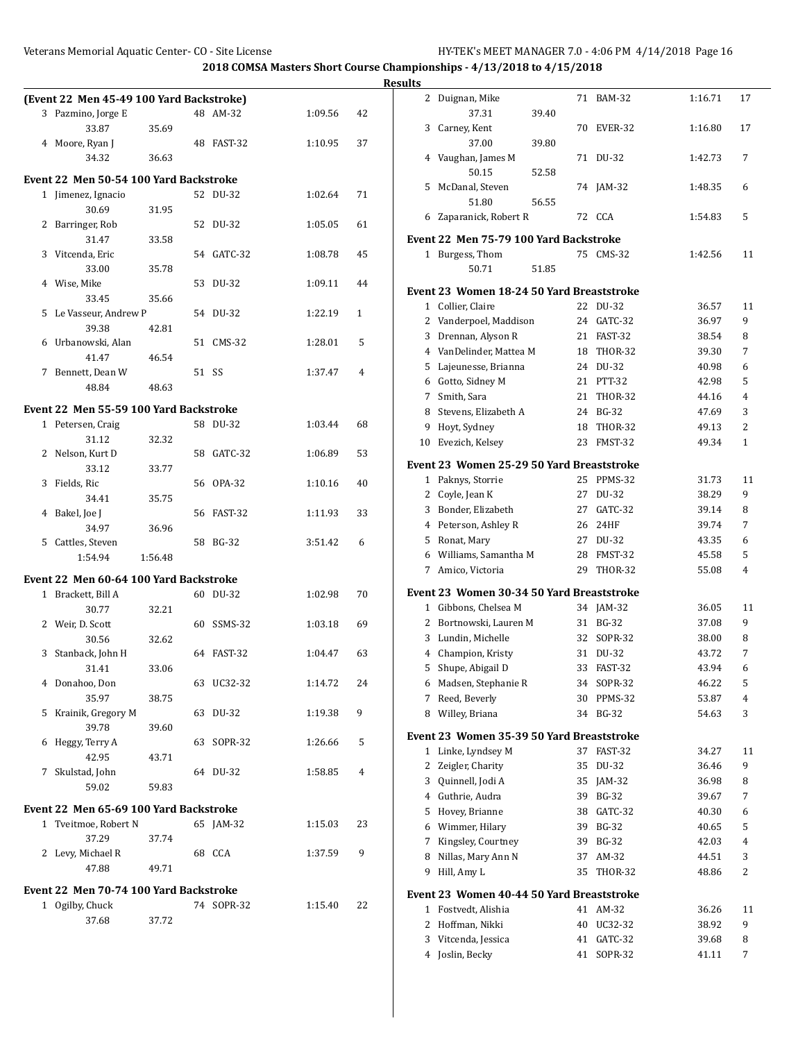## 2018 COMSA Masters Short Course Championships - 4/13/2018 to 4/15/2018

### Results

**(Event 22 Men 45-49 100 Yard Backstroke)**

| | Name | Age | Team | Time | Points |
|---|---|---|---|---|---|
| 3 | Pazmino, Jorge E | 48 | AM-32 | 1:09.56 | 42 |
| | 33.87 35.69 | | | | |
| 4 | Moore, Ryan J | 48 | FAST-32 | 1:10.95 | 37 |
| | 34.32 36.63 | | | | |

**Event 22 Men 50-54 100 Yard Backstroke**

| | Name | Age | Team | Time | Points |
|---|---|---|---|---|---|
| 1 | Jimenez, Ignacio | 52 | DU-32 | 1:02.64 | 71 |
| | 30.69 31.95 | | | | |
| 2 | Barringer, Rob | 52 | DU-32 | 1:05.05 | 61 |
| | 31.47 33.58 | | | | |
| 3 | Vitcenda, Eric | 54 | GATC-32 | 1:08.78 | 45 |
| | 33.00 35.78 | | | | |
| 4 | Wise, Mike | 53 | DU-32 | 1:09.11 | 44 |
| | 33.45 35.66 | | | | |
| 5 | Le Vasseur, Andrew P | 54 | DU-32 | 1:22.19 | 1 |
| | 39.38 42.81 | | | | |
| 6 | Urbanowski, Alan | 51 | CMS-32 | 1:28.01 | 5 |
| | 41.47 46.54 | | | | |
| 7 | Bennett, Dean W | 51 | SS | 1:37.47 | 4 |
| | 48.84 48.63 | | | | |

**Event 22 Men 55-59 100 Yard Backstroke**

| | Name | Age | Team | Time | Points |
|---|---|---|---|---|---|
| 1 | Petersen, Craig | 58 | DU-32 | 1:03.44 | 68 |
| | 31.12 32.32 | | | | |
| 2 | Nelson, Kurt D | 58 | GATC-32 | 1:06.89 | 53 |
| | 33.12 33.77 | | | | |
| 3 | Fields, Ric | 56 | OPA-32 | 1:10.16 | 40 |
| | 34.41 35.75 | | | | |
| 4 | Bakel, Joe J | 56 | FAST-32 | 1:11.93 | 33 |
| | 34.97 36.96 | | | | |
| 5 | Cattles, Steven | 58 | BG-32 | 3:51.42 | 6 |
| | 1:54.94 1:56.48 | | | | |

**Event 22 Men 60-64 100 Yard Backstroke**

| | Name | Age | Team | Time | Points |
|---|---|---|---|---|---|
| 1 | Brackett, Bill A | 60 | DU-32 | 1:02.98 | 70 |
| | 30.77 32.21 | | | | |
| 2 | Weir, D. Scott | 60 | SSMS-32 | 1:03.18 | 69 |
| | 30.56 32.62 | | | | |
| 3 | Stanback, John H | 64 | FAST-32 | 1:04.47 | 63 |
| | 31.41 33.06 | | | | |
| 4 | Donahoo, Don | 63 | UC32-32 | 1:14.72 | 24 |
| | 35.97 38.75 | | | | |
| 5 | Krainik, Gregory M | 63 | DU-32 | 1:19.38 | 9 |
| | 39.78 39.60 | | | | |
| 6 | Heggy, Terry A | 63 | SOPR-32 | 1:26.66 | 5 |
| | 42.95 43.71 | | | | |
| 7 | Skulstad, John | 64 | DU-32 | 1:58.85 | 4 |
| | 59.02 59.83 | | | | |

**Event 22 Men 65-69 100 Yard Backstroke**

| | Name | Age | Team | Time | Points |
|---|---|---|---|---|---|
| 1 | Tveitmoe, Robert N | 65 | JAM-32 | 1:15.03 | 23 |
| | 37.29 37.74 | | | | |
| 2 | Levy, Michael R | 68 | CCA | 1:37.59 | 9 |
| | 47.88 49.71 | | | | |

**Event 22 Men 70-74 100 Yard Backstroke**

| | Name | Age | Team | Time | Points |
|---|---|---|---|---|---|
| 1 | Ogilby, Chuck | 74 | SOPR-32 | 1:15.40 | 22 |
| | 37.68 37.72 | | | | |
| 2 | Duignan, Mike | 71 | BAM-32 | 1:16.71 | 17 |
| | 37.31 39.40 | | | | |
| 3 | Carney, Kent | 70 | EVER-32 | 1:16.80 | 17 |
| | 37.00 39.80 | | | | |
| 4 | Vaughan, James M | 71 | DU-32 | 1:42.73 | 7 |
| | 50.15 52.58 | | | | |
| 5 | McDanal, Steven | 74 | JAM-32 | 1:48.35 | 6 |
| | 51.80 56.55 | | | | |
| 6 | Zaparanick, Robert R | 72 | CCA | 1:54.83 | 5 |

**Event 22 Men 75-79 100 Yard Backstroke**

| | Name | Age | Team | Time | Points |
|---|---|---|---|---|---|
| 1 | Burgess, Thom | 75 | CMS-32 | 1:42.56 | 11 |
| | 50.71 51.85 | | | | |

**Event 23 Women 18-24 50 Yard Breaststroke**

| | Name | Age | Team | Time | Points |
|---|---|---|---|---|---|
| 1 | Collier, Claire | 22 | DU-32 | 36.57 | 11 |
| 2 | Vanderpoel, Maddison | 24 | GATC-32 | 36.97 | 9 |
| 3 | Drennan, Alyson R | 21 | FAST-32 | 38.54 | 8 |
| 4 | VanDelinder, Mattea M | 18 | THOR-32 | 39.30 | 7 |
| 5 | Lajeunesse, Brianna | 24 | DU-32 | 40.98 | 6 |
| 6 | Gotto, Sidney M | 21 | PTT-32 | 42.98 | 5 |
| 7 | Smith, Sara | 21 | THOR-32 | 44.16 | 4 |
| 8 | Stevens, Elizabeth A | 24 | BG-32 | 47.69 | 3 |
| 9 | Hoyt, Sydney | 18 | THOR-32 | 49.13 | 2 |
| 10 | Evezich, Kelsey | 23 | FMST-32 | 49.34 | 1 |

**Event 23 Women 25-29 50 Yard Breaststroke**

| | Name | Age | Team | Time | Points |
|---|---|---|---|---|---|
| 1 | Paknys, Storrie | 25 | PPMS-32 | 31.73 | 11 |
| 2 | Coyle, Jean K | 27 | DU-32 | 38.29 | 9 |
| 3 | Bonder, Elizabeth | 27 | GATC-32 | 39.14 | 8 |
| 4 | Peterson, Ashley R | 26 | 24HF | 39.74 | 7 |
| 5 | Ronat, Mary | 27 | DU-32 | 43.35 | 6 |
| 6 | Williams, Samantha M | 28 | FMST-32 | 45.58 | 5 |
| 7 | Amico, Victoria | 29 | THOR-32 | 55.08 | 4 |

**Event 23 Women 30-34 50 Yard Breaststroke**

| | Name | Age | Team | Time | Points |
|---|---|---|---|---|---|
| 1 | Gibbons, Chelsea M | 34 | JAM-32 | 36.05 | 11 |
| 2 | Bortnowski, Lauren M | 31 | BG-32 | 37.08 | 9 |
| 3 | Lundin, Michelle | 32 | SOPR-32 | 38.00 | 8 |
| 4 | Champion, Kristy | 31 | DU-32 | 43.72 | 7 |
| 5 | Shupe, Abigail D | 33 | FAST-32 | 43.94 | 6 |
| 6 | Madsen, Stephanie R | 34 | SOPR-32 | 46.22 | 5 |
| 7 | Reed, Beverly | 30 | PPMS-32 | 53.87 | 4 |
| 8 | Willey, Briana | 34 | BG-32 | 54.63 | 3 |

**Event 23 Women 35-39 50 Yard Breaststroke**

| | Name | Age | Team | Time | Points |
|---|---|---|---|---|---|
| 1 | Linke, Lyndsey M | 37 | FAST-32 | 34.27 | 11 |
| 2 | Zeigler, Charity | 35 | DU-32 | 36.46 | 9 |
| 3 | Quinnell, Jodi A | 35 | JAM-32 | 36.98 | 8 |
| 4 | Guthrie, Audra | 39 | BG-32 | 39.67 | 7 |
| 5 | Hovey, Brianne | 38 | GATC-32 | 40.30 | 6 |
| 6 | Wimmer, Hilary | 39 | BG-32 | 40.65 | 5 |
| 7 | Kingsley, Courtney | 39 | BG-32 | 42.03 | 4 |
| 8 | Nillas, Mary Ann N | 37 | AM-32 | 44.51 | 3 |
| 9 | Hill, Amy L | 35 | THOR-32 | 48.86 | 2 |

**Event 23 Women 40-44 50 Yard Breaststroke**

| | Name | Age | Team | Time | Points |
|---|---|---|---|---|---|
| 1 | Fostvedt, Alishia | 41 | AM-32 | 36.26 | 11 |
| 2 | Hoffman, Nikki | 40 | UC32-32 | 38.92 | 9 |
| 3 | Vitcenda, Jessica | 41 | GATC-32 | 39.68 | 8 |
| 4 | Joslin, Becky | 41 | SOPR-32 | 41.11 | 7 |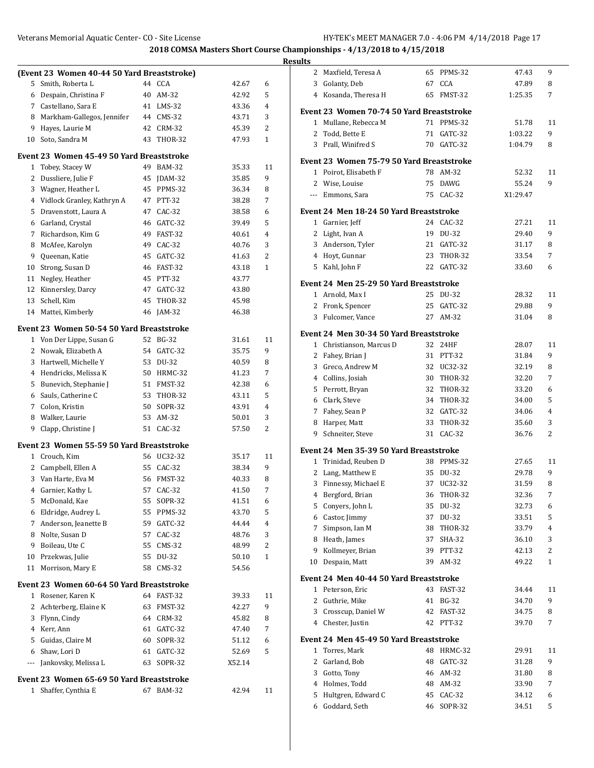## 2018 COMSA Masters Short Course Championships - 4/13/2018 to 4/15/2018

### Results

#### (Event 23 Women 40-44 50 Yard Breaststroke)

| Place | Name | Age | Team | Time | Points |
|---|---|---|---|---|---|
| 5 | Smith, Roberta L | 44 | CCA | 42.67 | 6 |
| 6 | Despain, Christina F | 40 | AM-32 | 42.92 | 5 |
| 7 | Castellano, Sara E | 41 | LMS-32 | 43.36 | 4 |
| 8 | Markham-Gallegos, Jennifer | 44 | CMS-32 | 43.71 | 3 |
| 9 | Hayes, Laurie M | 42 | CRM-32 | 45.39 | 2 |
| 10 | Soto, Sandra M | 43 | THOR-32 | 47.93 | 1 |

#### Event 23 Women 45-49 50 Yard Breaststroke

| Place | Name | Age | Team | Time | Points |
|---|---|---|---|---|---|
| 1 | Tobey, Stacey W | 49 | BAM-32 | 35.33 | 11 |
| 2 | Dussliere, Julie F | 45 | JDAM-32 | 35.85 | 9 |
| 3 | Wagner, Heather L | 45 | PPMS-32 | 36.34 | 8 |
| 4 | Vidlock Granley, Kathryn A | 47 | PTT-32 | 38.28 | 7 |
| 5 | Dravenstott, Laura A | 47 | CAC-32 | 38.58 | 6 |
| 6 | Garland, Crystal | 46 | GATC-32 | 39.49 | 5 |
| 7 | Richardson, Kim G | 49 | FAST-32 | 40.61 | 4 |
| 8 | McAfee, Karolyn | 49 | CAC-32 | 40.76 | 3 |
| 9 | Queenan, Katie | 45 | GATC-32 | 41.63 | 2 |
| 10 | Strong, Susan D | 46 | FAST-32 | 43.18 | 1 |
| 11 | Negley, Heather | 45 | PTT-32 | 43.77 | |
| 12 | Kinnersley, Darcy | 47 | GATC-32 | 43.80 | |
| 13 | Schell, Kim | 45 | THOR-32 | 45.98 | |
| 14 | Mattei, Kimberly | 46 | JAM-32 | 46.38 | |

#### Event 23 Women 50-54 50 Yard Breaststroke

| Place | Name | Age | Team | Time | Points |
|---|---|---|---|---|---|
| 1 | Von Der Lippe, Susan G | 52 | BG-32 | 31.61 | 11 |
| 2 | Nowak, Elizabeth A | 54 | GATC-32 | 35.75 | 9 |
| 3 | Hartwell, Michelle Y | 53 | DU-32 | 40.59 | 8 |
| 4 | Hendricks, Melissa K | 50 | HRMC-32 | 41.23 | 7 |
| 5 | Bunevich, Stephanie J | 51 | FMST-32 | 42.38 | 6 |
| 6 | Sauls, Catherine C | 53 | THOR-32 | 43.11 | 5 |
| 7 | Colon, Kristin | 50 | SOPR-32 | 43.91 | 4 |
| 8 | Walker, Laurie | 53 | AM-32 | 50.01 | 3 |
| 9 | Clapp, Christine J | 51 | CAC-32 | 57.50 | 2 |

#### Event 23 Women 55-59 50 Yard Breaststroke

| Place | Name | Age | Team | Time | Points |
|---|---|---|---|---|---|
| 1 | Crouch, Kim | 56 | UC32-32 | 35.17 | 11 |
| 2 | Campbell, Ellen A | 55 | CAC-32 | 38.34 | 9 |
| 3 | Van Harte, Eva M | 56 | FMST-32 | 40.33 | 8 |
| 4 | Garnier, Kathy L | 57 | CAC-32 | 41.50 | 7 |
| 5 | McDonald, Kae | 55 | SOPR-32 | 41.51 | 6 |
| 6 | Eldridge, Audrey L | 55 | PPMS-32 | 43.70 | 5 |
| 7 | Anderson, Jeanette B | 59 | GATC-32 | 44.44 | 4 |
| 8 | Nolte, Susan D | 57 | CAC-32 | 48.76 | 3 |
| 9 | Boileau, Ute C | 55 | CMS-32 | 48.99 | 2 |
| 10 | Przekwas, Julie | 55 | DU-32 | 50.10 | 1 |
| 11 | Morrison, Mary E | 58 | CMS-32 | 54.56 | |

#### Event 23 Women 60-64 50 Yard Breaststroke

| Place | Name | Age | Team | Time | Points |
|---|---|---|---|---|---|
| 1 | Rosener, Karen K | 64 | FAST-32 | 39.33 | 11 |
| 2 | Achterberg, Elaine K | 63 | FMST-32 | 42.27 | 9 |
| 3 | Flynn, Cindy | 64 | CRM-32 | 45.82 | 8 |
| 4 | Kerr, Ann | 61 | GATC-32 | 47.40 | 7 |
| 5 | Guidas, Claire M | 60 | SOPR-32 | 51.12 | 6 |
| 6 | Shaw, Lori D | 61 | GATC-32 | 52.69 | 5 |
| --- | Jankovsky, Melissa L | 63 | SOPR-32 | X52.14 | |

#### Event 23 Women 65-69 50 Yard Breaststroke

| Place | Name | Age | Team | Time | Points |
|---|---|---|---|---|---|
| 1 | Shaffer, Cynthia E | 67 | BAM-32 | 42.94 | 11 |
| 2 | Maxfield, Teresa A | 65 | PPMS-32 | 47.43 | 9 |
| 3 | Golanty, Deb | 67 | CCA | 47.89 | 8 |
| 4 | Kosanda, Theresa H | 65 | FMST-32 | 1:25.35 | 7 |

#### Event 23 Women 70-74 50 Yard Breaststroke

| Place | Name | Age | Team | Time | Points |
|---|---|---|---|---|---|
| 1 | Mullane, Rebecca M | 71 | PPMS-32 | 51.78 | 11 |
| 2 | Todd, Bette E | 71 | GATC-32 | 1:03.22 | 9 |
| 3 | Prall, Winifred S | 70 | GATC-32 | 1:04.79 | 8 |

#### Event 23 Women 75-79 50 Yard Breaststroke

| Place | Name | Age | Team | Time | Points |
|---|---|---|---|---|---|
| 1 | Poirot, Elisabeth F | 78 | AM-32 | 52.32 | 11 |
| 2 | Wise, Louise | 75 | DAWG | 55.24 | 9 |
| --- | Emmons, Sara | 75 | CAC-32 | X1:29.47 | |

#### Event 24 Men 18-24 50 Yard Breaststroke

| Place | Name | Age | Team | Time | Points |
|---|---|---|---|---|---|
| 1 | Garnier, Jeff | 24 | CAC-32 | 27.21 | 11 |
| 2 | Light, Ivan A | 19 | DU-32 | 29.40 | 9 |
| 3 | Anderson, Tyler | 21 | GATC-32 | 31.17 | 8 |
| 4 | Hoyt, Gunnar | 23 | THOR-32 | 33.54 | 7 |
| 5 | Kahl, John F | 22 | GATC-32 | 33.60 | 6 |

#### Event 24 Men 25-29 50 Yard Breaststroke

| Place | Name | Age | Team | Time | Points |
|---|---|---|---|---|---|
| 1 | Arnold, Max I | 25 | DU-32 | 28.32 | 11 |
| 2 | Fronk, Spencer | 25 | GATC-32 | 29.88 | 9 |
| 3 | Fulcomer, Vance | 27 | AM-32 | 31.04 | 8 |

#### Event 24 Men 30-34 50 Yard Breaststroke

| Place | Name | Age | Team | Time | Points |
|---|---|---|---|---|---|
| 1 | Christianson, Marcus D | 32 | 24HF | 28.07 | 11 |
| 2 | Fahey, Brian J | 31 | PTT-32 | 31.84 | 9 |
| 3 | Greco, Andrew M | 32 | UC32-32 | 32.19 | 8 |
| 4 | Collins, Josiah | 30 | THOR-32 | 32.20 | 7 |
| 5 | Perrott, Bryan | 32 | THOR-32 | 33.20 | 6 |
| 6 | Clark, Steve | 34 | THOR-32 | 34.00 | 5 |
| 7 | Fahey, Sean P | 32 | GATC-32 | 34.06 | 4 |
| 8 | Harper, Matt | 33 | THOR-32 | 35.60 | 3 |
| 9 | Schneiter, Steve | 31 | CAC-32 | 36.76 | 2 |

#### Event 24 Men 35-39 50 Yard Breaststroke

| Place | Name | Age | Team | Time | Points |
|---|---|---|---|---|---|
| 1 | Trinidad, Reuben D | 38 | PPMS-32 | 27.65 | 11 |
| 2 | Lang, Matthew E | 35 | DU-32 | 29.78 | 9 |
| 3 | Finnessy, Michael E | 37 | UC32-32 | 31.59 | 8 |
| 4 | Bergford, Brian | 36 | THOR-32 | 32.36 | 7 |
| 5 | Conyers, John L | 35 | DU-32 | 32.73 | 6 |
| 6 | Castor, Jimmy | 37 | DU-32 | 33.51 | 5 |
| 7 | Simpson, Ian M | 38 | THOR-32 | 33.79 | 4 |
| 8 | Heath, James | 37 | SHA-32 | 36.10 | 3 |
| 9 | Kollmeyer, Brian | 39 | PTT-32 | 42.13 | 2 |
| 10 | Despain, Matt | 39 | AM-32 | 49.22 | 1 |

#### Event 24 Men 40-44 50 Yard Breaststroke

| Place | Name | Age | Team | Time | Points |
|---|---|---|---|---|---|
| 1 | Peterson, Eric | 43 | FAST-32 | 34.44 | 11 |
| 2 | Guthrie, Mike | 41 | BG-32 | 34.70 | 9 |
| 3 | Crosscup, Daniel W | 42 | FAST-32 | 34.75 | 8 |
| 4 | Chester, Justin | 42 | PTT-32 | 39.70 | 7 |

#### Event 24 Men 45-49 50 Yard Breaststroke

| Place | Name | Age | Team | Time | Points |
|---|---|---|---|---|---|
| 1 | Torres, Mark | 48 | HRMC-32 | 29.91 | 11 |
| 2 | Garland, Bob | 48 | GATC-32 | 31.28 | 9 |
| 3 | Gotto, Tony | 46 | AM-32 | 31.80 | 8 |
| 4 | Holmes, Todd | 48 | AM-32 | 33.90 | 7 |
| 5 | Hultgren, Edward C | 45 | CAC-32 | 34.12 | 6 |
| 6 | Goddard, Seth | 46 | SOPR-32 | 34.51 | 5 |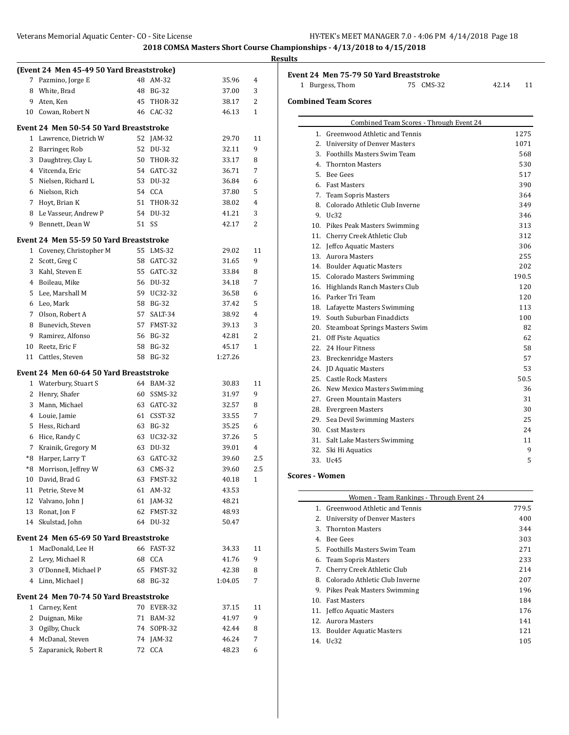## 2018 COMSA Masters Short Course Championships - 4/13/2018 to 4/15/2018

### Results

**(Event 24 Men 45-49 50 Yard Breaststroke)**

| Place | Name | Age | Team | Time | Points |
|---|---|---|---|---|---|
| 7 | Pazmino, Jorge E | 48 | AM-32 | 35.96 | 4 |
| 8 | White, Brad | 48 | BG-32 | 37.00 | 3 |
| 9 | Aten, Ken | 45 | THOR-32 | 38.17 | 2 |
| 10 | Cowan, Robert N | 46 | CAC-32 | 46.13 | 1 |

**Event 24 Men 50-54 50 Yard Breaststroke**

| Place | Name | Age | Team | Time | Points |
|---|---|---|---|---|---|
| 1 | Lawrence, Dietrich W | 52 | JAM-32 | 29.70 | 11 |
| 2 | Barringer, Rob | 52 | DU-32 | 32.11 | 9 |
| 3 | Daughtrey, Clay L | 50 | THOR-32 | 33.17 | 8 |
| 4 | Vitcenda, Eric | 54 | GATC-32 | 36.71 | 7 |
| 5 | Nielsen, Richard L | 53 | DU-32 | 36.84 | 6 |
| 6 | Nielson, Rich | 54 | CCA | 37.80 | 5 |
| 7 | Hoyt, Brian K | 51 | THOR-32 | 38.02 | 4 |
| 8 | Le Vasseur, Andrew P | 54 | DU-32 | 41.21 | 3 |
| 9 | Bennett, Dean W | 51 | SS | 42.17 | 2 |

**Event 24 Men 55-59 50 Yard Breaststroke**

| Place | Name | Age | Team | Time | Points |
|---|---|---|---|---|---|
| 1 | Coveney, Christopher M | 55 | LMS-32 | 29.02 | 11 |
| 2 | Scott, Greg C | 58 | GATC-32 | 31.65 | 9 |
| 3 | Kahl, Steven E | 55 | GATC-32 | 33.84 | 8 |
| 4 | Boileau, Mike | 56 | DU-32 | 34.18 | 7 |
| 5 | Lee, Marshall M | 59 | UC32-32 | 36.58 | 6 |
| 6 | Leo, Mark | 58 | BG-32 | 37.42 | 5 |
| 7 | Olson, Robert A | 57 | SALT-34 | 38.92 | 4 |
| 8 | Bunevich, Steven | 57 | FMST-32 | 39.13 | 3 |
| 9 | Ramirez, Alfonso | 56 | BG-32 | 42.81 | 2 |
| 10 | Reetz, Eric F | 58 | BG-32 | 45.17 | 1 |
| 11 | Cattles, Steven | 58 | BG-32 | 1:27.26 | |

**Event 24 Men 60-64 50 Yard Breaststroke**

| Place | Name | Age | Team | Time | Points |
|---|---|---|---|---|---|
| 1 | Waterbury, Stuart S | 64 | BAM-32 | 30.83 | 11 |
| 2 | Henry, Shafer | 60 | SSMS-32 | 31.97 | 9 |
| 3 | Mann, Michael | 63 | GATC-32 | 32.57 | 8 |
| 4 | Louie, Jamie | 61 | CSST-32 | 33.55 | 7 |
| 5 | Hess, Richard | 63 | BG-32 | 35.25 | 6 |
| 6 | Hice, Randy C | 63 | UC32-32 | 37.26 | 5 |
| 7 | Krainik, Gregory M | 63 | DU-32 | 39.01 | 4 |
| *8 | Harper, Larry T | 63 | GATC-32 | 39.60 | 2.5 |
| *8 | Morrison, Jeffrey W | 63 | CMS-32 | 39.60 | 2.5 |
| 10 | David, Brad G | 63 | FMST-32 | 40.18 | 1 |
| 11 | Petrie, Steve M | 61 | AM-32 | 43.53 | |
| 12 | Valvano, John J | 61 | JAM-32 | 48.21 | |
| 13 | Ronat, Jon F | 62 | FMST-32 | 48.93 | |
| 14 | Skulstad, John | 64 | DU-32 | 50.47 | |

**Event 24 Men 65-69 50 Yard Breaststroke**

| Place | Name | Age | Team | Time | Points |
|---|---|---|---|---|---|
| 1 | MacDonald, Lee H | 66 | FAST-32 | 34.33 | 11 |
| 2 | Levy, Michael R | 68 | CCA | 41.76 | 9 |
| 3 | O'Donnell, Michael P | 65 | FMST-32 | 42.38 | 8 |
| 4 | Linn, Michael J | 68 | BG-32 | 1:04.05 | 7 |

**Event 24 Men 70-74 50 Yard Breaststroke**

| Place | Name | Age | Team | Time | Points |
|---|---|---|---|---|---|
| 1 | Carney, Kent | 70 | EVER-32 | 37.15 | 11 |
| 2 | Duignan, Mike | 71 | BAM-32 | 41.97 | 9 |
| 3 | Ogilby, Chuck | 74 | SOPR-32 | 42.44 | 8 |
| 4 | McDanal, Steven | 74 | JAM-32 | 46.24 | 7 |
| 5 | Zaparanick, Robert R | 72 | CCA | 48.23 | 6 |

**Event 24 Men 75-79 50 Yard Breaststroke**

| Place | Name | Age | Team | Time | Points |
|---|---|---|---|---|---|
| 1 | Burgess, Thom | 75 | CMS-32 | 42.14 | 11 |

### Combined Team Scores

| Rank | Combined Team Scores - Through Event 24 | Points |
|---|---|---|
| 1. | Greenwood Athletic and Tennis | 1275 |
| 2. | University of Denver Masters | 1071 |
| 3. | Foothills Masters Swim Team | 568 |
| 4. | Thornton Masters | 530 |
| 5. | Bee Gees | 517 |
| 6. | Fast Masters | 390 |
| 7. | Team Sopris Masters | 364 |
| 8. | Colorado Athletic Club Inverne | 349 |
| 9. | Uc32 | 346 |
| 10. | Pikes Peak Masters Swimming | 313 |
| 11. | Cherry Creek Athletic Club | 312 |
| 12. | Jeffco Aquatic Masters | 306 |
| 13. | Aurora Masters | 255 |
| 14. | Boulder Aquatic Masters | 202 |
| 15. | Colorado Masters Swimming | 190.5 |
| 16. | Highlands Ranch Masters Club | 120 |
| 16. | Parker Tri Team | 120 |
| 18. | Lafayette Masters Swimming | 113 |
| 19. | South Suburban Finaddicts | 100 |
| 20. | Steamboat Springs Masters Swim | 82 |
| 21. | Off Piste Aquatics | 62 |
| 22. | 24 Hour Fitness | 58 |
| 23. | Breckenridge Masters | 57 |
| 24. | JD Aquatic Masters | 53 |
| 25. | Castle Rock Masters | 50.5 |
| 26. | New Mexico Masters Swimming | 36 |
| 27. | Green Mountain Masters | 31 |
| 28. | Evergreen Masters | 30 |
| 29. | Sea Devil Swimming Masters | 25 |
| 30. | Csst Masters | 24 |
| 31. | Salt Lake Masters Swimming | 11 |
| 32. | Ski Hi Aquatics | 9 |
| 33. | Uc45 | 5 |

### Scores - Women

| Rank | Women - Team Rankings - Through Event 24 | Points |
|---|---|---|
| 1. | Greenwood Athletic and Tennis | 779.5 |
| 2. | University of Denver Masters | 400 |
| 3. | Thornton Masters | 344 |
| 4. | Bee Gees | 303 |
| 5. | Foothills Masters Swim Team | 271 |
| 6. | Team Sopris Masters | 233 |
| 7. | Cherry Creek Athletic Club | 214 |
| 8. | Colorado Athletic Club Inverne | 207 |
| 9. | Pikes Peak Masters Swimming | 196 |
| 10. | Fast Masters | 184 |
| 11. | Jeffco Aquatic Masters | 176 |
| 12. | Aurora Masters | 141 |
| 13. | Boulder Aquatic Masters | 121 |
| 14. | Uc32 | 105 |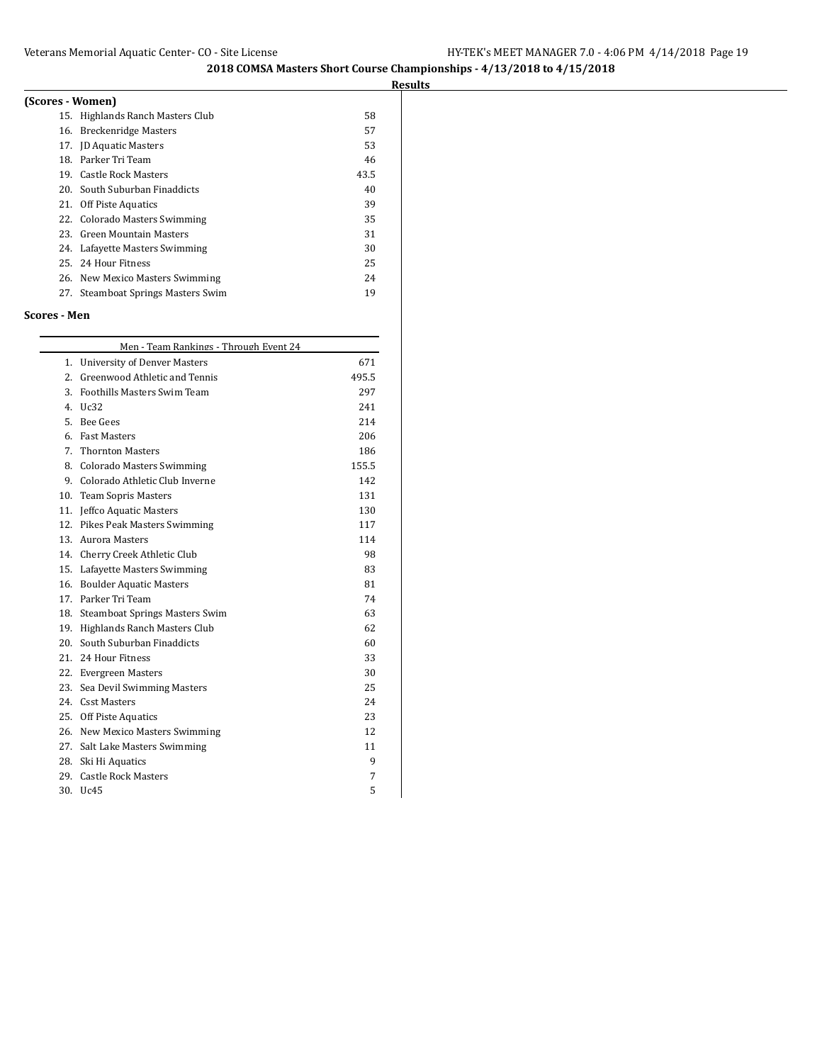**Results**

**(Scores - Women)**

| | | |
|---|---|---|
| 15. | Highlands Ranch Masters Club | 58 |
| 16. | Breckenridge Masters | 57 |
| 17. | JD Aquatic Masters | 53 |
| 18. | Parker Tri Team | 46 |
| 19. | Castle Rock Masters | 43.5 |
| 20. | South Suburban Finaddicts | 40 |
| 21. | Off Piste Aquatics | 39 |
| 22. | Colorado Masters Swimming | 35 |
| 23. | Green Mountain Masters | 31 |
| 24. | Lafayette Masters Swimming | 30 |
| 25. | 24 Hour Fitness | 25 |
| 26. | New Mexico Masters Swimming | 24 |
| 27. | Steamboat Springs Masters Swim | 19 |

**Scores - Men**

| Men - Team Rankings - Through Event 24 | | |
|---|---|---|
| 1. | University of Denver Masters | 671 |
| 2. | Greenwood Athletic and Tennis | 495.5 |
| 3. | Foothills Masters Swim Team | 297 |
| 4. | Uc32 | 241 |
| 5. | Bee Gees | 214 |
| 6. | Fast Masters | 206 |
| 7. | Thornton Masters | 186 |
| 8. | Colorado Masters Swimming | 155.5 |
| 9. | Colorado Athletic Club Inverne | 142 |
| 10. | Team Sopris Masters | 131 |
| 11. | Jeffco Aquatic Masters | 130 |
| 12. | Pikes Peak Masters Swimming | 117 |
| 13. | Aurora Masters | 114 |
| 14. | Cherry Creek Athletic Club | 98 |
| 15. | Lafayette Masters Swimming | 83 |
| 16. | Boulder Aquatic Masters | 81 |
| 17. | Parker Tri Team | 74 |
| 18. | Steamboat Springs Masters Swim | 63 |
| 19. | Highlands Ranch Masters Club | 62 |
| 20. | South Suburban Finaddicts | 60 |
| 21. | 24 Hour Fitness | 33 |
| 22. | Evergreen Masters | 30 |
| 23. | Sea Devil Swimming Masters | 25 |
| 24. | Csst Masters | 24 |
| 25. | Off Piste Aquatics | 23 |
| 26. | New Mexico Masters Swimming | 12 |
| 27. | Salt Lake Masters Swimming | 11 |
| 28. | Ski Hi Aquatics | 9 |
| 29. | Castle Rock Masters | 7 |
| 30. | Uc45 | 5 |